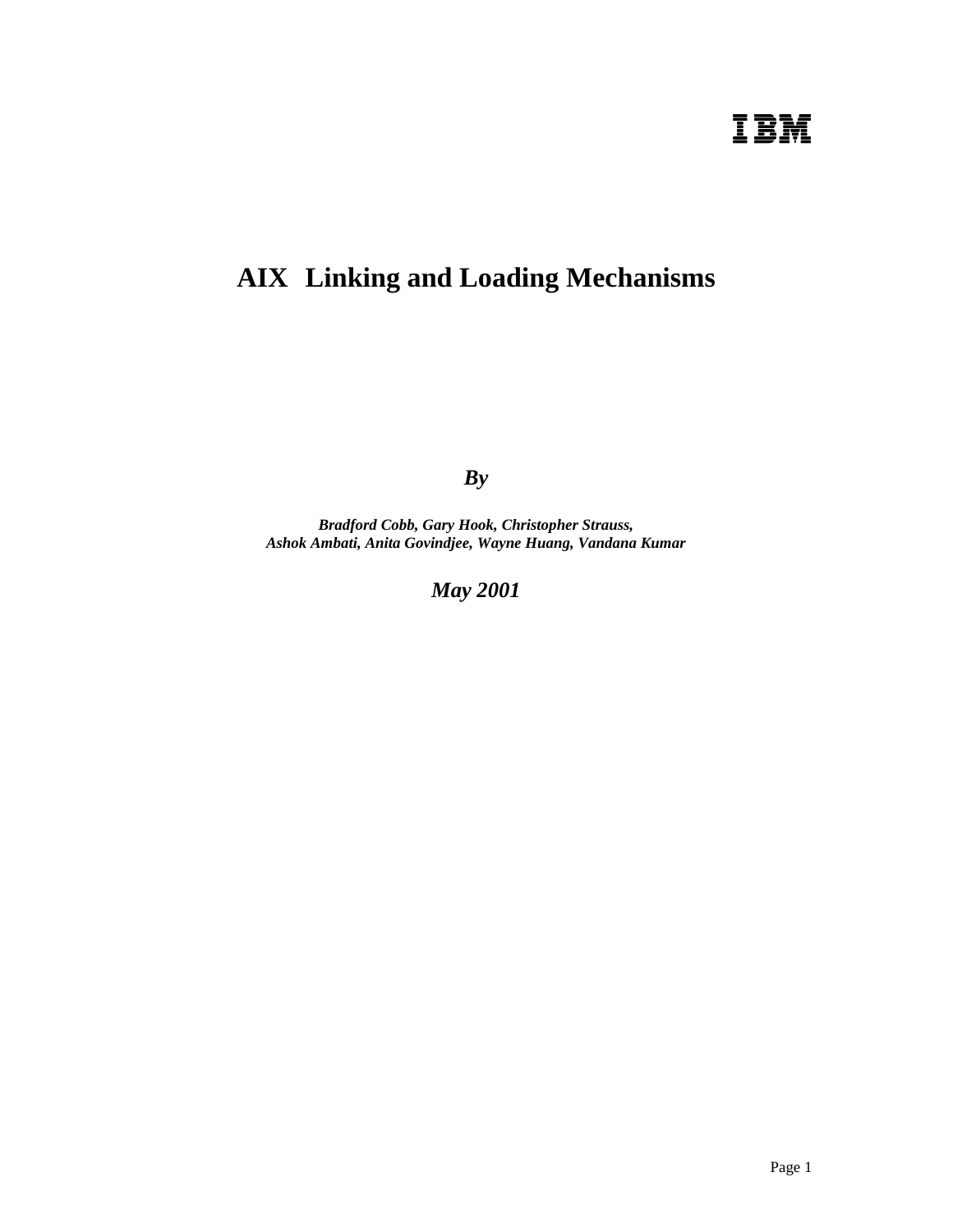IBM

# AIX Linking and Loading Mechanisms

***By***

***Bradford Cobb, Gary Hook, Christopher Strauss,***
***Ashok Ambati, Anita Govindjee, Wayne Huang, Vandana Kumar***

***May 2001***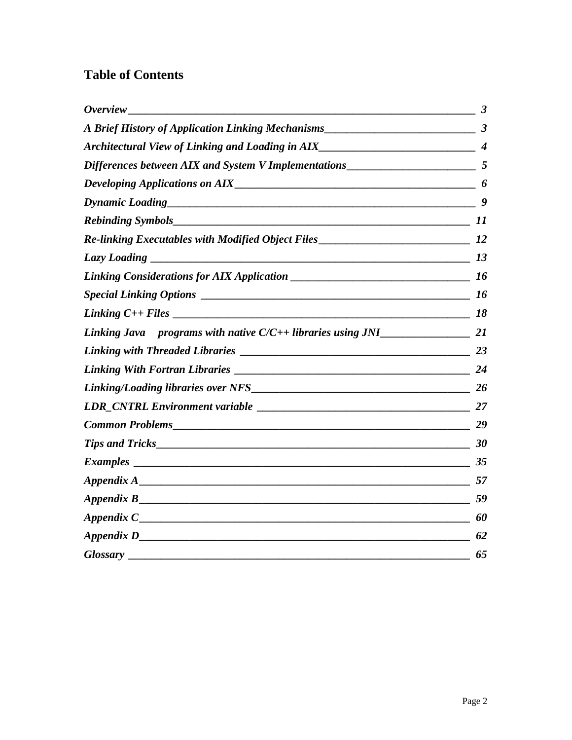# Table of Contents

| | |
|---|---|
| *Overview* | *3* |
| *A Brief History of Application Linking Mechanisms* | *3* |
| *Architectural View of Linking and Loading in AIX* | *4* |
| *Differences between AIX and System V Implementations* | *5* |
| *Developing Applications on AIX* | *6* |
| *Dynamic Loading* | *9* |
| *Rebinding Symbols* | *11* |
| *Re-linking Executables with Modified Object Files* | *12* |
| *Lazy Loading* | *13* |
| *Linking Considerations for AIX Application* | *16* |
| *Special Linking Options* | *16* |
| *Linking C++ Files* | *18* |
| *Linking Java programs with native C/C++ libraries using JNI* | *21* |
| *Linking with Threaded Libraries* | *23* |
| *Linking With Fortran Libraries* | *24* |
| *Linking/Loading libraries over NFS* | *26* |
| *LDR_CNTRL Environment variable* | *27* |
| *Common Problems* | *29* |
| *Tips and Tricks* | *30* |
| *Examples* | *35* |
| *Appendix A* | *57* |
| *Appendix B* | *59* |
| *Appendix C* | *60* |
| *Appendix D* | *62* |
| *Glossary* | *65* |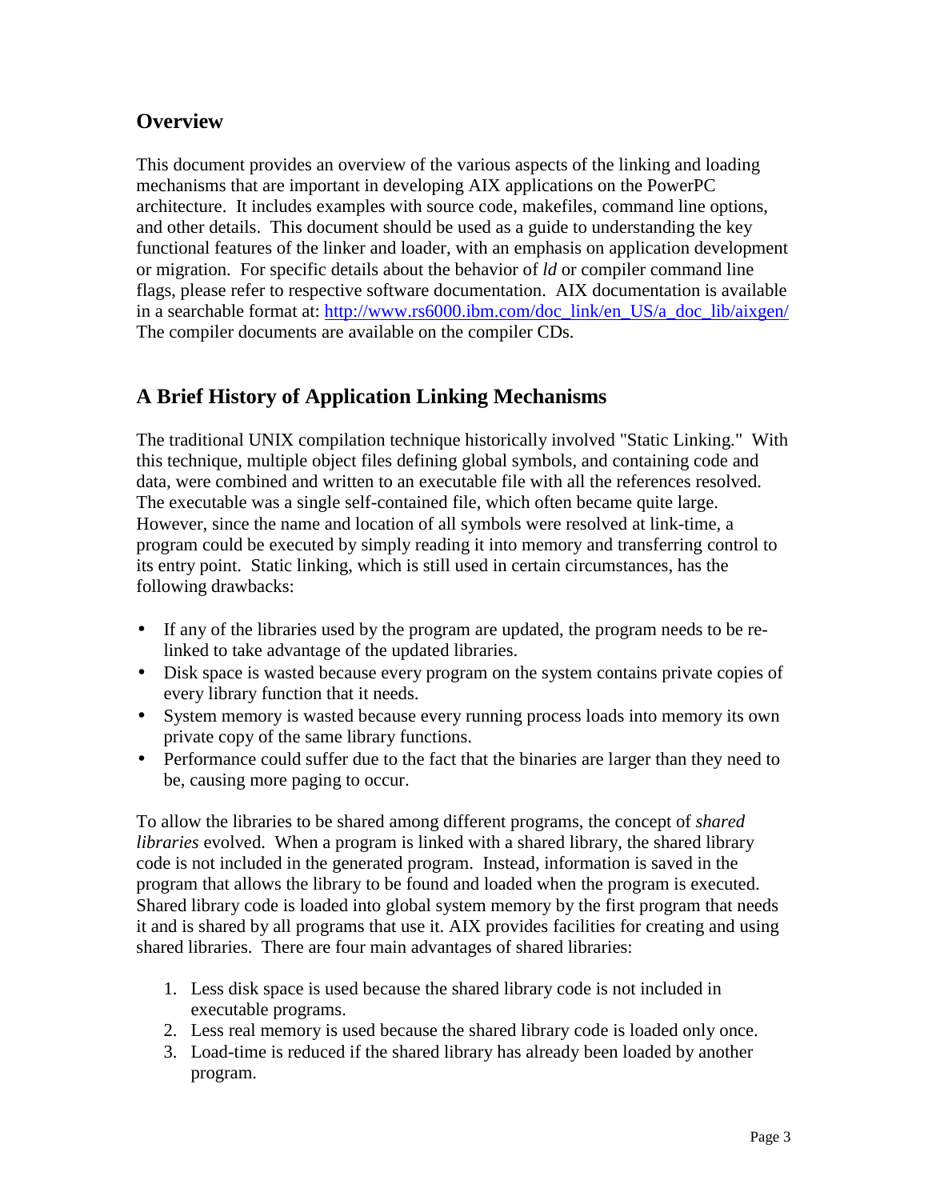## Overview

This document provides an overview of the various aspects of the linking and loading mechanisms that are important in developing AIX applications on the PowerPC architecture. It includes examples with source code, makefiles, command line options, and other details. This document should be used as a guide to understanding the key functional features of the linker and loader, with an emphasis on application development or migration. For specific details about the behavior of *ld* or compiler command line flags, please refer to respective software documentation. AIX documentation is available in a searchable format at: [http://www.rs6000.ibm.com/doc_link/en_US/a_doc_lib/aixgen/](http://www.rs6000.ibm.com/doc_link/en_US/a_doc_lib/aixgen/) The compiler documents are available on the compiler CDs.

## A Brief History of Application Linking Mechanisms

The traditional UNIX compilation technique historically involved "Static Linking." With this technique, multiple object files defining global symbols, and containing code and data, were combined and written to an executable file with all the references resolved. The executable was a single self-contained file, which often became quite large. However, since the name and location of all symbols were resolved at link-time, a program could be executed by simply reading it into memory and transferring control to its entry point. Static linking, which is still used in certain circumstances, has the following drawbacks:

- If any of the libraries used by the program are updated, the program needs to be re-linked to take advantage of the updated libraries.
- Disk space is wasted because every program on the system contains private copies of every library function that it needs.
- System memory is wasted because every running process loads into memory its own private copy of the same library functions.
- Performance could suffer due to the fact that the binaries are larger than they need to be, causing more paging to occur.

To allow the libraries to be shared among different programs, the concept of *shared libraries* evolved. When a program is linked with a shared library, the shared library code is not included in the generated program. Instead, information is saved in the program that allows the library to be found and loaded when the program is executed. Shared library code is loaded into global system memory by the first program that needs it and is shared by all programs that use it. AIX provides facilities for creating and using shared libraries. There are four main advantages of shared libraries:

1. Less disk space is used because the shared library code is not included in executable programs.
2. Less real memory is used because the shared library code is loaded only once.
3. Load-time is reduced if the shared library has already been loaded by another program.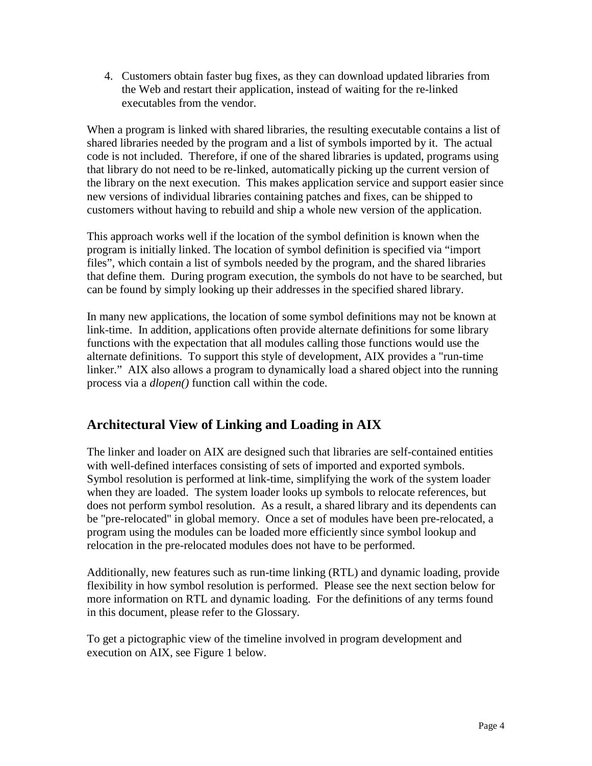4. Customers obtain faster bug fixes, as they can download updated libraries from the Web and restart their application, instead of waiting for the re-linked executables from the vendor.

When a program is linked with shared libraries, the resulting executable contains a list of shared libraries needed by the program and a list of symbols imported by it. The actual code is not included. Therefore, if one of the shared libraries is updated, programs using that library do not need to be re-linked, automatically picking up the current version of the library on the next execution. This makes application service and support easier since new versions of individual libraries containing patches and fixes, can be shipped to customers without having to rebuild and ship a whole new version of the application.

This approach works well if the location of the symbol definition is known when the program is initially linked. The location of symbol definition is specified via "import files", which contain a list of symbols needed by the program, and the shared libraries that define them. During program execution, the symbols do not have to be searched, but can be found by simply looking up their addresses in the specified shared library.

In many new applications, the location of some symbol definitions may not be known at link-time. In addition, applications often provide alternate definitions for some library functions with the expectation that all modules calling those functions would use the alternate definitions. To support this style of development, AIX provides a "run-time linker." AIX also allows a program to dynamically load a shared object into the running process via a *dlopen()* function call within the code.

## Architectural View of Linking and Loading in AIX

The linker and loader on AIX are designed such that libraries are self-contained entities with well-defined interfaces consisting of sets of imported and exported symbols. Symbol resolution is performed at link-time, simplifying the work of the system loader when they are loaded. The system loader looks up symbols to relocate references, but does not perform symbol resolution. As a result, a shared library and its dependents can be "pre-relocated" in global memory. Once a set of modules have been pre-relocated, a program using the modules can be loaded more efficiently since symbol lookup and relocation in the pre-relocated modules does not have to be performed.

Additionally, new features such as run-time linking (RTL) and dynamic loading, provide flexibility in how symbol resolution is performed. Please see the next section below for more information on RTL and dynamic loading. For the definitions of any terms found in this document, please refer to the Glossary.

To get a pictographic view of the timeline involved in program development and execution on AIX, see Figure 1 below.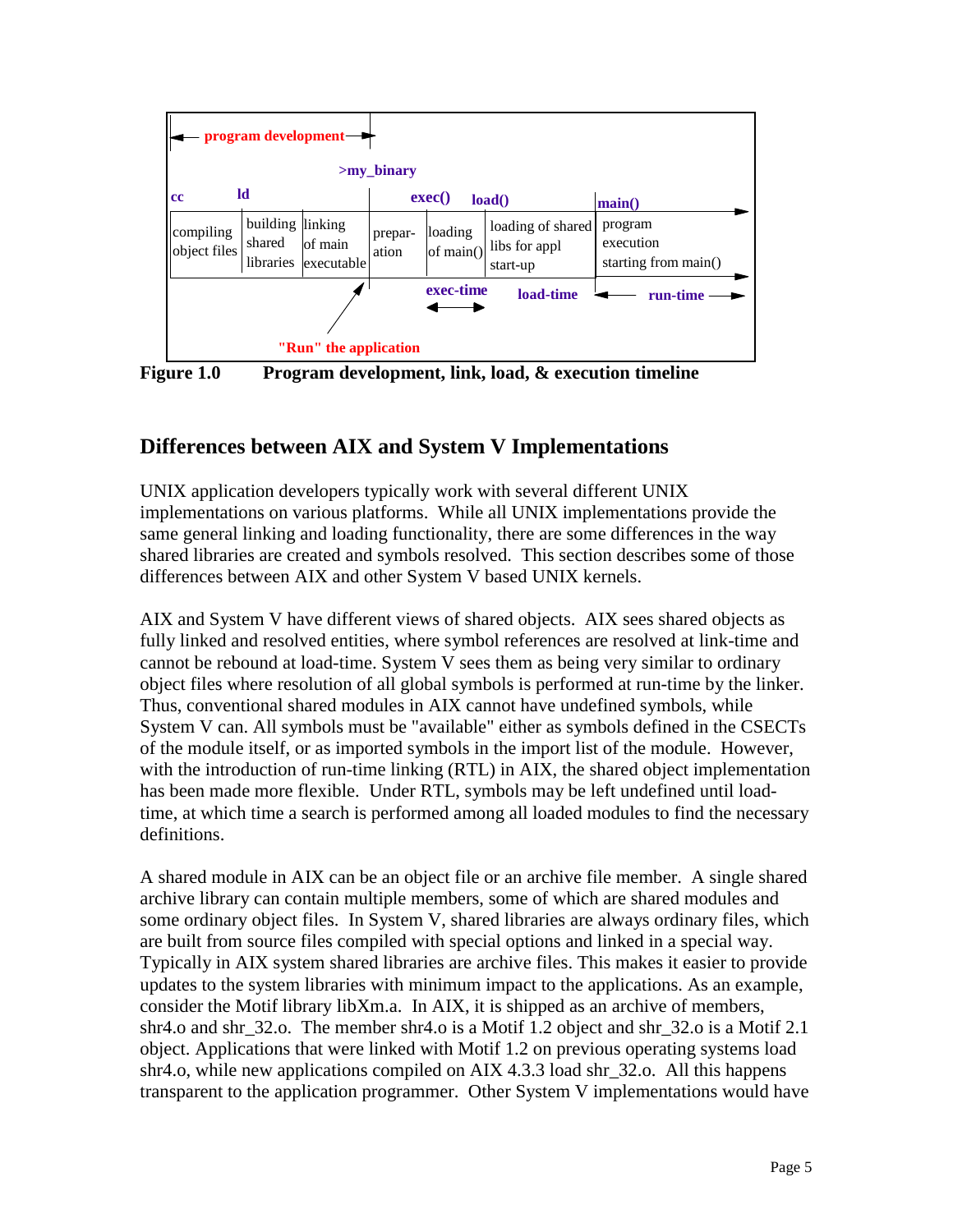| program development | | | | | | | |
|---|---|---|---|---|---|---|---|
| | | >my_binary | | | | | |
| cc | ld | | exec() | | load() | main() | |
| compiling object files | building shared libraries | linking of main executable | prepar-ation | loading of main() | loading of shared libs for appl start-up | program execution starting from main() | |
| | | | | exec-time | load-time | run-time | |
| | | "Run" the application | | | | | |

**Figure 1.0 Program development, link, load, & execution timeline**

## Differences between AIX and System V Implementations

UNIX application developers typically work with several different UNIX implementations on various platforms. While all UNIX implementations provide the same general linking and loading functionality, there are some differences in the way shared libraries are created and symbols resolved. This section describes some of those differences between AIX and other System V based UNIX kernels.

AIX and System V have different views of shared objects. AIX sees shared objects as fully linked and resolved entities, where symbol references are resolved at link-time and cannot be rebound at load-time. System V sees them as being very similar to ordinary object files where resolution of all global symbols is performed at run-time by the linker. Thus, conventional shared modules in AIX cannot have undefined symbols, while System V can. All symbols must be "available" either as symbols defined in the CSECTs of the module itself, or as imported symbols in the import list of the module. However, with the introduction of run-time linking (RTL) in AIX, the shared object implementation has been made more flexible. Under RTL, symbols may be left undefined until load-time, at which time a search is performed among all loaded modules to find the necessary definitions.

A shared module in AIX can be an object file or an archive file member. A single shared archive library can contain multiple members, some of which are shared modules and some ordinary object files. In System V, shared libraries are always ordinary files, which are built from source files compiled with special options and linked in a special way. Typically in AIX system shared libraries are archive files. This makes it easier to provide updates to the system libraries with minimum impact to the applications. As an example, consider the Motif library libXm.a. In AIX, it is shipped as an archive of members, shr4.o and shr_32.o. The member shr4.o is a Motif 1.2 object and shr_32.o is a Motif 2.1 object. Applications that were linked with Motif 1.2 on previous operating systems load shr4.o, while new applications compiled on AIX 4.3.3 load shr_32.o. All this happens transparent to the application programmer. Other System V implementations would have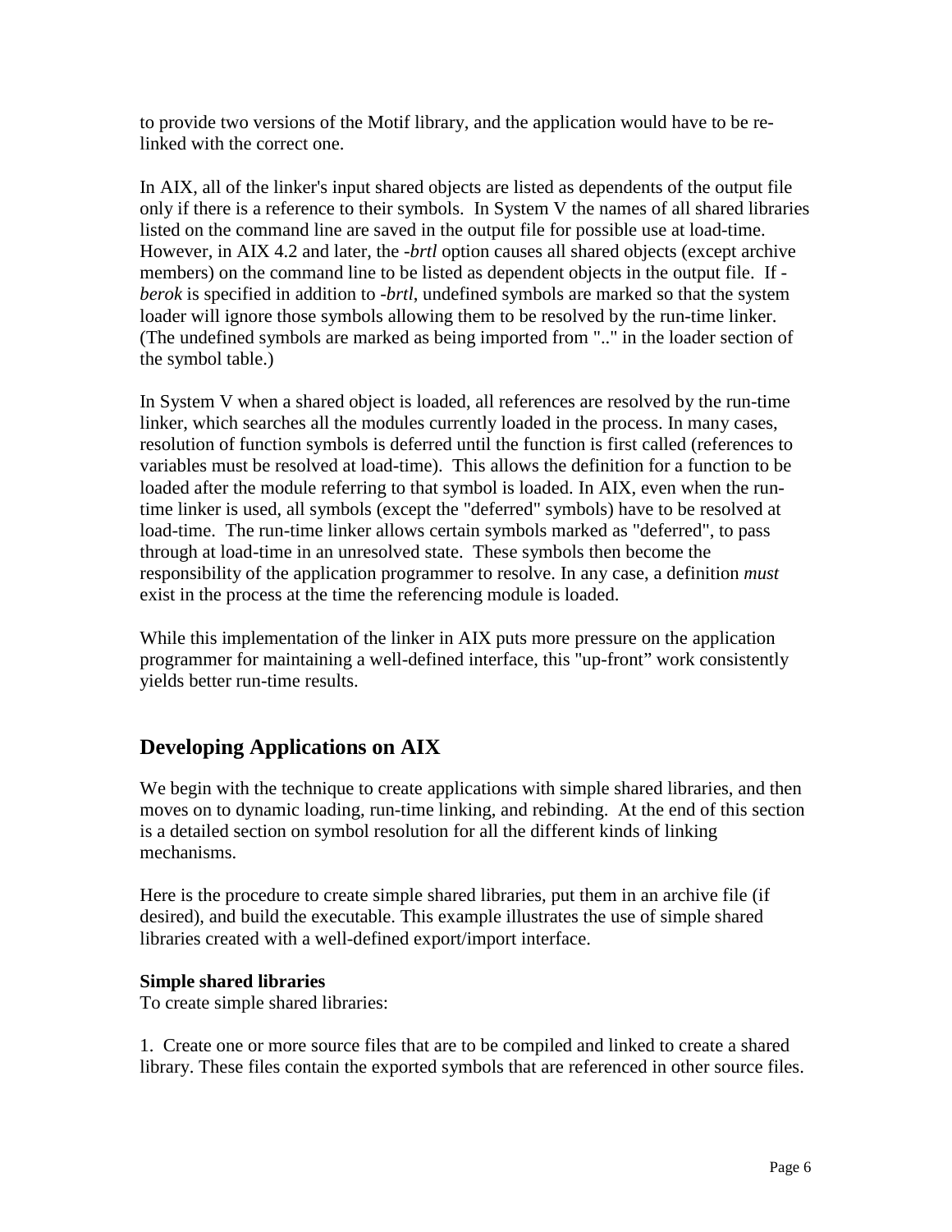to provide two versions of the Motif library, and the application would have to be re-linked with the correct one.

In AIX, all of the linker's input shared objects are listed as dependents of the output file only if there is a reference to their symbols. In System V the names of all shared libraries listed on the command line are saved in the output file for possible use at load-time. However, in AIX 4.2 and later, the *-brtl* option causes all shared objects (except archive members) on the command line to be listed as dependent objects in the output file. If *-berok* is specified in addition to *-brtl*, undefined symbols are marked so that the system loader will ignore those symbols allowing them to be resolved by the run-time linker. (The undefined symbols are marked as being imported from ".." in the loader section of the symbol table.)

In System V when a shared object is loaded, all references are resolved by the run-time linker, which searches all the modules currently loaded in the process. In many cases, resolution of function symbols is deferred until the function is first called (references to variables must be resolved at load-time). This allows the definition for a function to be loaded after the module referring to that symbol is loaded. In AIX, even when the run-time linker is used, all symbols (except the "deferred" symbols) have to be resolved at load-time. The run-time linker allows certain symbols marked as "deferred", to pass through at load-time in an unresolved state. These symbols then become the responsibility of the application programmer to resolve. In any case, a definition *must* exist in the process at the time the referencing module is loaded.

While this implementation of the linker in AIX puts more pressure on the application programmer for maintaining a well-defined interface, this "up-front" work consistently yields better run-time results.

## Developing Applications on AIX

We begin with the technique to create applications with simple shared libraries, and then moves on to dynamic loading, run-time linking, and rebinding. At the end of this section is a detailed section on symbol resolution for all the different kinds of linking mechanisms.

Here is the procedure to create simple shared libraries, put them in an archive file (if desired), and build the executable. This example illustrates the use of simple shared libraries created with a well-defined export/import interface.

**Simple shared libraries**

To create simple shared libraries:

1. Create one or more source files that are to be compiled and linked to create a shared library. These files contain the exported symbols that are referenced in other source files.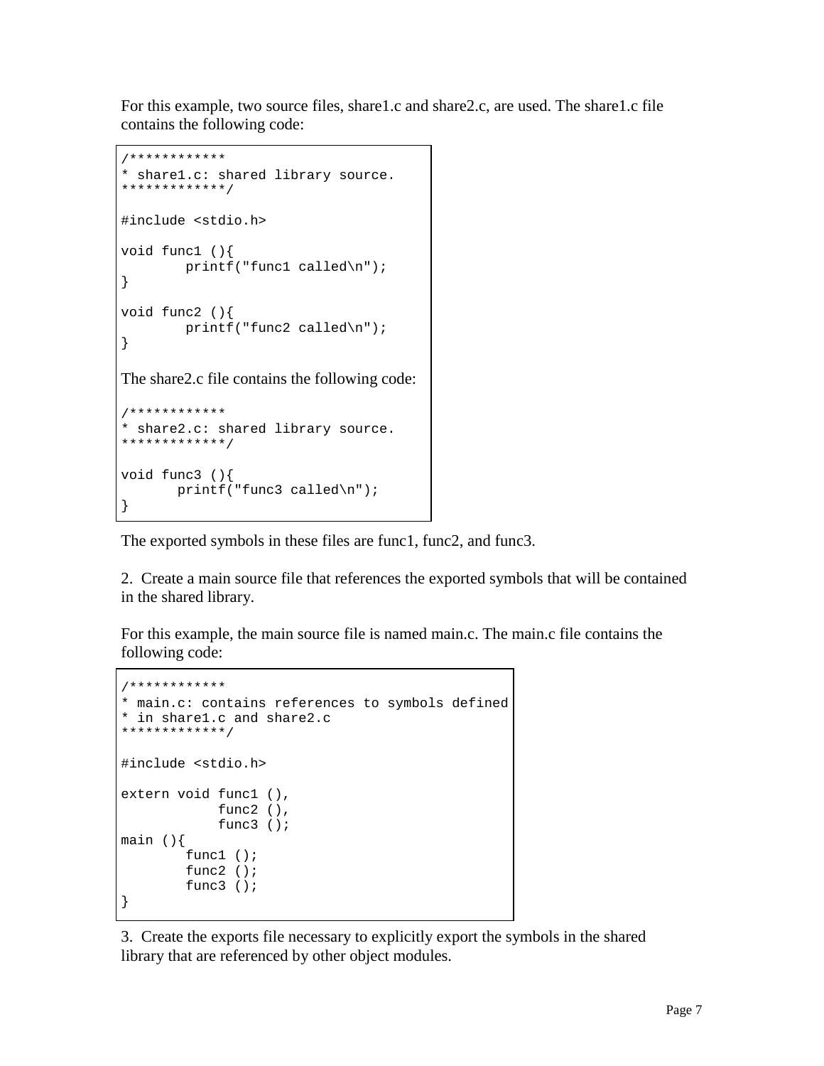For this example, two source files, share1.c and share2.c, are used. The share1.c file contains the following code:

```
/************
* share1.c: shared library source.
*************/

#include <stdio.h>

void func1 (){
        printf("func1 called\n");
}

void func2 (){
        printf("func2 called\n");
}
```

The share2.c file contains the following code:

```
/************
* share2.c: shared library source.
*************/

void func3 (){
       printf("func3 called\n");
}
```

The exported symbols in these files are func1, func2, and func3.

2. Create a main source file that references the exported symbols that will be contained in the shared library.

For this example, the main source file is named main.c. The main.c file contains the following code:

```
/************
* main.c: contains references to symbols defined
* in share1.c and share2.c
*************/

#include <stdio.h>

extern void func1 (),
            func2 (),
            func3 ();
main (){
        func1 ();
        func2 ();
        func3 ();
}
```

3. Create the exports file necessary to explicitly export the symbols in the shared library that are referenced by other object modules.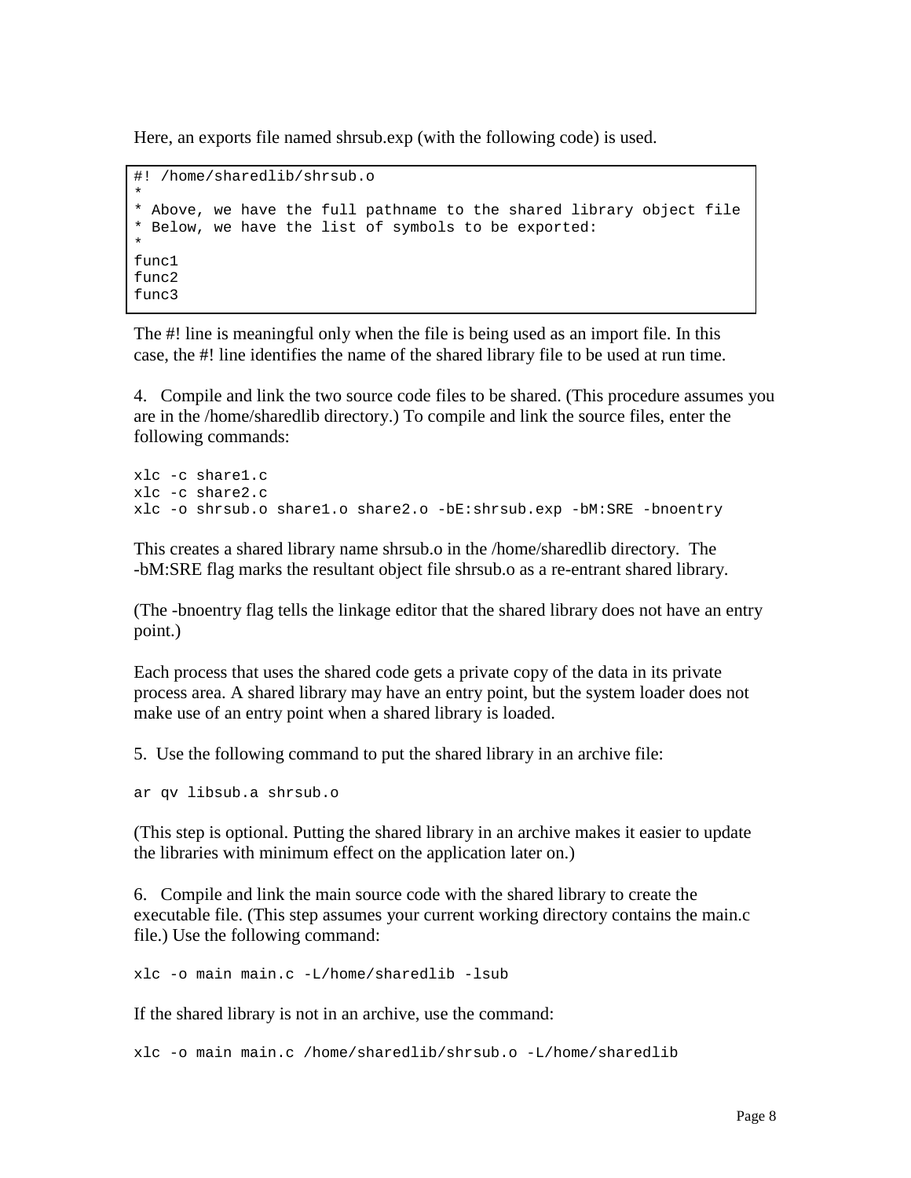Here, an exports file named shrsub.exp (with the following code) is used.

```
#! /home/sharedlib/shrsub.o
*
* Above, we have the full pathname to the shared library object file
* Below, we have the list of symbols to be exported:
*
func1
func2
func3
```

The #! line is meaningful only when the file is being used as an import file. In this case, the #! line identifies the name of the shared library file to be used at run time.

4. Compile and link the two source code files to be shared. (This procedure assumes you are in the /home/sharedlib directory.) To compile and link the source files, enter the following commands:

```
xlc -c share1.c
xlc -c share2.c
xlc -o shrsub.o share1.o share2.o -bE:shrsub.exp -bM:SRE -bnoentry
```

This creates a shared library name shrsub.o in the /home/sharedlib directory. The -bM:SRE flag marks the resultant object file shrsub.o as a re-entrant shared library.

(The -bnoentry flag tells the linkage editor that the shared library does not have an entry point.)

Each process that uses the shared code gets a private copy of the data in its private process area. A shared library may have an entry point, but the system loader does not make use of an entry point when a shared library is loaded.

5. Use the following command to put the shared library in an archive file:

```
ar qv libsub.a shrsub.o
```

(This step is optional. Putting the shared library in an archive makes it easier to update the libraries with minimum effect on the application later on.)

6. Compile and link the main source code with the shared library to create the executable file. (This step assumes your current working directory contains the main.c file.) Use the following command:

```
xlc -o main main.c -L/home/sharedlib -lsub
```

If the shared library is not in an archive, use the command:

```
xlc -o main main.c /home/sharedlib/shrsub.o -L/home/sharedlib
```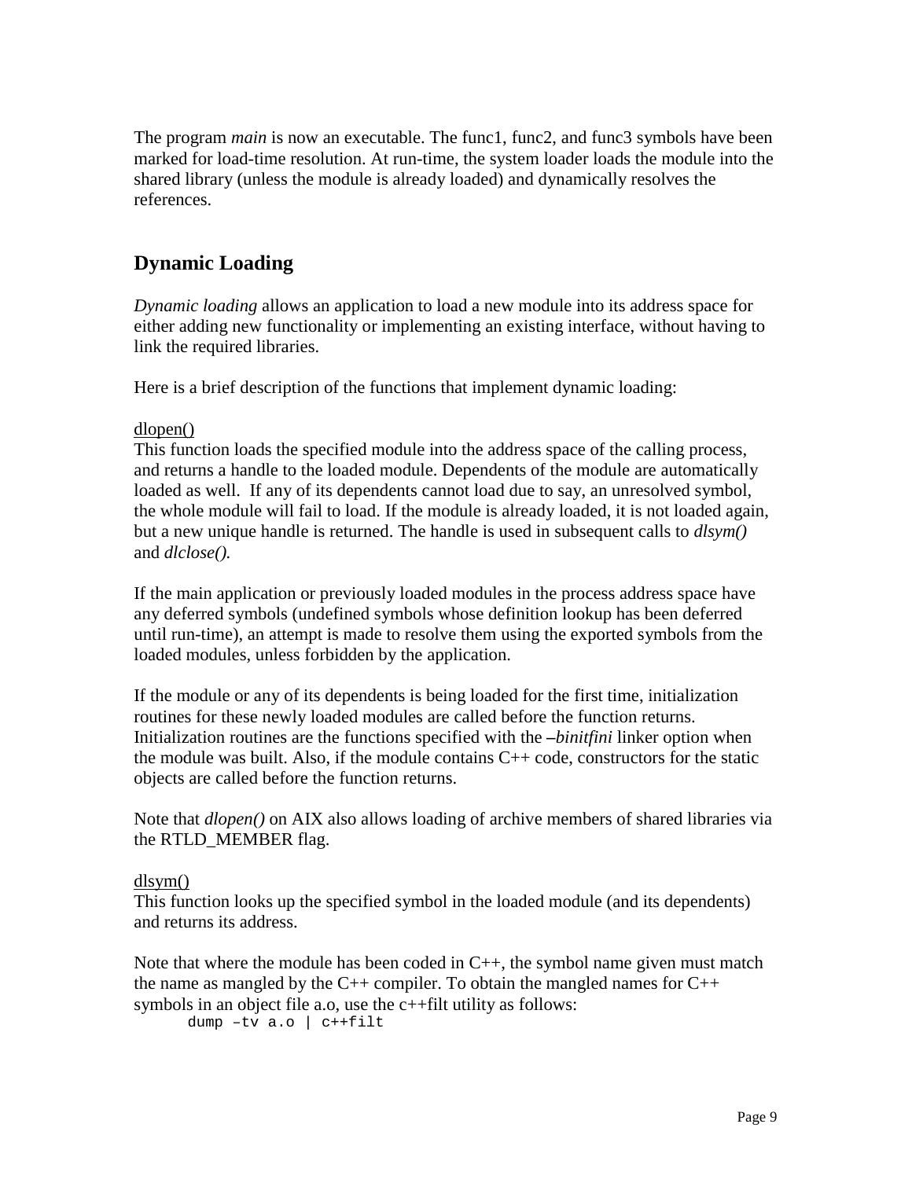The program *main* is now an executable. The func1, func2, and func3 symbols have been marked for load-time resolution. At run-time, the system loader loads the module into the shared library (unless the module is already loaded) and dynamically resolves the references.

## Dynamic Loading

*Dynamic loading* allows an application to load a new module into its address space for either adding new functionality or implementing an existing interface, without having to link the required libraries.

Here is a brief description of the functions that implement dynamic loading:

<u>dlopen()</u>
This function loads the specified module into the address space of the calling process, and returns a handle to the loaded module. Dependents of the module are automatically loaded as well. If any of its dependents cannot load due to say, an unresolved symbol, the whole module will fail to load. If the module is already loaded, it is not loaded again, but a new unique handle is returned. The handle is used in subsequent calls to *dlsym()* and *dlclose().*

If the main application or previously loaded modules in the process address space have any deferred symbols (undefined symbols whose definition lookup has been deferred until run-time), an attempt is made to resolve them using the exported symbols from the loaded modules, unless forbidden by the application.

If the module or any of its dependents is being loaded for the first time, initialization routines for these newly loaded modules are called before the function returns. Initialization routines are the functions specified with the ***–****binitfini* linker option when the module was built. Also, if the module contains C++ code, constructors for the static objects are called before the function returns.

Note that *dlopen()* on AIX also allows loading of archive members of shared libraries via the RTLD_MEMBER flag.

<u>dlsym()</u>
This function looks up the specified symbol in the loaded module (and its dependents) and returns its address.

Note that where the module has been coded in C++, the symbol name given must match the name as mangled by the C++ compiler. To obtain the mangled names for C++ symbols in an object file a.o, use the c++filt utility as follows:

```
dump –tv a.o | c++filt
```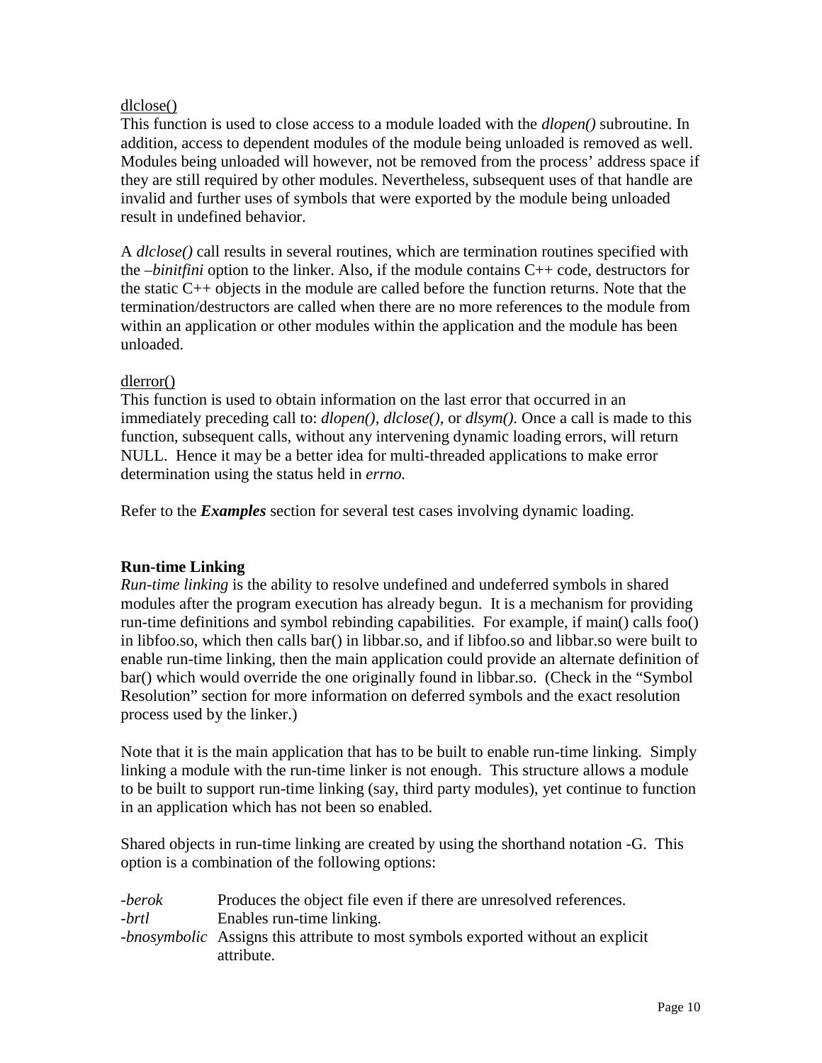dlclose()

This function is used to close access to a module loaded with the *dlopen()* subroutine. In addition, access to dependent modules of the module being unloaded is removed as well. Modules being unloaded will however, not be removed from the process' address space if they are still required by other modules. Nevertheless, subsequent uses of that handle are invalid and further uses of symbols that were exported by the module being unloaded result in undefined behavior.

A *dlclose()* call results in several routines, which are termination routines specified with the *–binitfini* option to the linker. Also, if the module contains C++ code, destructors for the static C++ objects in the module are called before the function returns. Note that the termination/destructors are called when there are no more references to the module from within an application or other modules within the application and the module has been unloaded.

dlerror()

This function is used to obtain information on the last error that occurred in an immediately preceding call to: *dlopen()*, *dlclose()*, or *dlsym()*. Once a call is made to this function, subsequent calls, without any intervening dynamic loading errors, will return NULL. Hence it may be a better idea for multi-threaded applications to make error determination using the status held in *errno.*

Refer to the ***Examples*** section for several test cases involving dynamic loading.

**Run-time Linking**

*Run-time linking* is the ability to resolve undefined and undeferred symbols in shared modules after the program execution has already begun. It is a mechanism for providing run-time definitions and symbol rebinding capabilities. For example, if main() calls foo() in libfoo.so, which then calls bar() in libbar.so, and if libfoo.so and libbar.so were built to enable run-time linking, then the main application could provide an alternate definition of bar() which would override the one originally found in libbar.so. (Check in the "Symbol Resolution" section for more information on deferred symbols and the exact resolution process used by the linker.)

Note that it is the main application that has to be built to enable run-time linking. Simply linking a module with the run-time linker is not enough. This structure allows a module to be built to support run-time linking (say, third party modules), yet continue to function in an application which has not been so enabled.

Shared objects in run-time linking are created by using the shorthand notation -G. This option is a combination of the following options:

| | |
|---|---|
| *-berok* | Produces the object file even if there are unresolved references. |
| *-brtl* | Enables run-time linking. |
| *-bnosymbolic* | Assigns this attribute to most symbols exported without an explicit attribute. |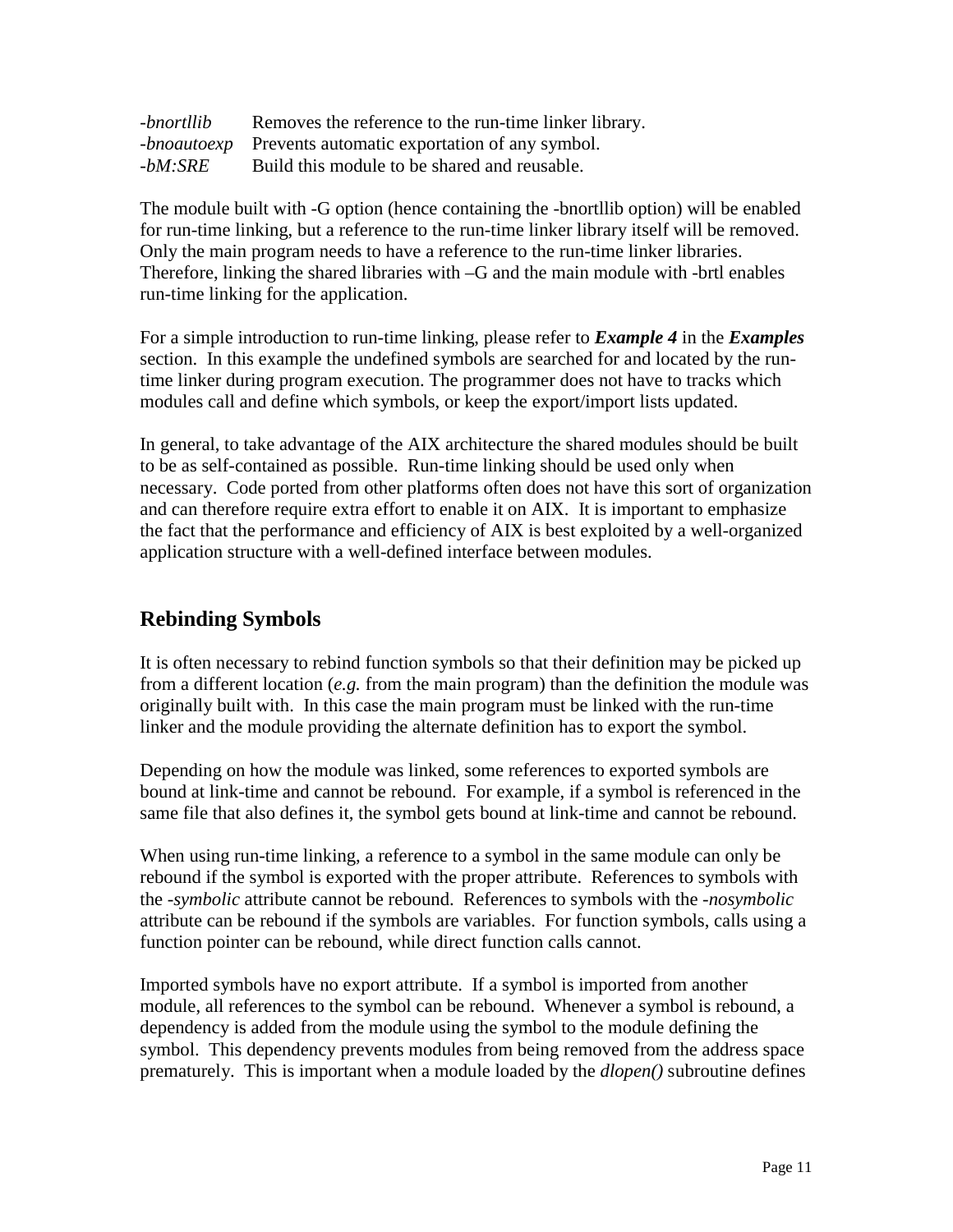| | |
|---|---|
| *-bnortllib* | Removes the reference to the run-time linker library. |
| *-bnoautoexp* | Prevents automatic exportation of any symbol. |
| *-bM:SRE* | Build this module to be shared and reusable. |

The module built with -G option (hence containing the -bnortllib option) will be enabled for run-time linking, but a reference to the run-time linker library itself will be removed. Only the main program needs to have a reference to the run-time linker libraries. Therefore, linking the shared libraries with –G and the main module with -brtl enables run-time linking for the application.

For a simple introduction to run-time linking, please refer to ***Example 4*** in the ***Examples*** section. In this example the undefined symbols are searched for and located by the run-time linker during program execution. The programmer does not have to tracks which modules call and define which symbols, or keep the export/import lists updated.

In general, to take advantage of the AIX architecture the shared modules should be built to be as self-contained as possible. Run-time linking should be used only when necessary. Code ported from other platforms often does not have this sort of organization and can therefore require extra effort to enable it on AIX. It is important to emphasize the fact that the performance and efficiency of AIX is best exploited by a well-organized application structure with a well-defined interface between modules.

## Rebinding Symbols

It is often necessary to rebind function symbols so that their definition may be picked up from a different location (*e.g.* from the main program) than the definition the module was originally built with. In this case the main program must be linked with the run-time linker and the module providing the alternate definition has to export the symbol.

Depending on how the module was linked, some references to exported symbols are bound at link-time and cannot be rebound. For example, if a symbol is referenced in the same file that also defines it, the symbol gets bound at link-time and cannot be rebound.

When using run-time linking, a reference to a symbol in the same module can only be rebound if the symbol is exported with the proper attribute. References to symbols with the *-symbolic* attribute cannot be rebound. References to symbols with the *-nosymbolic* attribute can be rebound if the symbols are variables. For function symbols, calls using a function pointer can be rebound, while direct function calls cannot.

Imported symbols have no export attribute. If a symbol is imported from another module, all references to the symbol can be rebound. Whenever a symbol is rebound, a dependency is added from the module using the symbol to the module defining the symbol. This dependency prevents modules from being removed from the address space prematurely. This is important when a module loaded by the *dlopen()* subroutine defines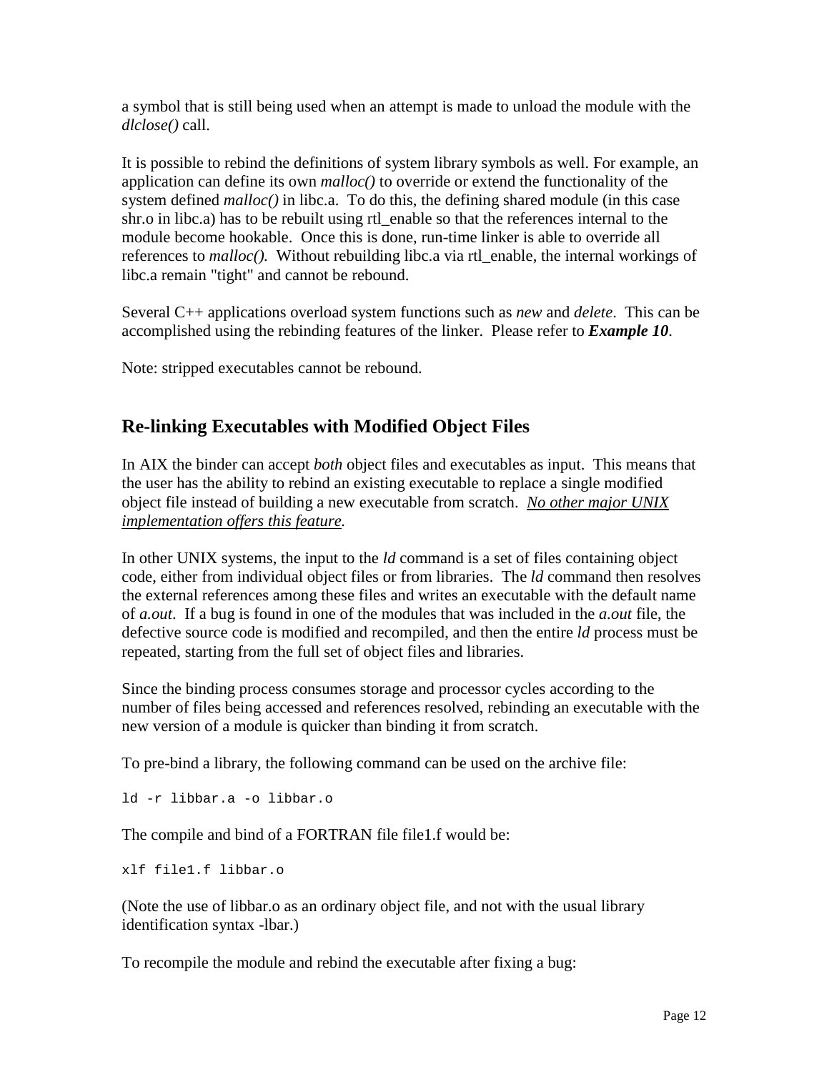a symbol that is still being used when an attempt is made to unload the module with the *dlclose()* call.

It is possible to rebind the definitions of system library symbols as well. For example, an application can define its own *malloc()* to override or extend the functionality of the system defined *malloc()* in libc.a. To do this, the defining shared module (in this case shr.o in libc.a) has to be rebuilt using rtl_enable so that the references internal to the module become hookable. Once this is done, run-time linker is able to override all references to *malloc().* Without rebuilding libc.a via rtl_enable, the internal workings of libc.a remain "tight" and cannot be rebound.

Several C++ applications overload system functions such as *new* and *delete*. This can be accomplished using the rebinding features of the linker. Please refer to ***Example 10***.

Note: stripped executables cannot be rebound.

## Re-linking Executables with Modified Object Files

In AIX the binder can accept *both* object files and executables as input. This means that the user has the ability to rebind an existing executable to replace a single modified object file instead of building a new executable from scratch. *No other major UNIX implementation offers this feature.*

In other UNIX systems, the input to the *ld* command is a set of files containing object code, either from individual object files or from libraries. The *ld* command then resolves the external references among these files and writes an executable with the default name of *a.out*. If a bug is found in one of the modules that was included in the *a.out* file, the defective source code is modified and recompiled, and then the entire *ld* process must be repeated, starting from the full set of object files and libraries.

Since the binding process consumes storage and processor cycles according to the number of files being accessed and references resolved, rebinding an executable with the new version of a module is quicker than binding it from scratch.

To pre-bind a library, the following command can be used on the archive file:

```
ld -r libbar.a -o libbar.o
```

The compile and bind of a FORTRAN file file1.f would be:

```
xlf file1.f libbar.o
```

(Note the use of libbar.o as an ordinary object file, and not with the usual library identification syntax -lbar.)

To recompile the module and rebind the executable after fixing a bug: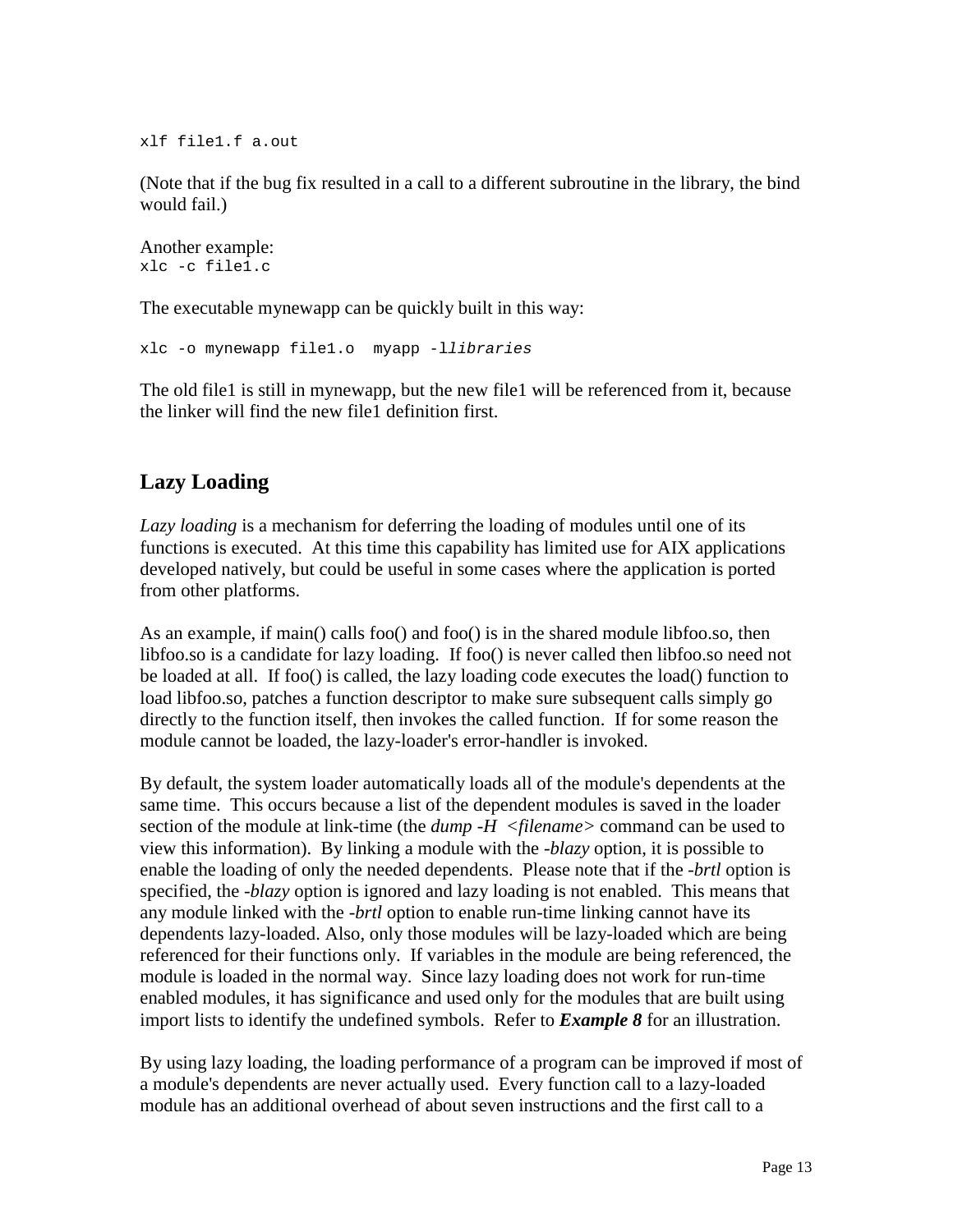```
xlf file1.f a.out
```

(Note that if the bug fix resulted in a call to a different subroutine in the library, the bind would fail.)

Another example:

```
xlc -c file1.c
```

The executable mynewapp can be quickly built in this way:

```
xlc -o mynewapp file1.o  myapp -llibraries
```

The old file1 is still in mynewapp, but the new file1 will be referenced from it, because the linker will find the new file1 definition first.

## Lazy Loading

*Lazy loading* is a mechanism for deferring the loading of modules until one of its functions is executed. At this time this capability has limited use for AIX applications developed natively, but could be useful in some cases where the application is ported from other platforms.

As an example, if main() calls foo() and foo() is in the shared module libfoo.so, then libfoo.so is a candidate for lazy loading. If foo() is never called then libfoo.so need not be loaded at all. If foo() is called, the lazy loading code executes the load() function to load libfoo.so, patches a function descriptor to make sure subsequent calls simply go directly to the function itself, then invokes the called function. If for some reason the module cannot be loaded, the lazy-loader's error-handler is invoked.

By default, the system loader automatically loads all of the module's dependents at the same time. This occurs because a list of the dependent modules is saved in the loader section of the module at link-time (the *dump -H <filename>* command can be used to view this information). By linking a module with the *-blazy* option, it is possible to enable the loading of only the needed dependents. Please note that if the *-brtl* option is specified, the *-blazy* option is ignored and lazy loading is not enabled. This means that any module linked with the *-brtl* option to enable run-time linking cannot have its dependents lazy-loaded. Also, only those modules will be lazy-loaded which are being referenced for their functions only. If variables in the module are being referenced, the module is loaded in the normal way. Since lazy loading does not work for run-time enabled modules, it has significance and used only for the modules that are built using import lists to identify the undefined symbols. Refer to ***Example 8*** for an illustration.

By using lazy loading, the loading performance of a program can be improved if most of a module's dependents are never actually used. Every function call to a lazy-loaded module has an additional overhead of about seven instructions and the first call to a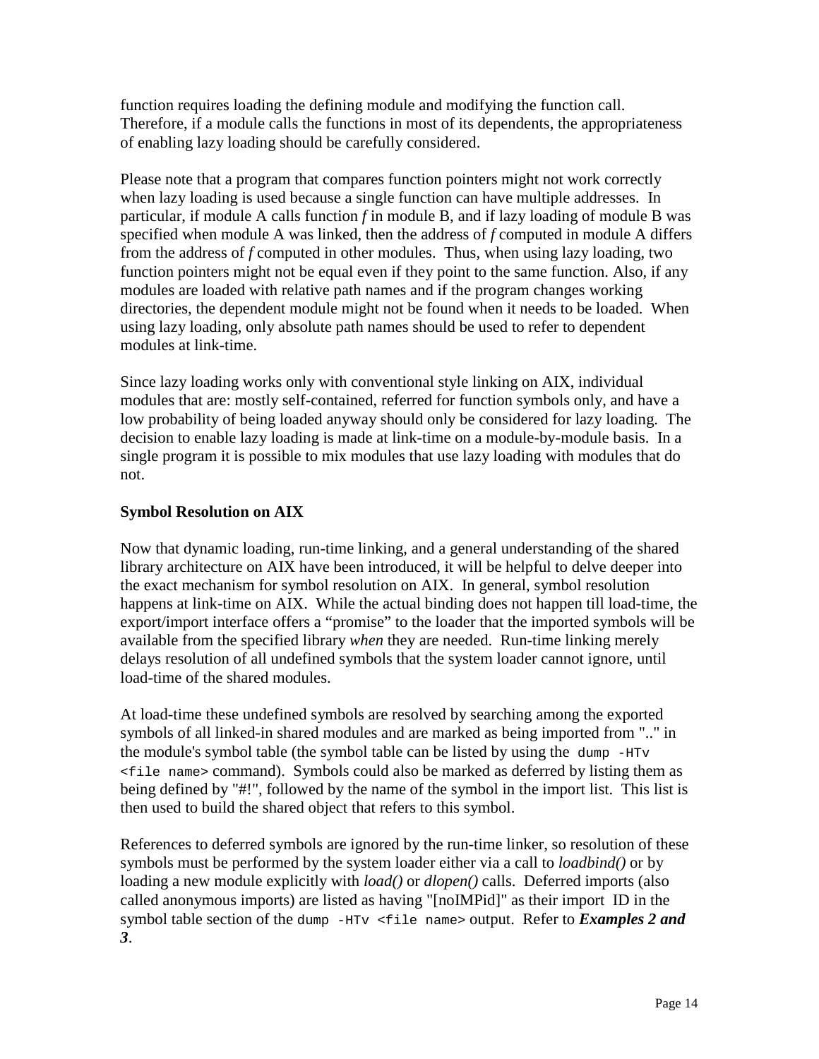function requires loading the defining module and modifying the function call. Therefore, if a module calls the functions in most of its dependents, the appropriateness of enabling lazy loading should be carefully considered.

Please note that a program that compares function pointers might not work correctly when lazy loading is used because a single function can have multiple addresses. In particular, if module A calls function *f* in module B, and if lazy loading of module B was specified when module A was linked, then the address of *f* computed in module A differs from the address of *f* computed in other modules. Thus, when using lazy loading, two function pointers might not be equal even if they point to the same function. Also, if any modules are loaded with relative path names and if the program changes working directories, the dependent module might not be found when it needs to be loaded. When using lazy loading, only absolute path names should be used to refer to dependent modules at link-time.

Since lazy loading works only with conventional style linking on AIX, individual modules that are: mostly self-contained, referred for function symbols only, and have a low probability of being loaded anyway should only be considered for lazy loading. The decision to enable lazy loading is made at link-time on a module-by-module basis. In a single program it is possible to mix modules that use lazy loading with modules that do not.

**Symbol Resolution on AIX**

Now that dynamic loading, run-time linking, and a general understanding of the shared library architecture on AIX have been introduced, it will be helpful to delve deeper into the exact mechanism for symbol resolution on AIX. In general, symbol resolution happens at link-time on AIX. While the actual binding does not happen till load-time, the export/import interface offers a "promise" to the loader that the imported symbols will be available from the specified library *when* they are needed. Run-time linking merely delays resolution of all undefined symbols that the system loader cannot ignore, until load-time of the shared modules.

At load-time these undefined symbols are resolved by searching among the exported symbols of all linked-in shared modules and are marked as being imported from ".." in the module's symbol table (the symbol table can be listed by using the `dump -HTv <file name>` command). Symbols could also be marked as deferred by listing them as being defined by "#!", followed by the name of the symbol in the import list. This list is then used to build the shared object that refers to this symbol.

References to deferred symbols are ignored by the run-time linker, so resolution of these symbols must be performed by the system loader either via a call to *loadbind()* or by loading a new module explicitly with *load()* or *dlopen()* calls. Deferred imports (also called anonymous imports) are listed as having "[noIMPid]" as their import ID in the symbol table section of the `dump -HTv <file name>` output. Refer to ***Examples 2 and 3***.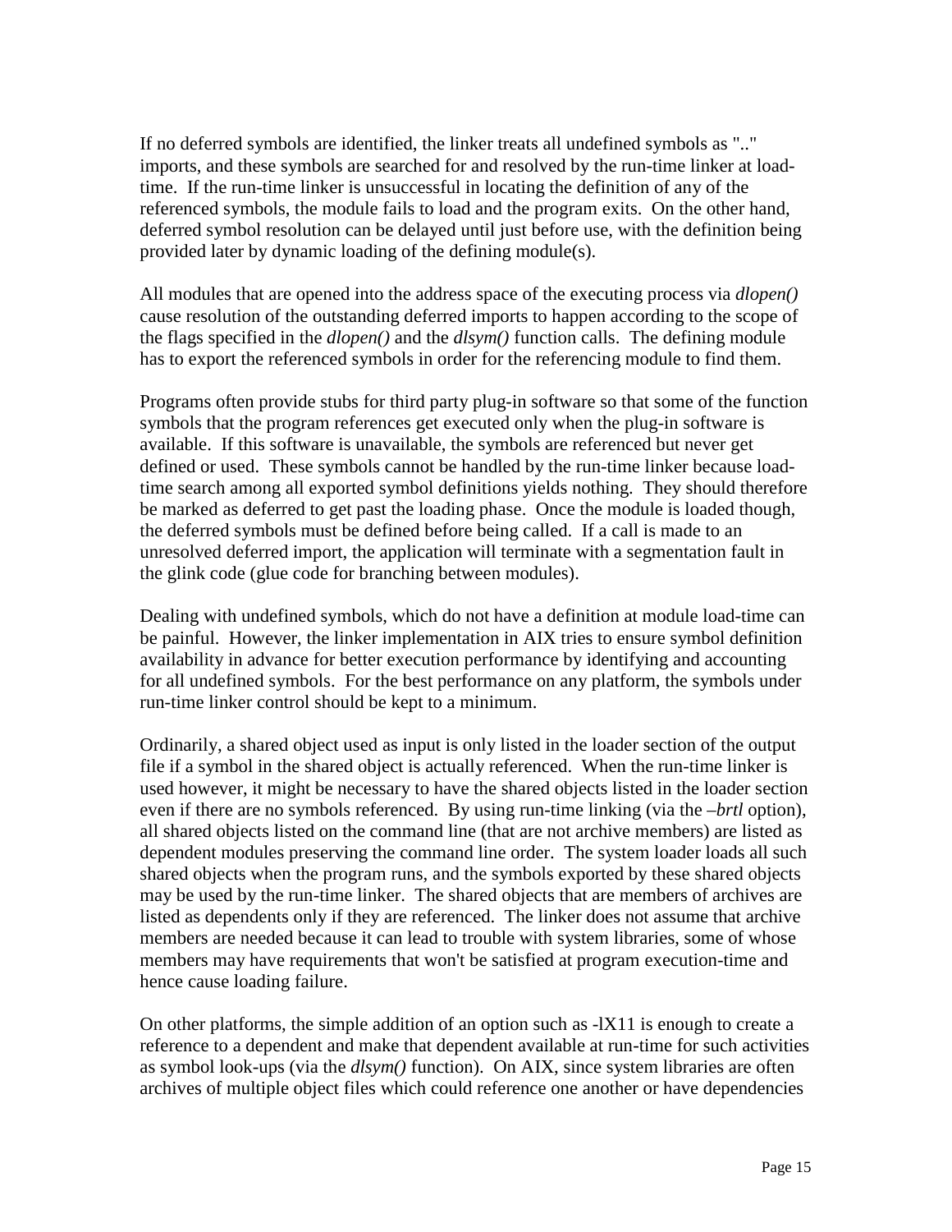If no deferred symbols are identified, the linker treats all undefined symbols as ".." imports, and these symbols are searched for and resolved by the run-time linker at load-time. If the run-time linker is unsuccessful in locating the definition of any of the referenced symbols, the module fails to load and the program exits. On the other hand, deferred symbol resolution can be delayed until just before use, with the definition being provided later by dynamic loading of the defining module(s).

All modules that are opened into the address space of the executing process via *dlopen()* cause resolution of the outstanding deferred imports to happen according to the scope of the flags specified in the *dlopen()* and the *dlsym()* function calls. The defining module has to export the referenced symbols in order for the referencing module to find them.

Programs often provide stubs for third party plug-in software so that some of the function symbols that the program references get executed only when the plug-in software is available. If this software is unavailable, the symbols are referenced but never get defined or used. These symbols cannot be handled by the run-time linker because load-time search among all exported symbol definitions yields nothing. They should therefore be marked as deferred to get past the loading phase. Once the module is loaded though, the deferred symbols must be defined before being called. If a call is made to an unresolved deferred import, the application will terminate with a segmentation fault in the glink code (glue code for branching between modules).

Dealing with undefined symbols, which do not have a definition at module load-time can be painful. However, the linker implementation in AIX tries to ensure symbol definition availability in advance for better execution performance by identifying and accounting for all undefined symbols. For the best performance on any platform, the symbols under run-time linker control should be kept to a minimum.

Ordinarily, a shared object used as input is only listed in the loader section of the output file if a symbol in the shared object is actually referenced. When the run-time linker is used however, it might be necessary to have the shared objects listed in the loader section even if there are no symbols referenced. By using run-time linking (via the *–brtl* option), all shared objects listed on the command line (that are not archive members) are listed as dependent modules preserving the command line order. The system loader loads all such shared objects when the program runs, and the symbols exported by these shared objects may be used by the run-time linker. The shared objects that are members of archives are listed as dependents only if they are referenced. The linker does not assume that archive members are needed because it can lead to trouble with system libraries, some of whose members may have requirements that won't be satisfied at program execution-time and hence cause loading failure.

On other platforms, the simple addition of an option such as -lX11 is enough to create a reference to a dependent and make that dependent available at run-time for such activities as symbol look-ups (via the *dlsym()* function). On AIX, since system libraries are often archives of multiple object files which could reference one another or have dependencies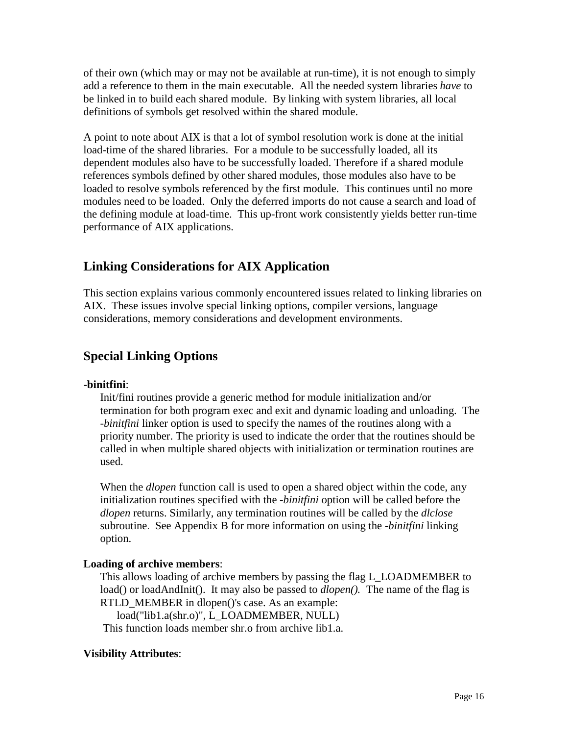of their own (which may or may not be available at run-time), it is not enough to simply add a reference to them in the main executable. All the needed system libraries *have* to be linked in to build each shared module. By linking with system libraries, all local definitions of symbols get resolved within the shared module.

A point to note about AIX is that a lot of symbol resolution work is done at the initial load-time of the shared libraries. For a module to be successfully loaded, all its dependent modules also have to be successfully loaded. Therefore if a shared module references symbols defined by other shared modules, those modules also have to be loaded to resolve symbols referenced by the first module. This continues until no more modules need to be loaded. Only the deferred imports do not cause a search and load of the defining module at load-time. This up-front work consistently yields better run-time performance of AIX applications.

## Linking Considerations for AIX Application

This section explains various commonly encountered issues related to linking libraries on AIX. These issues involve special linking options, compiler versions, language considerations, memory considerations and development environments.

## Special Linking Options

**-binitfini**:

Init/fini routines provide a generic method for module initialization and/or termination for both program exec and exit and dynamic loading and unloading. The *-binitfini* linker option is used to specify the names of the routines along with a priority number. The priority is used to indicate the order that the routines should be called in when multiple shared objects with initialization or termination routines are used.

When the *dlopen* function call is used to open a shared object within the code, any initialization routines specified with the *-binitfini* option will be called before the *dlopen* returns. Similarly, any termination routines will be called by the *dlclose* subroutine. See Appendix B for more information on using the *-binitfini* linking option.

**Loading of archive members**:

This allows loading of archive members by passing the flag L_LOADMEMBER to load() or loadAndInit(). It may also be passed to *dlopen().* The name of the flag is RTLD_MEMBER in dlopen()'s case. As an example:

```
load("lib1.a(shr.o)", L_LOADMEMBER, NULL)
```

This function loads member shr.o from archive lib1.a.

**Visibility Attributes**: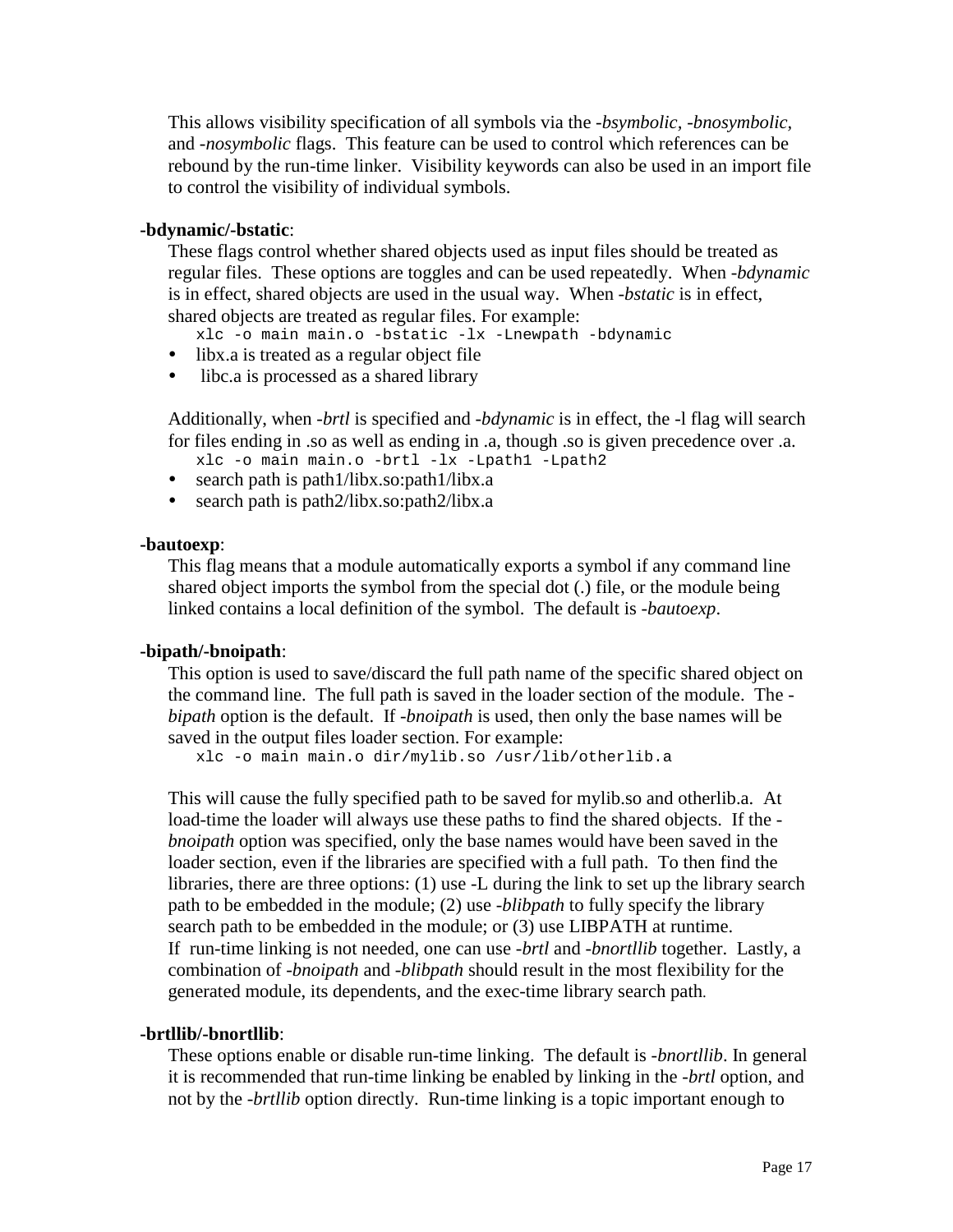This allows visibility specification of all symbols via the *-bsymbolic*, *-bnosymbolic*, and *-nosymbolic* flags. This feature can be used to control which references can be rebound by the run-time linker. Visibility keywords can also be used in an import file to control the visibility of individual symbols.

**-bdynamic/-bstatic**:

These flags control whether shared objects used as input files should be treated as regular files. These options are toggles and can be used repeatedly. When *-bdynamic* is in effect, shared objects are used in the usual way. When *-bstatic* is in effect, shared objects are treated as regular files. For example:

```
xlc -o main main.o -bstatic -lx -Lnewpath -bdynamic
```

- libx.a is treated as a regular object file
- libc.a is processed as a shared library

Additionally, when *-brtl* is specified and *-bdynamic* is in effect, the -l flag will search for files ending in .so as well as ending in .a, though .so is given precedence over .a.

```
xlc -o main main.o -brtl -lx -Lpath1 -Lpath2
```

- search path is path1/libx.so:path1/libx.a
- search path is path2/libx.so:path2/libx.a

**-bautoexp**:

This flag means that a module automatically exports a symbol if any command line shared object imports the symbol from the special dot (.) file, or the module being linked contains a local definition of the symbol. The default is *-bautoexp*.

**-bipath/-bnoipath**:

This option is used to save/discard the full path name of the specific shared object on the command line. The full path is saved in the loader section of the module. The *-bipath* option is the default. If *-bnoipath* is used, then only the base names will be saved in the output files loader section. For example:

```
xlc -o main main.o dir/mylib.so /usr/lib/otherlib.a
```

This will cause the fully specified path to be saved for mylib.so and otherlib.a. At load-time the loader will always use these paths to find the shared objects. If the *-bnoipath* option was specified, only the base names would have been saved in the loader section, even if the libraries are specified with a full path. To then find the libraries, there are three options: (1) use -L during the link to set up the library search path to be embedded in the module; (2) use *-blibpath* to fully specify the library search path to be embedded in the module; or (3) use LIBPATH at runtime. If run-time linking is not needed, one can use *-brtl* and *-bnortllib* together. Lastly, a combination of *-bnoipath* and *-blibpath* should result in the most flexibility for the generated module, its dependents, and the exec-time library search path.

**-brtllib/-bnortllib**:

These options enable or disable run-time linking. The default is *-bnortllib*. In general it is recommended that run-time linking be enabled by linking in the *-brtl* option, and not by the *-brtllib* option directly. Run-time linking is a topic important enough to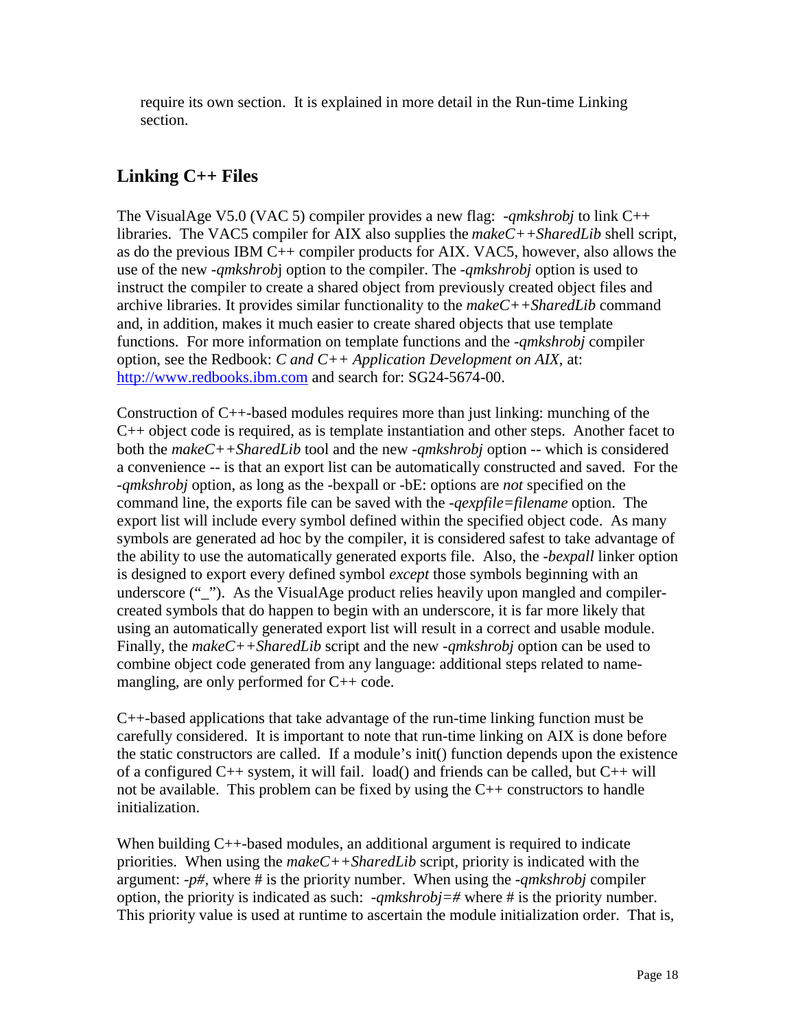require its own section. It is explained in more detail in the Run-time Linking section.

## Linking C++ Files

The VisualAge V5.0 (VAC 5) compiler provides a new flag: *-qmkshrobj* to link C++ libraries. The VAC5 compiler for AIX also supplies the *makeC++SharedLib* shell script, as do the previous IBM C++ compiler products for AIX. VAC5, however, also allows the use of the new *-qmkshrob*j option to the compiler. The *-qmkshrobj* option is used to instruct the compiler to create a shared object from previously created object files and archive libraries. It provides similar functionality to the *makeC++SharedLib* command and, in addition, makes it much easier to create shared objects that use template functions. For more information on template functions and the *-qmkshrobj* compiler option, see the Redbook: *C and C++ Application Development on AIX*, at: [http://www.redbooks.ibm.com](http://www.redbooks.ibm.com) and search for: SG24-5674-00.

Construction of C++-based modules requires more than just linking: munching of the C++ object code is required, as is template instantiation and other steps. Another facet to both the *makeC++SharedLib* tool and the new *-qmkshrobj* option -- which is considered a convenience -- is that an export list can be automatically constructed and saved. For the *-qmkshrobj* option, as long as the -bexpall or -bE: options are *not* specified on the command line, the exports file can be saved with the *-qexpfile=filename* option. The export list will include every symbol defined within the specified object code. As many symbols are generated ad hoc by the compiler, it is considered safest to take advantage of the ability to use the automatically generated exports file. Also, the *-bexpall* linker option is designed to export every defined symbol *except* those symbols beginning with an underscore ("_"). As the VisualAge product relies heavily upon mangled and compiler-created symbols that do happen to begin with an underscore, it is far more likely that using an automatically generated export list will result in a correct and usable module. Finally, the *makeC++SharedLib* script and the new *-qmkshrobj* option can be used to combine object code generated from any language: additional steps related to name-mangling, are only performed for C++ code.

C++-based applications that take advantage of the run-time linking function must be carefully considered. It is important to note that run-time linking on AIX is done before the static constructors are called. If a module's init() function depends upon the existence of a configured C++ system, it will fail. load() and friends can be called, but C++ will not be available. This problem can be fixed by using the C++ constructors to handle initialization.

When building C++-based modules, an additional argument is required to indicate priorities. When using the *makeC++SharedLib* script, priority is indicated with the argument: *-p#,* where # is the priority number. When using the *-qmkshrobj* compiler option, the priority is indicated as such: *-qmkshrobj=#* where # is the priority number. This priority value is used at runtime to ascertain the module initialization order. That is,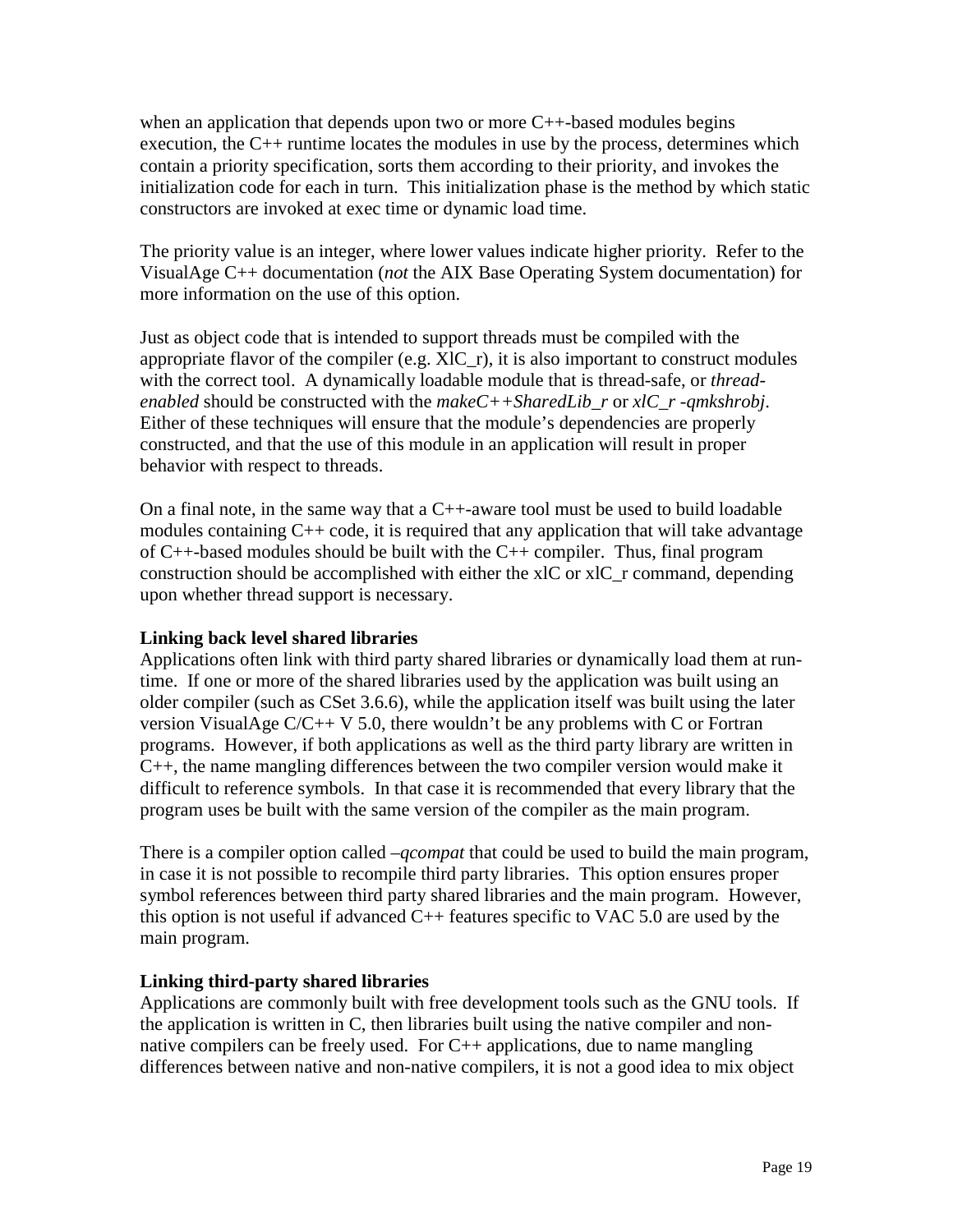when an application that depends upon two or more C++-based modules begins execution, the C++ runtime locates the modules in use by the process, determines which contain a priority specification, sorts them according to their priority, and invokes the initialization code for each in turn. This initialization phase is the method by which static constructors are invoked at exec time or dynamic load time.

The priority value is an integer, where lower values indicate higher priority. Refer to the VisualAge C++ documentation (*not* the AIX Base Operating System documentation) for more information on the use of this option.

Just as object code that is intended to support threads must be compiled with the appropriate flavor of the compiler (e.g. XlC_r), it is also important to construct modules with the correct tool. A dynamically loadable module that is thread-safe, or *thread-enabled* should be constructed with the *makeC++SharedLib_r* or *xlC_r -qmkshrobj*. Either of these techniques will ensure that the module's dependencies are properly constructed, and that the use of this module in an application will result in proper behavior with respect to threads.

On a final note, in the same way that a C++-aware tool must be used to build loadable modules containing C++ code, it is required that any application that will take advantage of C++-based modules should be built with the C++ compiler. Thus, final program construction should be accomplished with either the xlC or xlC_r command, depending upon whether thread support is necessary.

**Linking back level shared libraries**

Applications often link with third party shared libraries or dynamically load them at run-time. If one or more of the shared libraries used by the application was built using an older compiler (such as CSet 3.6.6), while the application itself was built using the later version VisualAge C/C++ V 5.0, there wouldn't be any problems with C or Fortran programs. However, if both applications as well as the third party library are written in C++, the name mangling differences between the two compiler version would make it difficult to reference symbols. In that case it is recommended that every library that the program uses be built with the same version of the compiler as the main program.

There is a compiler option called *–qcompat* that could be used to build the main program, in case it is not possible to recompile third party libraries. This option ensures proper symbol references between third party shared libraries and the main program. However, this option is not useful if advanced C++ features specific to VAC 5.0 are used by the main program.

**Linking third-party shared libraries**

Applications are commonly built with free development tools such as the GNU tools. If the application is written in C, then libraries built using the native compiler and non-native compilers can be freely used. For C++ applications, due to name mangling differences between native and non-native compilers, it is not a good idea to mix object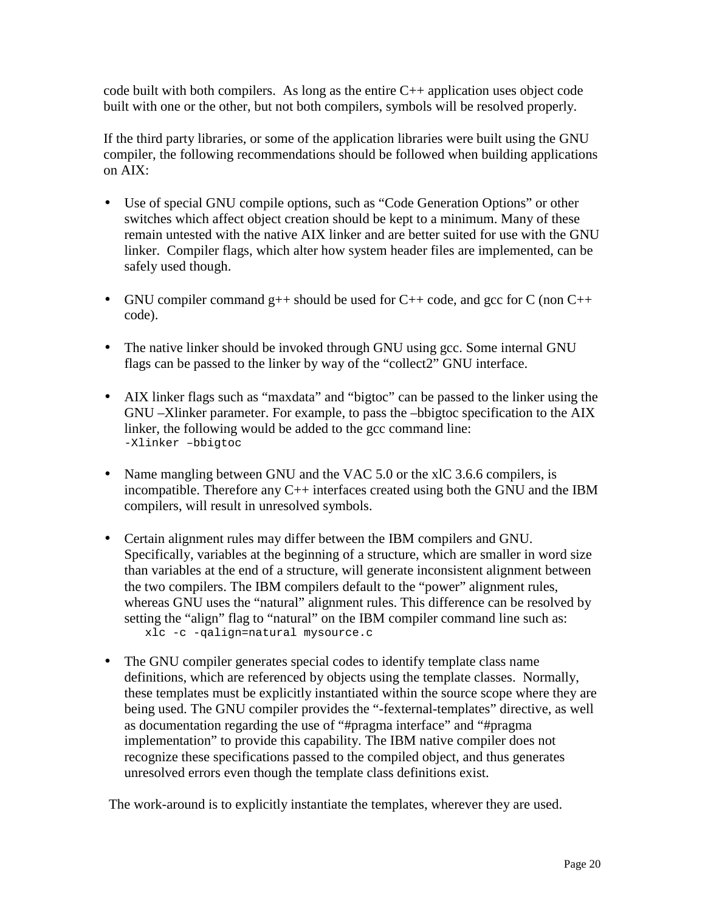code built with both compilers. As long as the entire C++ application uses object code built with one or the other, but not both compilers, symbols will be resolved properly.

If the third party libraries, or some of the application libraries were built using the GNU compiler, the following recommendations should be followed when building applications on AIX:

- Use of special GNU compile options, such as “Code Generation Options” or other switches which affect object creation should be kept to a minimum. Many of these remain untested with the native AIX linker and are better suited for use with the GNU linker. Compiler flags, which alter how system header files are implemented, can be safely used though.

- GNU compiler command g++ should be used for C++ code, and gcc for C (non C++ code).

- The native linker should be invoked through GNU using gcc. Some internal GNU flags can be passed to the linker by way of the “collect2” GNU interface.

- AIX linker flags such as “maxdata” and “bigtoc” can be passed to the linker using the GNU –Xlinker parameter. For example, to pass the –bbigtoc specification to the AIX linker, the following would be added to the gcc command line:
  ```
  -Xlinker –bbigtoc
  ```

- Name mangling between GNU and the VAC 5.0 or the xlC 3.6.6 compilers, is incompatible. Therefore any C++ interfaces created using both the GNU and the IBM compilers, will result in unresolved symbols.

- Certain alignment rules may differ between the IBM compilers and GNU. Specifically, variables at the beginning of a structure, which are smaller in word size than variables at the end of a structure, will generate inconsistent alignment between the two compilers. The IBM compilers default to the “power” alignment rules, whereas GNU uses the “natural” alignment rules. This difference can be resolved by setting the “align” flag to “natural” on the IBM compiler command line such as:
  ```
  xlc -c -qalign=natural mysource.c
  ```

- The GNU compiler generates special codes to identify template class name definitions, which are referenced by objects using the template classes. Normally, these templates must be explicitly instantiated within the source scope where they are being used. The GNU compiler provides the “-fexternal-templates” directive, as well as documentation regarding the use of “#pragma interface” and “#pragma implementation” to provide this capability. The IBM native compiler does not recognize these specifications passed to the compiled object, and thus generates unresolved errors even though the template class definitions exist.

The work-around is to explicitly instantiate the templates, wherever they are used.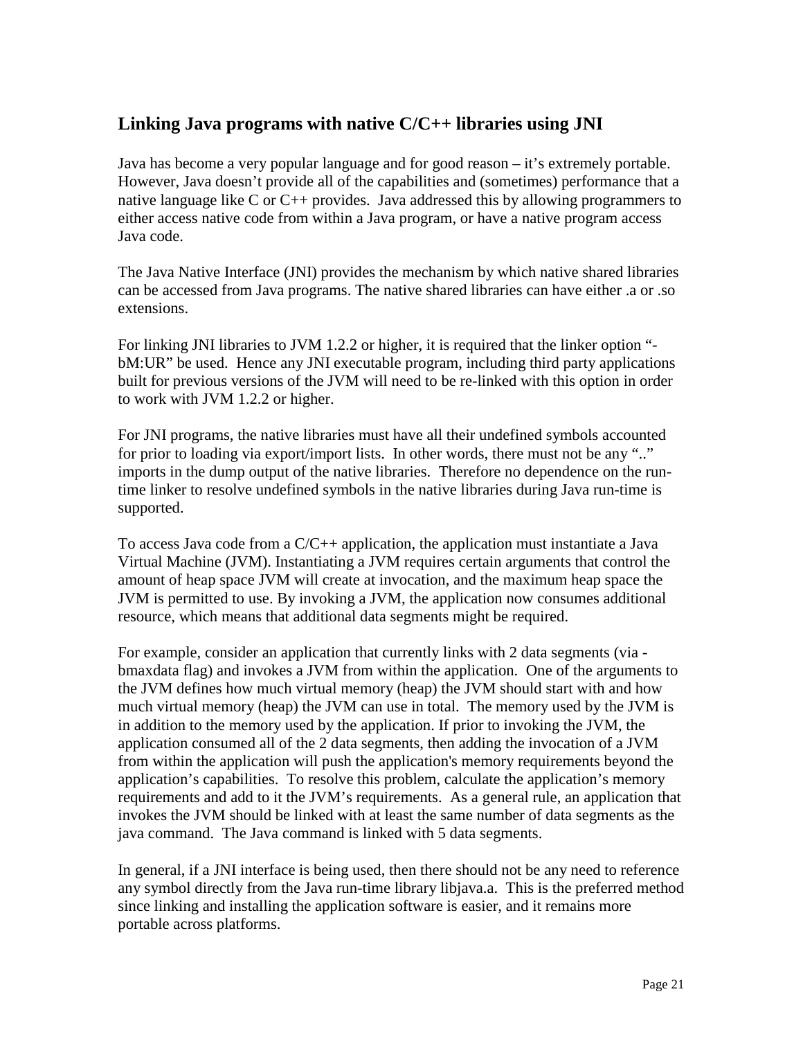## Linking Java programs with native C/C++ libraries using JNI

Java has become a very popular language and for good reason – it's extremely portable. However, Java doesn't provide all of the capabilities and (sometimes) performance that a native language like C or C++ provides. Java addressed this by allowing programmers to either access native code from within a Java program, or have a native program access Java code.

The Java Native Interface (JNI) provides the mechanism by which native shared libraries can be accessed from Java programs. The native shared libraries can have either .a or .so extensions.

For linking JNI libraries to JVM 1.2.2 or higher, it is required that the linker option "-bM:UR" be used. Hence any JNI executable program, including third party applications built for previous versions of the JVM will need to be re-linked with this option in order to work with JVM 1.2.2 or higher.

For JNI programs, the native libraries must have all their undefined symbols accounted for prior to loading via export/import lists. In other words, there must not be any ".." imports in the dump output of the native libraries. Therefore no dependence on the run-time linker to resolve undefined symbols in the native libraries during Java run-time is supported.

To access Java code from a C/C++ application, the application must instantiate a Java Virtual Machine (JVM). Instantiating a JVM requires certain arguments that control the amount of heap space JVM will create at invocation, and the maximum heap space the JVM is permitted to use. By invoking a JVM, the application now consumes additional resource, which means that additional data segments might be required.

For example, consider an application that currently links with 2 data segments (via -bmaxdata flag) and invokes a JVM from within the application. One of the arguments to the JVM defines how much virtual memory (heap) the JVM should start with and how much virtual memory (heap) the JVM can use in total. The memory used by the JVM is in addition to the memory used by the application. If prior to invoking the JVM, the application consumed all of the 2 data segments, then adding the invocation of a JVM from within the application will push the application's memory requirements beyond the application's capabilities. To resolve this problem, calculate the application's memory requirements and add to it the JVM's requirements. As a general rule, an application that invokes the JVM should be linked with at least the same number of data segments as the java command. The Java command is linked with 5 data segments.

In general, if a JNI interface is being used, then there should not be any need to reference any symbol directly from the Java run-time library libjava.a. This is the preferred method since linking and installing the application software is easier, and it remains more portable across platforms.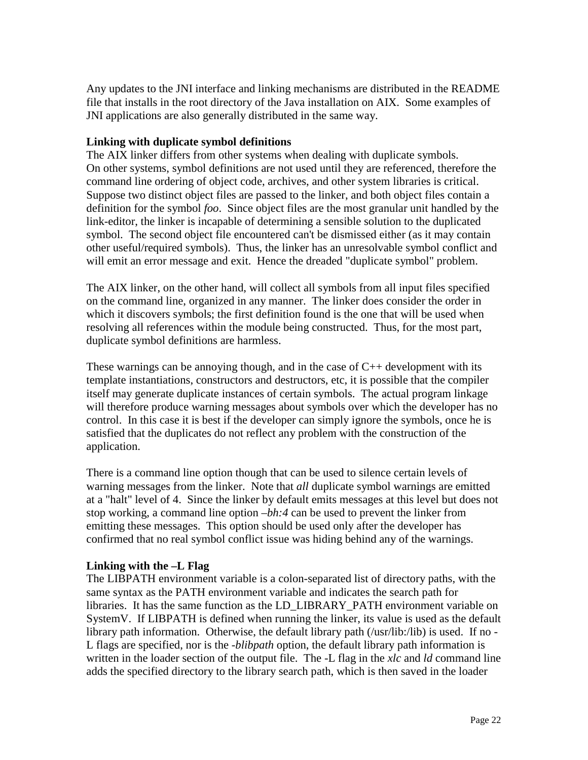Any updates to the JNI interface and linking mechanisms are distributed in the README file that installs in the root directory of the Java installation on AIX. Some examples of JNI applications are also generally distributed in the same way.

**Linking with duplicate symbol definitions**

The AIX linker differs from other systems when dealing with duplicate symbols. On other systems, symbol definitions are not used until they are referenced, therefore the command line ordering of object code, archives, and other system libraries is critical. Suppose two distinct object files are passed to the linker, and both object files contain a definition for the symbol *foo*. Since object files are the most granular unit handled by the link-editor, the linker is incapable of determining a sensible solution to the duplicated symbol. The second object file encountered can't be dismissed either (as it may contain other useful/required symbols). Thus, the linker has an unresolvable symbol conflict and will emit an error message and exit. Hence the dreaded "duplicate symbol" problem.

The AIX linker, on the other hand, will collect all symbols from all input files specified on the command line, organized in any manner. The linker does consider the order in which it discovers symbols; the first definition found is the one that will be used when resolving all references within the module being constructed. Thus, for the most part, duplicate symbol definitions are harmless.

These warnings can be annoying though, and in the case of C++ development with its template instantiations, constructors and destructors, etc, it is possible that the compiler itself may generate duplicate instances of certain symbols. The actual program linkage will therefore produce warning messages about symbols over which the developer has no control. In this case it is best if the developer can simply ignore the symbols, once he is satisfied that the duplicates do not reflect any problem with the construction of the application.

There is a command line option though that can be used to silence certain levels of warning messages from the linker. Note that *all* duplicate symbol warnings are emitted at a "halt" level of 4. Since the linker by default emits messages at this level but does not stop working, a command line option *–bh:4* can be used to prevent the linker from emitting these messages. This option should be used only after the developer has confirmed that no real symbol conflict issue was hiding behind any of the warnings.

**Linking with the –L Flag**

The LIBPATH environment variable is a colon-separated list of directory paths, with the same syntax as the PATH environment variable and indicates the search path for libraries. It has the same function as the LD_LIBRARY_PATH environment variable on SystemV. If LIBPATH is defined when running the linker, its value is used as the default library path information. Otherwise, the default library path (/usr/lib:/lib) is used. If no -L flags are specified, nor is the *-blibpath* option, the default library path information is written in the loader section of the output file. The -L flag in the *xlc* and *ld* command line adds the specified directory to the library search path, which is then saved in the loader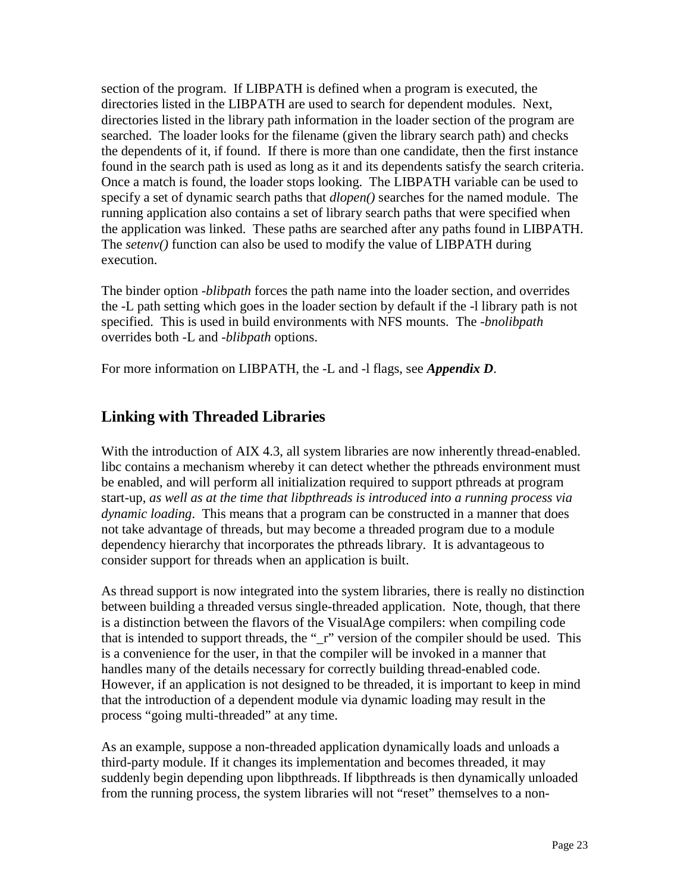section of the program. If LIBPATH is defined when a program is executed, the directories listed in the LIBPATH are used to search for dependent modules. Next, directories listed in the library path information in the loader section of the program are searched. The loader looks for the filename (given the library search path) and checks the dependents of it, if found. If there is more than one candidate, then the first instance found in the search path is used as long as it and its dependents satisfy the search criteria. Once a match is found, the loader stops looking. The LIBPATH variable can be used to specify a set of dynamic search paths that *dlopen()* searches for the named module. The running application also contains a set of library search paths that were specified when the application was linked. These paths are searched after any paths found in LIBPATH. The *setenv()* function can also be used to modify the value of LIBPATH during execution.

The binder option *-blibpath* forces the path name into the loader section, and overrides the -L path setting which goes in the loader section by default if the -l library path is not specified. This is used in build environments with NFS mounts. The *-bnolibpath* overrides both -L and *-blibpath* options.

For more information on LIBPATH, the -L and -l flags, see ***Appendix D***.

## Linking with Threaded Libraries

With the introduction of AIX 4.3, all system libraries are now inherently thread-enabled. libc contains a mechanism whereby it can detect whether the pthreads environment must be enabled, and will perform all initialization required to support pthreads at program start-up, *as well as at the time that libpthreads is introduced into a running process via dynamic loading*. This means that a program can be constructed in a manner that does not take advantage of threads, but may become a threaded program due to a module dependency hierarchy that incorporates the pthreads library. It is advantageous to consider support for threads when an application is built.

As thread support is now integrated into the system libraries, there is really no distinction between building a threaded versus single-threaded application. Note, though, that there is a distinction between the flavors of the VisualAge compilers: when compiling code that is intended to support threads, the "_r" version of the compiler should be used. This is a convenience for the user, in that the compiler will be invoked in a manner that handles many of the details necessary for correctly building thread-enabled code. However, if an application is not designed to be threaded, it is important to keep in mind that the introduction of a dependent module via dynamic loading may result in the process "going multi-threaded" at any time.

As an example, suppose a non-threaded application dynamically loads and unloads a third-party module. If it changes its implementation and becomes threaded, it may suddenly begin depending upon libpthreads. If libpthreads is then dynamically unloaded from the running process, the system libraries will not "reset" themselves to a non-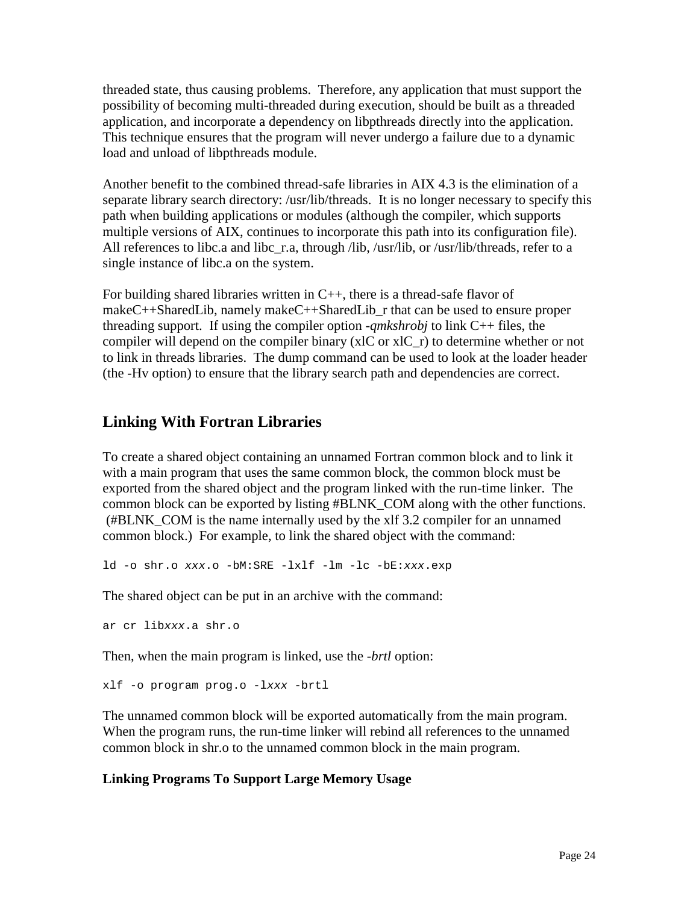threaded state, thus causing problems. Therefore, any application that must support the possibility of becoming multi-threaded during execution, should be built as a threaded application, and incorporate a dependency on libpthreads directly into the application. This technique ensures that the program will never undergo a failure due to a dynamic load and unload of libpthreads module.

Another benefit to the combined thread-safe libraries in AIX 4.3 is the elimination of a separate library search directory: /usr/lib/threads. It is no longer necessary to specify this path when building applications or modules (although the compiler, which supports multiple versions of AIX, continues to incorporate this path into its configuration file). All references to libc.a and libc_r.a, through /lib, /usr/lib, or /usr/lib/threads, refer to a single instance of libc.a on the system.

For building shared libraries written in C++, there is a thread-safe flavor of makeC++SharedLib, namely makeC++SharedLib_r that can be used to ensure proper threading support. If using the compiler option -*qmkshrobj* to link C++ files, the compiler will depend on the compiler binary (xlC or xlC_r) to determine whether or not to link in threads libraries. The dump command can be used to look at the loader header (the -Hv option) to ensure that the library search path and dependencies are correct.

## Linking With Fortran Libraries

To create a shared object containing an unnamed Fortran common block and to link it with a main program that uses the same common block, the common block must be exported from the shared object and the program linked with the run-time linker. The common block can be exported by listing #BLNK_COM along with the other functions. (#BLNK_COM is the name internally used by the xlf 3.2 compiler for an unnamed common block.) For example, to link the shared object with the command:

```
ld -o shr.o xxx.o -bM:SRE -lxlf -lm -lc -bE:xxx.exp
```

The shared object can be put in an archive with the command:

```
ar cr libxxx.a shr.o
```

Then, when the main program is linked, use the -*brtl* option:

```
xlf -o program prog.o -lxxx -brtl
```

The unnamed common block will be exported automatically from the main program. When the program runs, the run-time linker will rebind all references to the unnamed common block in shr.o to the unnamed common block in the main program.

### Linking Programs To Support Large Memory Usage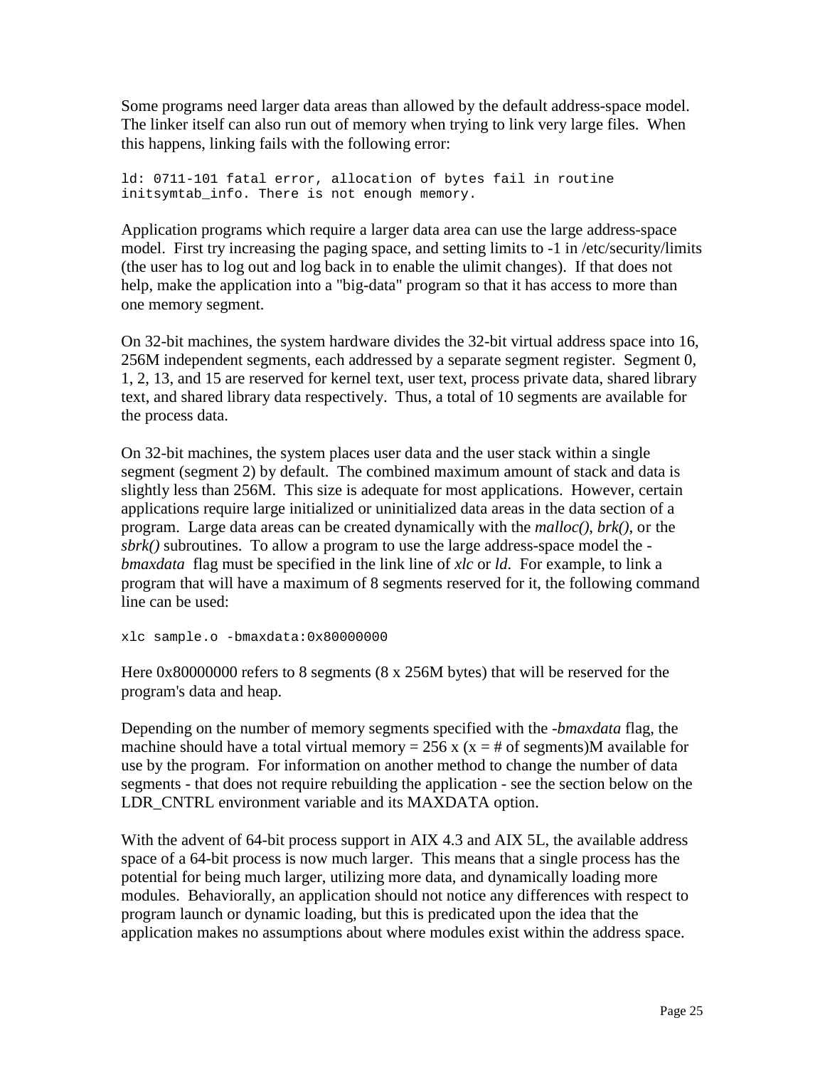Some programs need larger data areas than allowed by the default address-space model. The linker itself can also run out of memory when trying to link very large files. When this happens, linking fails with the following error:

```
ld: 0711-101 fatal error, allocation of bytes fail in routine
initsymtab_info. There is not enough memory.
```

Application programs which require a larger data area can use the large address-space model. First try increasing the paging space, and setting limits to -1 in /etc/security/limits (the user has to log out and log back in to enable the ulimit changes). If that does not help, make the application into a "big-data" program so that it has access to more than one memory segment.

On 32-bit machines, the system hardware divides the 32-bit virtual address space into 16, 256M independent segments, each addressed by a separate segment register. Segment 0, 1, 2, 13, and 15 are reserved for kernel text, user text, process private data, shared library text, and shared library data respectively. Thus, a total of 10 segments are available for the process data.

On 32-bit machines, the system places user data and the user stack within a single segment (segment 2) by default. The combined maximum amount of stack and data is slightly less than 256M. This size is adequate for most applications. However, certain applications require large initialized or uninitialized data areas in the data section of a program. Large data areas can be created dynamically with the *malloc()*, *brk()*, or the *sbrk()* subroutines. To allow a program to use the large address-space model the *-bmaxdata* flag must be specified in the link line of *xlc* or *ld*. For example, to link a program that will have a maximum of 8 segments reserved for it, the following command line can be used:

```
xlc sample.o -bmaxdata:0x80000000
```

Here 0x80000000 refers to 8 segments (8 x 256M bytes) that will be reserved for the program's data and heap.

Depending on the number of memory segments specified with the *-bmaxdata* flag, the machine should have a total virtual memory = 256 x (x = # of segments)M available for use by the program. For information on another method to change the number of data segments - that does not require rebuilding the application - see the section below on the LDR_CNTRL environment variable and its MAXDATA option.

With the advent of 64-bit process support in AIX 4.3 and AIX 5L, the available address space of a 64-bit process is now much larger. This means that a single process has the potential for being much larger, utilizing more data, and dynamically loading more modules. Behaviorally, an application should not notice any differences with respect to program launch or dynamic loading, but this is predicated upon the idea that the application makes no assumptions about where modules exist within the address space.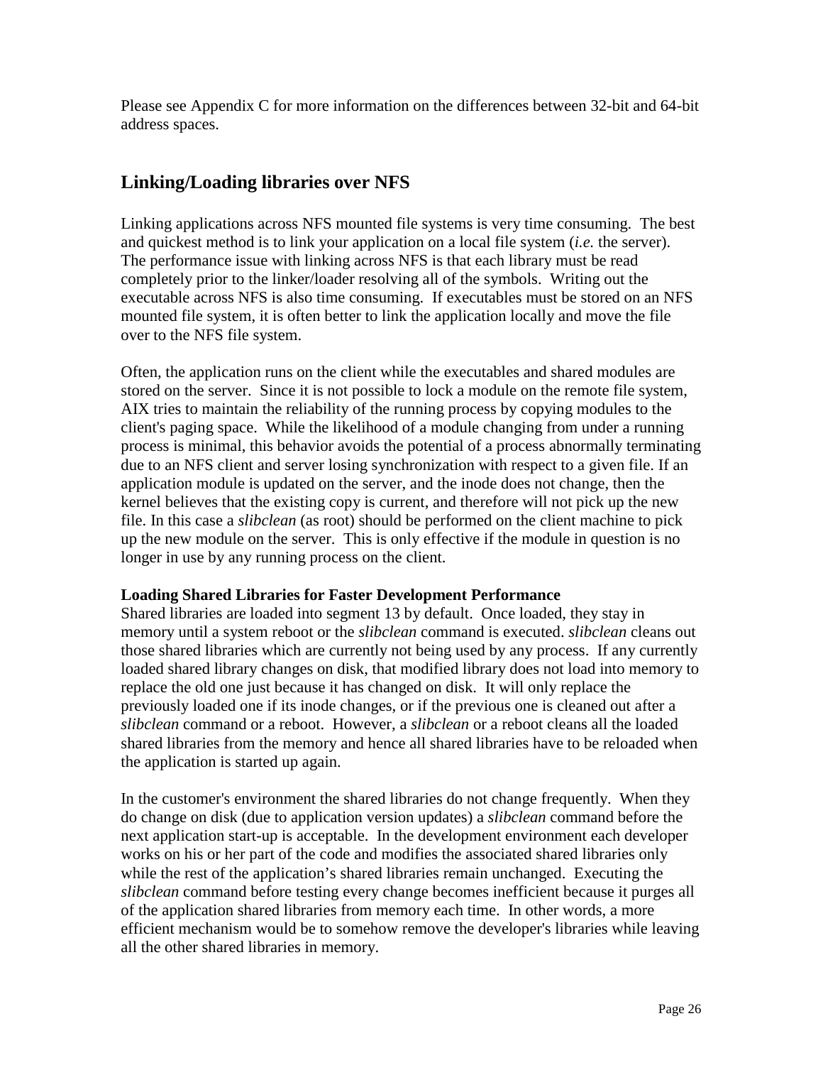Please see Appendix C for more information on the differences between 32-bit and 64-bit address spaces.

## Linking/Loading libraries over NFS

Linking applications across NFS mounted file systems is very time consuming. The best and quickest method is to link your application on a local file system (*i.e.* the server). The performance issue with linking across NFS is that each library must be read completely prior to the linker/loader resolving all of the symbols. Writing out the executable across NFS is also time consuming. If executables must be stored on an NFS mounted file system, it is often better to link the application locally and move the file over to the NFS file system.

Often, the application runs on the client while the executables and shared modules are stored on the server. Since it is not possible to lock a module on the remote file system, AIX tries to maintain the reliability of the running process by copying modules to the client's paging space. While the likelihood of a module changing from under a running process is minimal, this behavior avoids the potential of a process abnormally terminating due to an NFS client and server losing synchronization with respect to a given file. If an application module is updated on the server, and the inode does not change, then the kernel believes that the existing copy is current, and therefore will not pick up the new file. In this case a *slibclean* (as root) should be performed on the client machine to pick up the new module on the server. This is only effective if the module in question is no longer in use by any running process on the client.

**Loading Shared Libraries for Faster Development Performance**

Shared libraries are loaded into segment 13 by default. Once loaded, they stay in memory until a system reboot or the *slibclean* command is executed. *slibclean* cleans out those shared libraries which are currently not being used by any process. If any currently loaded shared library changes on disk, that modified library does not load into memory to replace the old one just because it has changed on disk. It will only replace the previously loaded one if its inode changes, or if the previous one is cleaned out after a *slibclean* command or a reboot. However, a *slibclean* or a reboot cleans all the loaded shared libraries from the memory and hence all shared libraries have to be reloaded when the application is started up again.

In the customer's environment the shared libraries do not change frequently. When they do change on disk (due to application version updates) a *slibclean* command before the next application start-up is acceptable. In the development environment each developer works on his or her part of the code and modifies the associated shared libraries only while the rest of the application's shared libraries remain unchanged. Executing the *slibclean* command before testing every change becomes inefficient because it purges all of the application shared libraries from memory each time. In other words, a more efficient mechanism would be to somehow remove the developer's libraries while leaving all the other shared libraries in memory.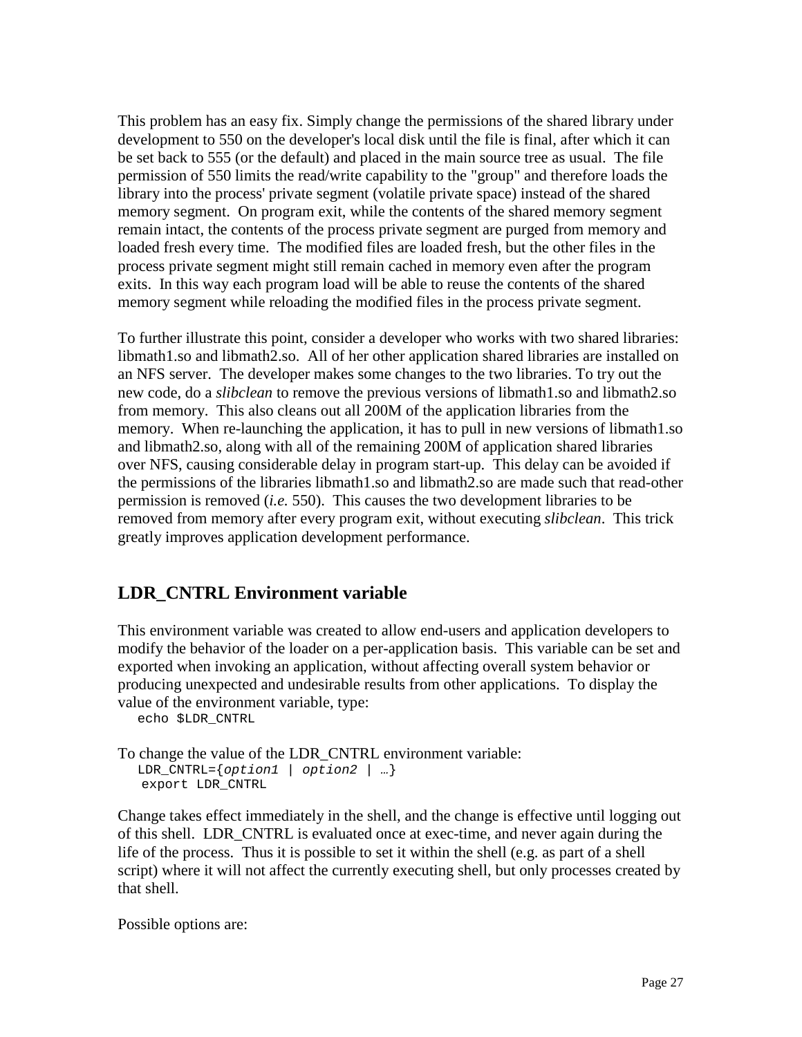This problem has an easy fix. Simply change the permissions of the shared library under development to 550 on the developer's local disk until the file is final, after which it can be set back to 555 (or the default) and placed in the main source tree as usual. The file permission of 550 limits the read/write capability to the "group" and therefore loads the library into the process' private segment (volatile private space) instead of the shared memory segment. On program exit, while the contents of the shared memory segment remain intact, the contents of the process private segment are purged from memory and loaded fresh every time. The modified files are loaded fresh, but the other files in the process private segment might still remain cached in memory even after the program exits. In this way each program load will be able to reuse the contents of the shared memory segment while reloading the modified files in the process private segment.

To further illustrate this point, consider a developer who works with two shared libraries: libmath1.so and libmath2.so. All of her other application shared libraries are installed on an NFS server. The developer makes some changes to the two libraries. To try out the new code, do a *slibclean* to remove the previous versions of libmath1.so and libmath2.so from memory. This also cleans out all 200M of the application libraries from the memory. When re-launching the application, it has to pull in new versions of libmath1.so and libmath2.so, along with all of the remaining 200M of application shared libraries over NFS, causing considerable delay in program start-up. This delay can be avoided if the permissions of the libraries libmath1.so and libmath2.so are made such that read-other permission is removed (*i.e.* 550). This causes the two development libraries to be removed from memory after every program exit, without executing *slibclean*. This trick greatly improves application development performance.

## LDR_CNTRL Environment variable

This environment variable was created to allow end-users and application developers to modify the behavior of the loader on a per-application basis. This variable can be set and exported when invoking an application, without affecting overall system behavior or producing unexpected and undesirable results from other applications. To display the value of the environment variable, type:

```
echo $LDR_CNTRL
```

To change the value of the LDR_CNTRL environment variable:

```
LDR_CNTRL={option1 | option2 | …}
 export LDR_CNTRL
```

Change takes effect immediately in the shell, and the change is effective until logging out of this shell. LDR_CNTRL is evaluated once at exec-time, and never again during the life of the process. Thus it is possible to set it within the shell (e.g. as part of a shell script) where it will not affect the currently executing shell, but only processes created by that shell.

Possible options are: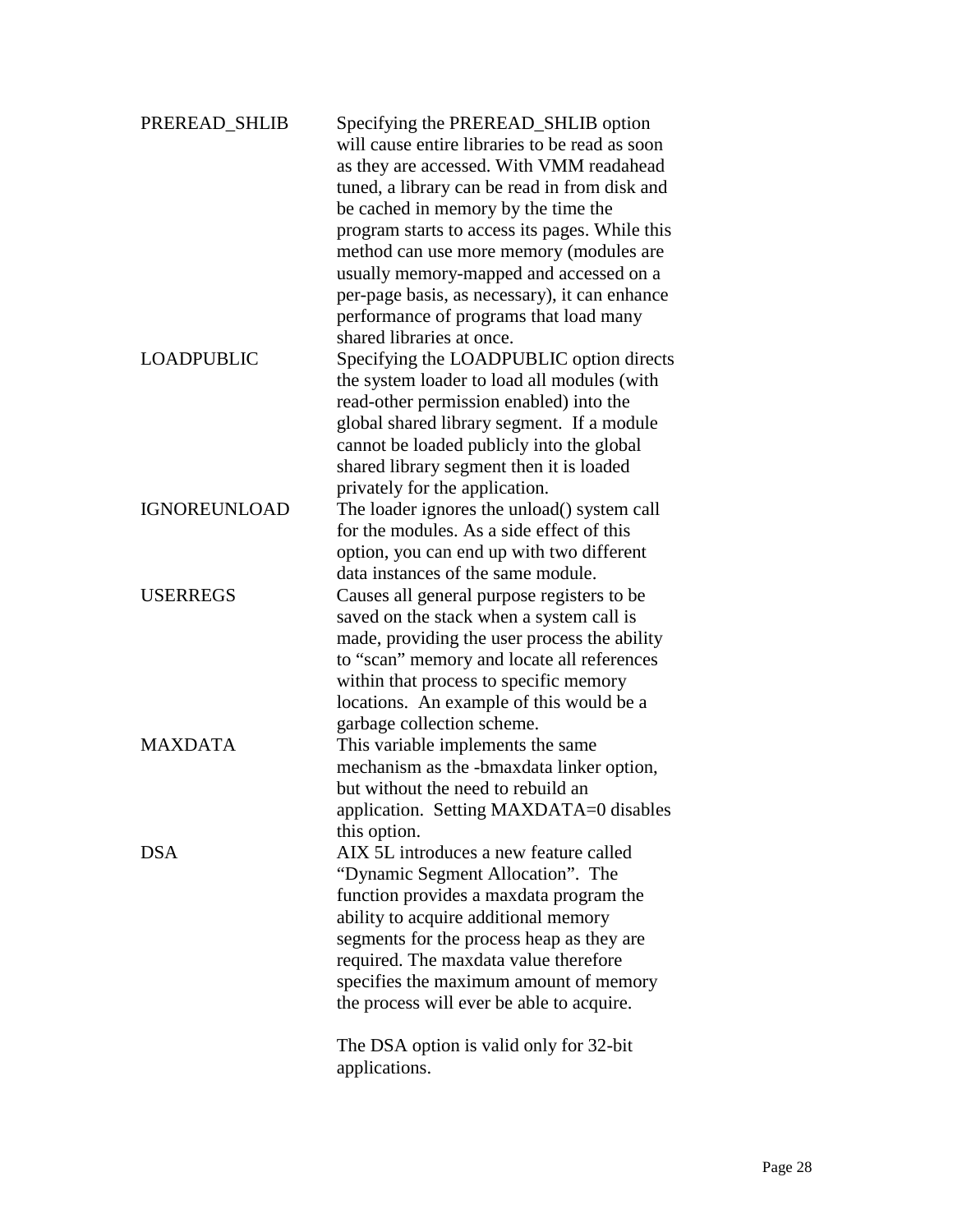| | |
|---|---|
| PREREAD_SHLIB | Specifying the PREREAD_SHLIB option will cause entire libraries to be read as soon as they are accessed. With VMM readahead tuned, a library can be read in from disk and be cached in memory by the time the program starts to access its pages. While this method can use more memory (modules are usually memory-mapped and accessed on a per-page basis, as necessary), it can enhance performance of programs that load many shared libraries at once. |
| LOADPUBLIC | Specifying the LOADPUBLIC option directs the system loader to load all modules (with read-other permission enabled) into the global shared library segment. If a module cannot be loaded publicly into the global shared library segment then it is loaded privately for the application. |
| IGNOREUNLOAD | The loader ignores the unload() system call for the modules. As a side effect of this option, you can end up with two different data instances of the same module. |
| USERREGS | Causes all general purpose registers to be saved on the stack when a system call is made, providing the user process the ability to "scan" memory and locate all references within that process to specific memory locations. An example of this would be a garbage collection scheme. |
| MAXDATA | This variable implements the same mechanism as the -bmaxdata linker option, but without the need to rebuild an application. Setting MAXDATA=0 disables this option. |
| DSA | AIX 5L introduces a new feature called "Dynamic Segment Allocation". The function provides a maxdata program the ability to acquire additional memory segments for the process heap as they are required. The maxdata value therefore specifies the maximum amount of memory the process will ever be able to acquire.<br><br>The DSA option is valid only for 32-bit applications. |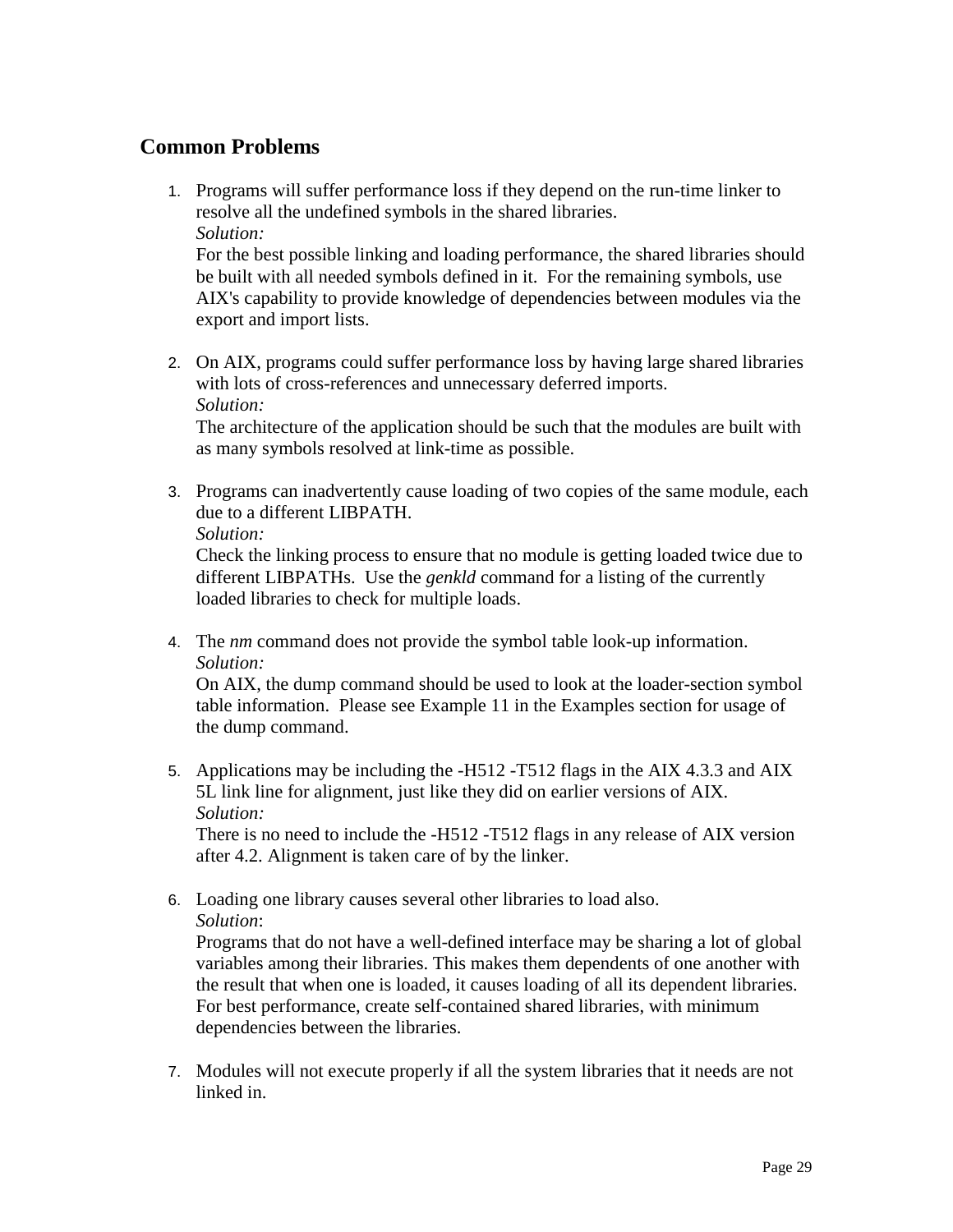## Common Problems

1. Programs will suffer performance loss if they depend on the run-time linker to resolve all the undefined symbols in the shared libraries.
   *Solution:*
   For the best possible linking and loading performance, the shared libraries should be built with all needed symbols defined in it. For the remaining symbols, use AIX's capability to provide knowledge of dependencies between modules via the export and import lists.

2. On AIX, programs could suffer performance loss by having large shared libraries with lots of cross-references and unnecessary deferred imports.
   *Solution:*
   The architecture of the application should be such that the modules are built with as many symbols resolved at link-time as possible.

3. Programs can inadvertently cause loading of two copies of the same module, each due to a different LIBPATH.
   *Solution:*
   Check the linking process to ensure that no module is getting loaded twice due to different LIBPATHs. Use the *genkld* command for a listing of the currently loaded libraries to check for multiple loads.

4. The *nm* command does not provide the symbol table look-up information.
   *Solution:*
   On AIX, the dump command should be used to look at the loader-section symbol table information. Please see Example 11 in the Examples section for usage of the dump command.

5. Applications may be including the -H512 -T512 flags in the AIX 4.3.3 and AIX 5L link line for alignment, just like they did on earlier versions of AIX.
   *Solution:*
   There is no need to include the -H512 -T512 flags in any release of AIX version after 4.2. Alignment is taken care of by the linker.

6. Loading one library causes several other libraries to load also.
   *Solution*:
   Programs that do not have a well-defined interface may be sharing a lot of global variables among their libraries. This makes them dependents of one another with the result that when one is loaded, it causes loading of all its dependent libraries. For best performance, create self-contained shared libraries, with minimum dependencies between the libraries.

7. Modules will not execute properly if all the system libraries that it needs are not linked in.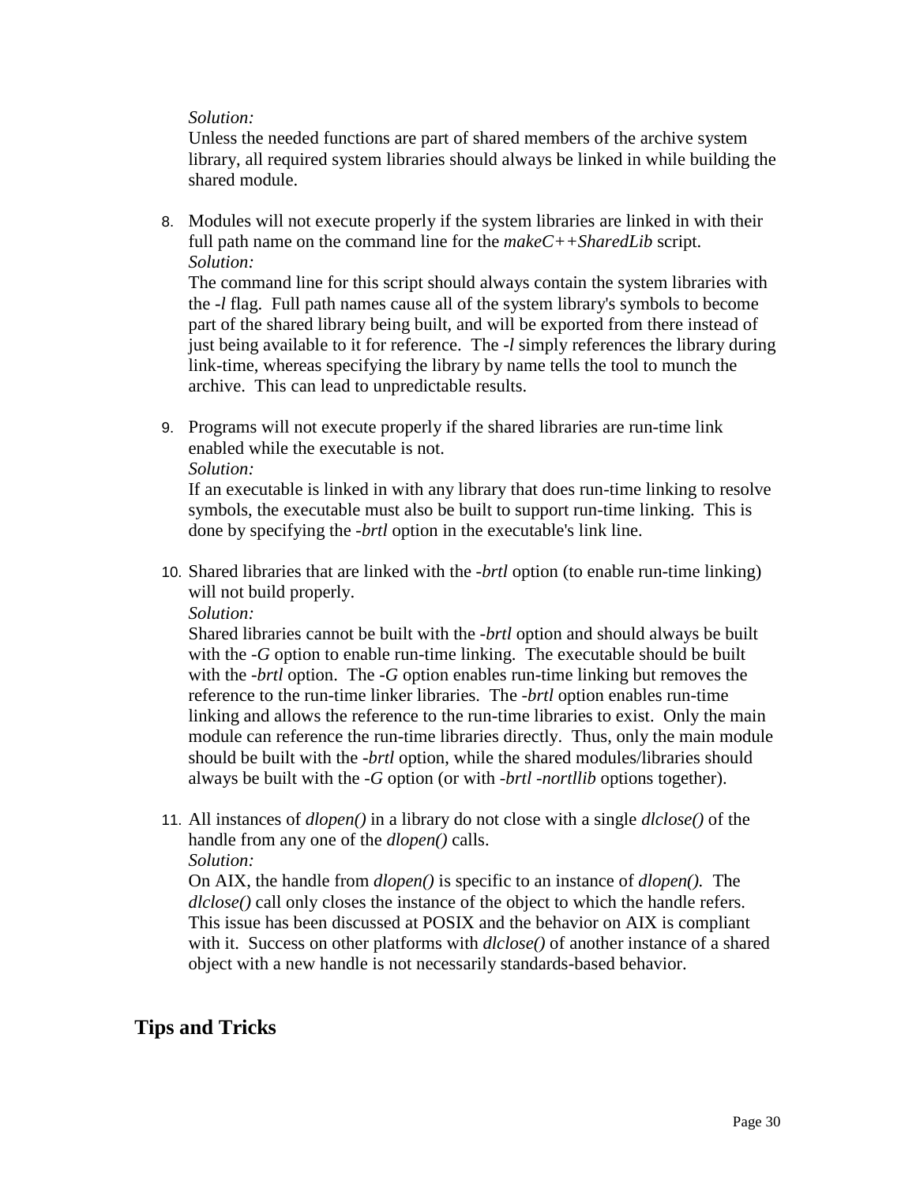*Solution:*
Unless the needed functions are part of shared members of the archive system library, all required system libraries should always be linked in while building the shared module.

8. Modules will not execute properly if the system libraries are linked in with their full path name on the command line for the *makeC++SharedLib* script.
   *Solution:*
   The command line for this script should always contain the system libraries with the *-l* flag. Full path names cause all of the system library's symbols to become part of the shared library being built, and will be exported from there instead of just being available to it for reference. The *-l* simply references the library during link-time, whereas specifying the library by name tells the tool to munch the archive. This can lead to unpredictable results.

9. Programs will not execute properly if the shared libraries are run-time link enabled while the executable is not.
   *Solution:*
   If an executable is linked in with any library that does run-time linking to resolve symbols, the executable must also be built to support run-time linking. This is done by specifying the *-brtl* option in the executable's link line.

10. Shared libraries that are linked with the *-brtl* option (to enable run-time linking) will not build properly.
    *Solution:*
    Shared libraries cannot be built with the *-brtl* option and should always be built with the *-G* option to enable run-time linking. The executable should be built with the *-brtl* option. The *-G* option enables run-time linking but removes the reference to the run-time linker libraries. The *-brtl* option enables run-time linking and allows the reference to the run-time libraries to exist. Only the main module can reference the run-time libraries directly. Thus, only the main module should be built with the *-brtl* option, while the shared modules/libraries should always be built with the *-G* option (or with *-brtl -nortllib* options together).

11. All instances of *dlopen()* in a library do not close with a single *dlclose()* of the handle from any one of the *dlopen()* calls.
    *Solution:*
    On AIX, the handle from *dlopen()* is specific to an instance of *dlopen().* The *dlclose()* call only closes the instance of the object to which the handle refers. This issue has been discussed at POSIX and the behavior on AIX is compliant with it. Success on other platforms with *dlclose()* of another instance of a shared object with a new handle is not necessarily standards-based behavior.

## Tips and Tricks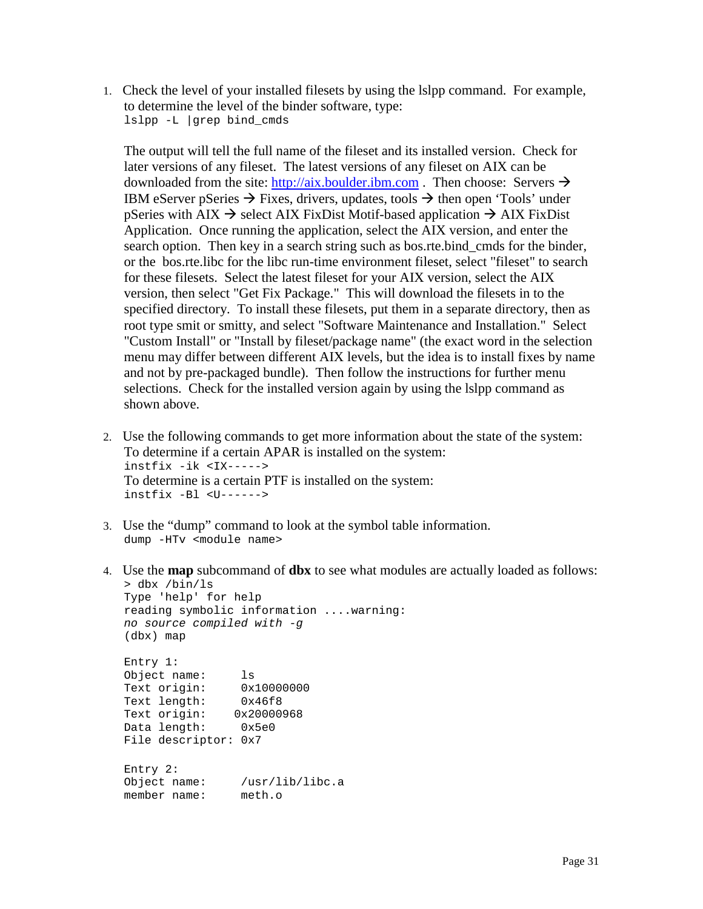1. Check the level of your installed filesets by using the lslpp command. For example, to determine the level of the binder software, type:
   ```
   lslpp -L |grep bind_cmds
   ```

   The output will tell the full name of the fileset and its installed version. Check for later versions of any fileset. The latest versions of any fileset on AIX can be downloaded from the site: [http://aix.boulder.ibm.com](http://aix.boulder.ibm.com) . Then choose: Servers → IBM eServer pSeries → Fixes, drivers, updates, tools → then open 'Tools' under pSeries with AIX → select AIX FixDist Motif-based application → AIX FixDist Application. Once running the application, select the AIX version, and enter the search option. Then key in a search string such as bos.rte.bind_cmds for the binder, or the bos.rte.libc for the libc run-time environment fileset, select "fileset" to search for these filesets. Select the latest fileset for your AIX version, select the AIX version, then select "Get Fix Package." This will download the filesets in to the specified directory. To install these filesets, put them in a separate directory, then as root type smit or smitty, and select "Software Maintenance and Installation." Select "Custom Install" or "Install by fileset/package name" (the exact word in the selection menu may differ between different AIX levels, but the idea is to install fixes by name and not by pre-packaged bundle). Then follow the instructions for further menu selections. Check for the installed version again by using the lslpp command as shown above.

2. Use the following commands to get more information about the state of the system:
   To determine if a certain APAR is installed on the system:
   ```
   instfix -ik <IX----->
   ```
   To determine is a certain PTF is installed on the system:
   ```
   instfix -Bl <U------>
   ```

3. Use the "dump" command to look at the symbol table information.
   ```
   dump -HTv <module name>
   ```

4. Use the **map** subcommand of **dbx** to see what modules are actually loaded as follows:
   ```
   > dbx /bin/ls
   Type 'help' for help
   reading symbolic information ....warning:
   no source compiled with -g
   (dbx) map

   Entry 1:
   Object name:     ls
   Text origin:     0x10000000
   Text length:     0x46f8
   Text origin:    0x20000968
   Data length:     0x5e0
   File descriptor: 0x7

   Entry 2:
   Object name:     /usr/lib/libc.a
   member name:     meth.o
   ```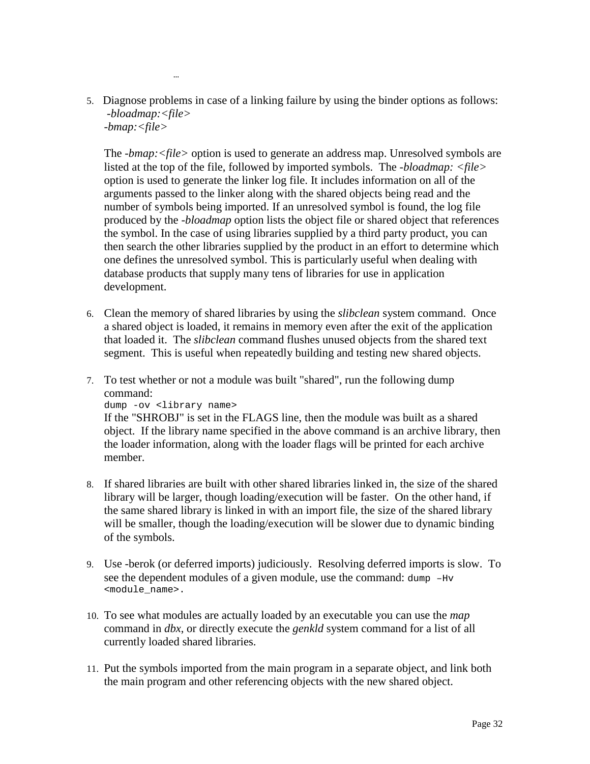…

5. Diagnose problems in case of a linking failure by using the binder options as follows:
   *-bloadmap:<file>*
   *-bmap:<file>*

   The *-bmap:<file>* option is used to generate an address map. Unresolved symbols are listed at the top of the file, followed by imported symbols. The *-bloadmap: <file>* option is used to generate the linker log file. It includes information on all of the arguments passed to the linker along with the shared objects being read and the number of symbols being imported. If an unresolved symbol is found, the log file produced by the *-bloadmap* option lists the object file or shared object that references the symbol. In the case of using libraries supplied by a third party product, you can then search the other libraries supplied by the product in an effort to determine which one defines the unresolved symbol. This is particularly useful when dealing with database products that supply many tens of libraries for use in application development.

6. Clean the memory of shared libraries by using the *slibclean* system command. Once a shared object is loaded, it remains in memory even after the exit of the application that loaded it. The *slibclean* command flushes unused objects from the shared text segment. This is useful when repeatedly building and testing new shared objects.

7. To test whether or not a module was built "shared", run the following dump command:
   `dump -ov <library name>`
   If the "SHROBJ" is set in the FLAGS line, then the module was built as a shared object. If the library name specified in the above command is an archive library, then the loader information, along with the loader flags will be printed for each archive member.

8. If shared libraries are built with other shared libraries linked in, the size of the shared library will be larger, though loading/execution will be faster. On the other hand, if the same shared library is linked in with an import file, the size of the shared library will be smaller, though the loading/execution will be slower due to dynamic binding of the symbols.

9. Use -berok (or deferred imports) judiciously. Resolving deferred imports is slow. To see the dependent modules of a given module, use the command: `dump –Hv <module_name>`.

10. To see what modules are actually loaded by an executable you can use the *map* command in *dbx*, or directly execute the *genkld* system command for a list of all currently loaded shared libraries.

11. Put the symbols imported from the main program in a separate object, and link both the main program and other referencing objects with the new shared object.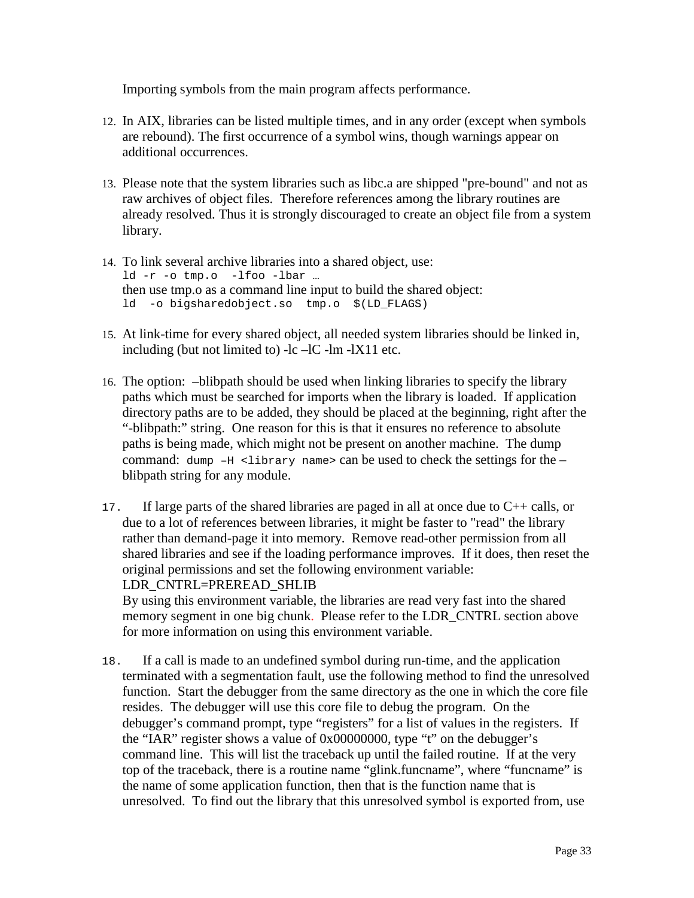Importing symbols from the main program affects performance.

12. In AIX, libraries can be listed multiple times, and in any order (except when symbols are rebound). The first occurrence of a symbol wins, though warnings appear on additional occurrences.

13. Please note that the system libraries such as libc.a are shipped "pre-bound" and not as raw archives of object files. Therefore references among the library routines are already resolved. Thus it is strongly discouraged to create an object file from a system library.

14. To link several archive libraries into a shared object, use:
    `ld -r -o tmp.o  -lfoo -lbar …`
    then use tmp.o as a command line input to build the shared object:
    `ld  -o bigsharedobject.so  tmp.o  $(LD_FLAGS)`

15. At link-time for every shared object, all needed system libraries should be linked in, including (but not limited to) -lc –lC -lm -lX11 etc.

16. The option: –blibpath should be used when linking libraries to specify the library paths which must be searched for imports when the library is loaded. If application directory paths are to be added, they should be placed at the beginning, right after the "-blibpath:" string. One reason for this is that it ensures no reference to absolute paths is being made, which might not be present on another machine. The dump command: `dump –H <library name>` can be used to check the settings for the –blibpath string for any module.

17. If large parts of the shared libraries are paged in all at once due to C++ calls, or due to a lot of references between libraries, it might be faster to "read" the library rather than demand-page it into memory. Remove read-other permission from all shared libraries and see if the loading performance improves. If it does, then reset the original permissions and set the following environment variable:
    LDR_CNTRL=PREREAD_SHLIB
    By using this environment variable, the libraries are read very fast into the shared memory segment in one big chunk. Please refer to the LDR_CNTRL section above for more information on using this environment variable.

18. If a call is made to an undefined symbol during run-time, and the application terminated with a segmentation fault, use the following method to find the unresolved function. Start the debugger from the same directory as the one in which the core file resides. The debugger will use this core file to debug the program. On the debugger's command prompt, type "registers" for a list of values in the registers. If the "IAR" register shows a value of 0x00000000, type "t" on the debugger's command line. This will list the traceback up until the failed routine. If at the very top of the traceback, there is a routine name "glink.funcname", where "funcname" is the name of some application function, then that is the function name that is unresolved. To find out the library that this unresolved symbol is exported from, use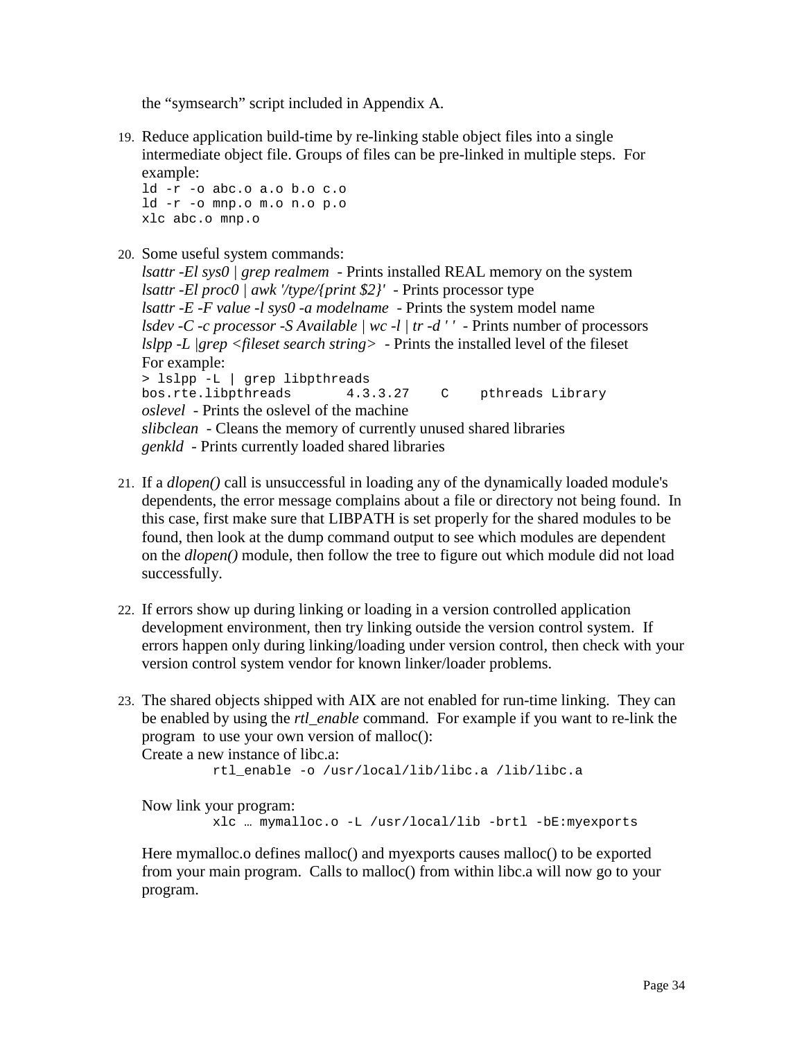the “symsearch” script included in Appendix A.

19. Reduce application build-time by re-linking stable object files into a single intermediate object file. Groups of files can be pre-linked in multiple steps. For example:
```
ld -r -o abc.o a.o b.o c.o
ld -r -o mnp.o m.o n.o p.o
xlc abc.o mnp.o
```

20. Some useful system commands:
*lsattr -El sys0 | grep realmem* - Prints installed REAL memory on the system
*lsattr -El proc0 | awk '/type/{print $2}'* - Prints processor type
*lsattr -E -F value -l sys0 -a modelname* - Prints the system model name
*lsdev -C -c processor -S Available | wc -l | tr -d ' '* - Prints number of processors
*lslpp -L |grep <fileset search string>* - Prints the installed level of the fileset
For example:
```
> lslpp -L | grep libpthreads
bos.rte.libpthreads       4.3.3.27    C    pthreads Library
```
*oslevel* - Prints the oslevel of the machine
*slibclean* - Cleans the memory of currently unused shared libraries
*genkld* - Prints currently loaded shared libraries

21. If a *dlopen()* call is unsuccessful in loading any of the dynamically loaded module's dependents, the error message complains about a file or directory not being found. In this case, first make sure that LIBPATH is set properly for the shared modules to be found, then look at the dump command output to see which modules are dependent on the *dlopen()* module, then follow the tree to figure out which module did not load successfully.

22. If errors show up during linking or loading in a version controlled application development environment, then try linking outside the version control system. If errors happen only during linking/loading under version control, then check with your version control system vendor for known linker/loader problems.

23. The shared objects shipped with AIX are not enabled for run-time linking. They can be enabled by using the *rtl_enable* command. For example if you want to re-link the program to use your own version of malloc():
Create a new instance of libc.a:
```
rtl_enable -o /usr/local/lib/libc.a /lib/libc.a
```

Now link your program:
```
xlc … mymalloc.o -L /usr/local/lib -brtl -bE:myexports
```

Here mymalloc.o defines malloc() and myexports causes malloc() to be exported from your main program. Calls to malloc() from within libc.a will now go to your program.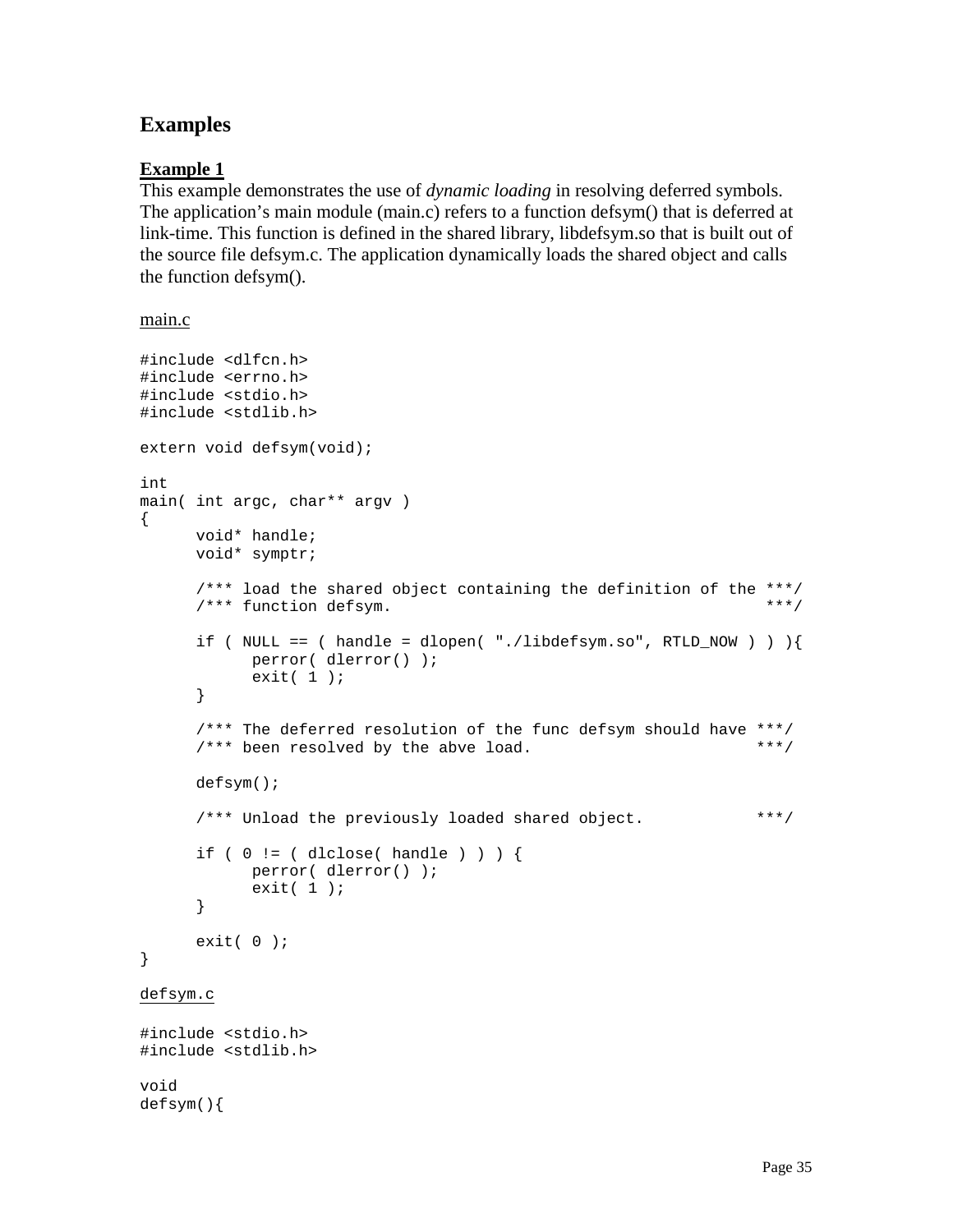## Examples

### Example 1

This example demonstrates the use of *dynamic loading* in resolving deferred symbols. The application's main module (main.c) refers to a function defsym() that is deferred at link-time. This function is defined in the shared library, libdefsym.so that is built out of the source file defsym.c. The application dynamically loads the shared object and calls the function defsym().

main.c

```
#include <dlfcn.h>
#include <errno.h>
#include <stdio.h>
#include <stdlib.h>

extern void defsym(void);

int
main( int argc, char** argv )
{
      void* handle;
      void* symptr;

      /*** load the shared object containing the definition of the ***/
      /*** function defsym.                                         ***/

      if ( NULL == ( handle = dlopen( "./libdefsym.so", RTLD_NOW ) ) ){
            perror( dlerror() );
            exit( 1 );
      }

      /*** The deferred resolution of the func defsym should have ***/
      /*** been resolved by the abve load.                        ***/

      defsym();

      /*** Unload the previously loaded shared object.            ***/

      if ( 0 != ( dlclose( handle ) ) ) {
            perror( dlerror() );
            exit( 1 );
      }

      exit( 0 );
}
```

defsym.c

```
#include <stdio.h>
#include <stdlib.h>

void
defsym(){
```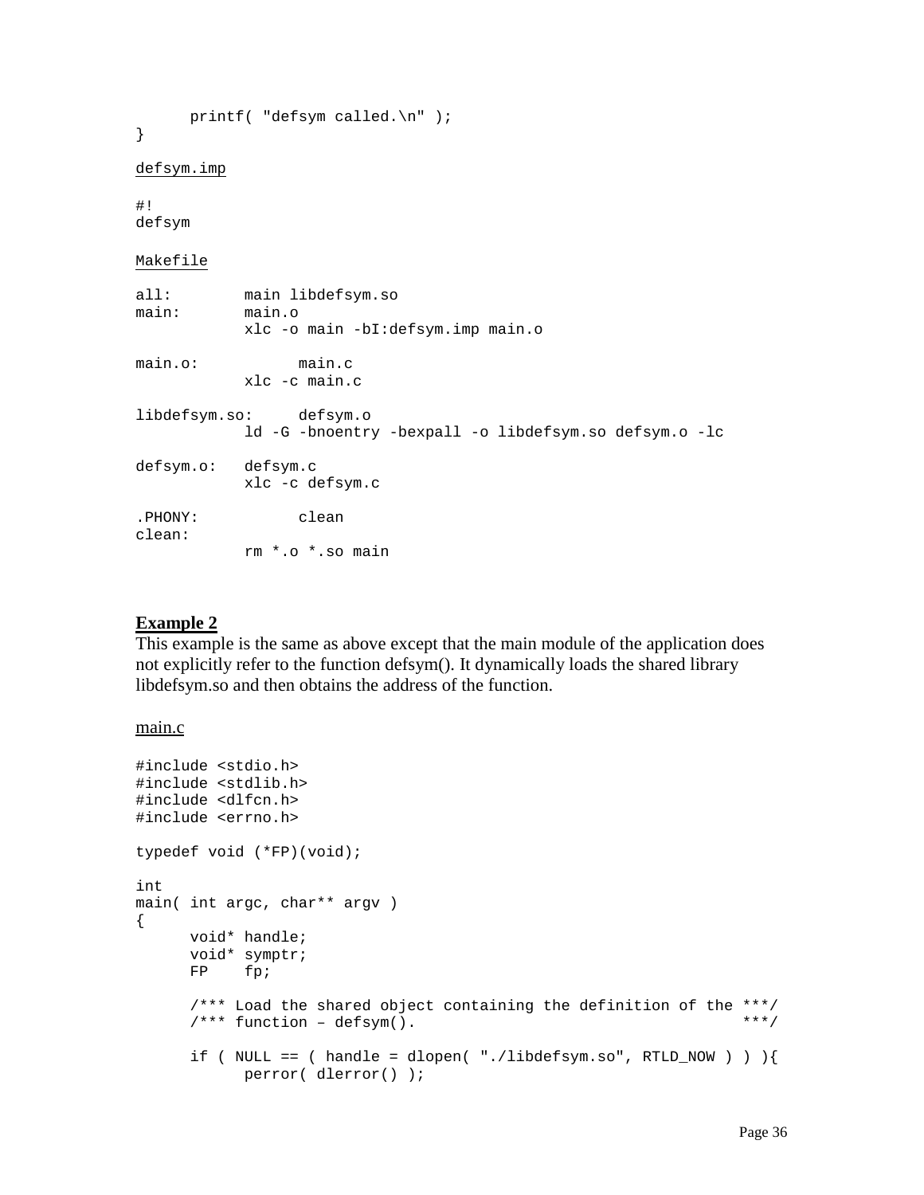```
	printf( "defsym called.\n" );
}
```

defsym.imp

```
#!
defsym
```

Makefile

```
all:        main libdefsym.so
main:       main.o
            xlc -o main -bI:defsym.imp main.o

main.o:           main.c
            xlc -c main.c

libdefsym.so:     defsym.o
            ld -G -bnoentry -bexpall -o libdefsym.so defsym.o -lc

defsym.o:   defsym.c
            xlc -c defsym.c

.PHONY:           clean
clean:
            rm *.o *.so main
```

**Example 2**

This example is the same as above except that the main module of the application does not explicitly refer to the function defsym(). It dynamically loads the shared library libdefsym.so and then obtains the address of the function.

main.c

```
#include <stdio.h>
#include <stdlib.h>
#include <dlfcn.h>
#include <errno.h>

typedef void (*FP)(void);

int
main( int argc, char** argv )
{
      void* handle;
      void* symptr;
      FP    fp;

      /*** Load the shared object containing the definition of the ***/
      /*** function – defsym().                                    ***/

      if ( NULL == ( handle = dlopen( "./libdefsym.so", RTLD_NOW ) ) ){
            perror( dlerror() );
```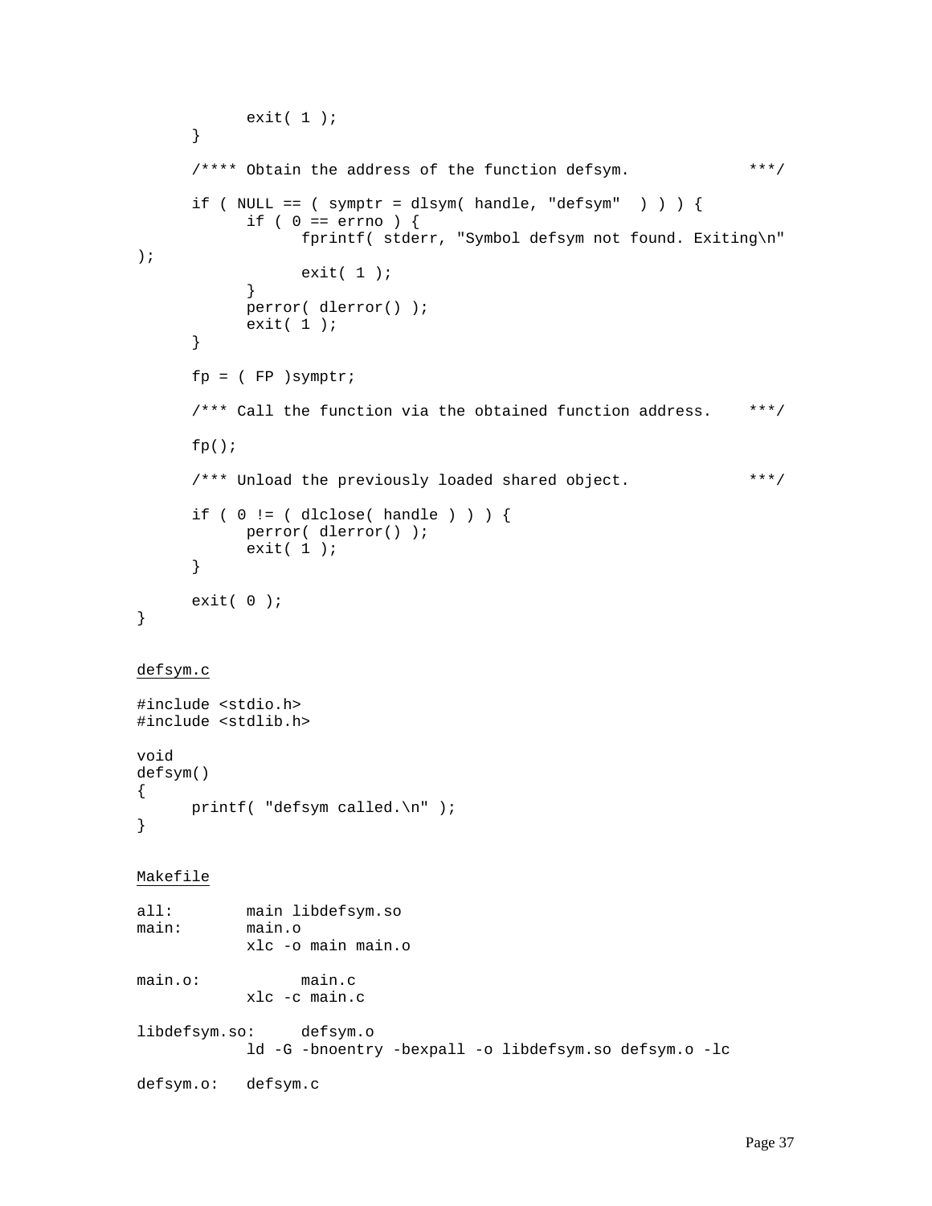```
            exit( 1 );
      }

      /**** Obtain the address of the function defsym.            ***/

      if ( NULL == ( symptr = dlsym( handle, "defsym"  ) ) ) {
            if ( 0 == errno ) {
                  fprintf( stderr, "Symbol defsym not found. Exiting\n"
);
                  exit( 1 );
            }
            perror( dlerror() );
            exit( 1 );
      }

      fp = ( FP )symptr;

      /*** Call the function via the obtained function address.    ***/

      fp();

      /*** Unload the previously loaded shared object.             ***/

      if ( 0 != ( dlclose( handle ) ) ) {
            perror( dlerror() );
            exit( 1 );
      }

      exit( 0 );
}
```

<u>defsym.c</u>

```
#include <stdio.h>
#include <stdlib.h>

void
defsym()
{
      printf( "defsym called.\n" );
}
```

<u>Makefile</u>

```
all:        main libdefsym.so
main:       main.o
            xlc -o main main.o

main.o:           main.c
            xlc -c main.c

libdefsym.so:     defsym.o
            ld -G -bnoentry -bexpall -o libdefsym.so defsym.o -lc

defsym.o:   defsym.c
```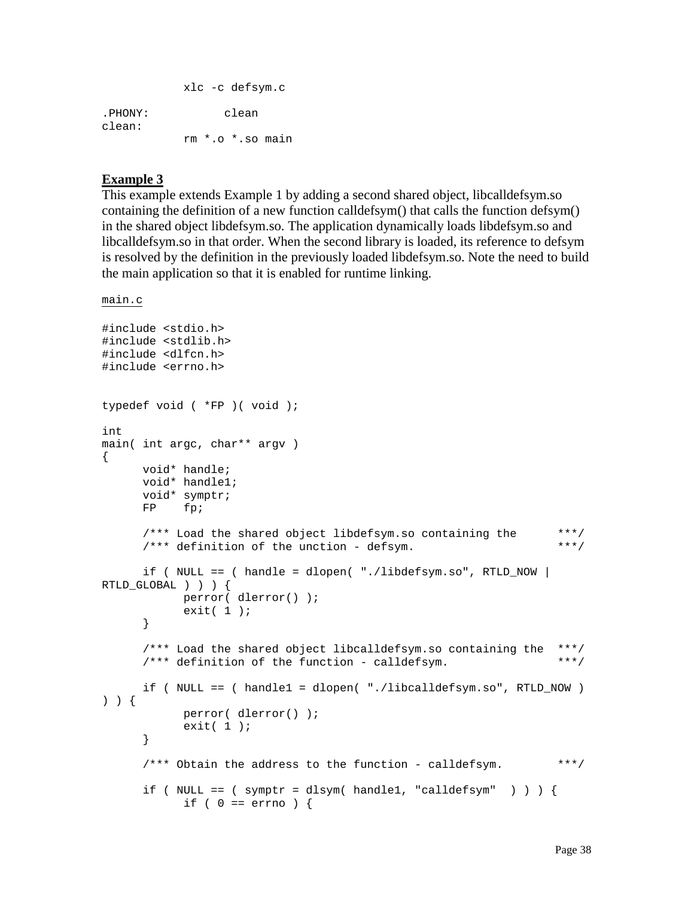```
            xlc -c defsym.c

.PHONY:           clean
clean:
            rm *.o *.so main
```

**Example 3**

This example extends Example 1 by adding a second shared object, libcalldefsym.so containing the definition of a new function calldefsym() that calls the function defsym() in the shared object libdefsym.so. The application dynamically loads libdefsym.so and libcalldefsym.so in that order. When the second library is loaded, its reference to defsym is resolved by the definition in the previously loaded libdefsym.so. Note the need to build the main application so that it is enabled for runtime linking.

main.c

```
#include <stdio.h>
#include <stdlib.h>
#include <dlfcn.h>
#include <errno.h>


typedef void ( *FP )( void );

int
main( int argc, char** argv )
{
      void* handle;
      void* handle1;
      void* symptr;
      FP    fp;

      /*** Load the shared object libdefsym.so containing the      ***/
      /*** definition of the unction - defsym.                     ***/

      if ( NULL == ( handle = dlopen( "./libdefsym.so", RTLD_NOW |
RTLD_GLOBAL ) ) ) {
            perror( dlerror() );
            exit( 1 );
      }

      /*** Load the shared object libcalldefsym.so containing the  ***/
      /*** definition of the function - calldefsym.                ***/

      if ( NULL == ( handle1 = dlopen( "./libcalldefsym.so", RTLD_NOW )
) ) {
            perror( dlerror() );
            exit( 1 );
      }

      /*** Obtain the address to the function - calldefsym.        ***/

      if ( NULL == ( symptr = dlsym( handle1, "calldefsym"  ) ) ) {
            if ( 0 == errno ) {
```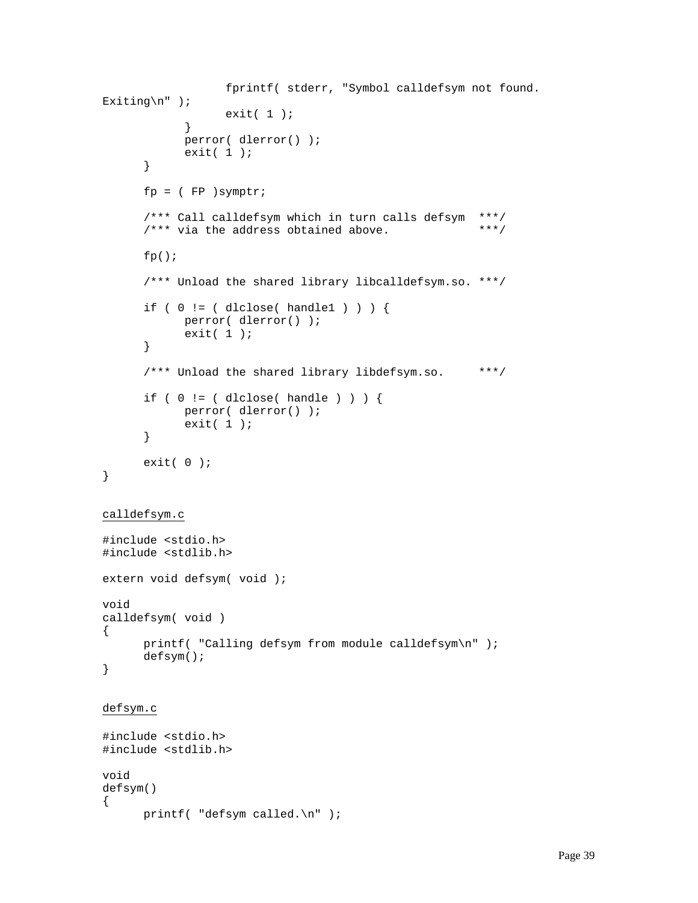```
                fprintf( stderr, "Symbol calldefsym not found.
Exiting\n" );
                exit( 1 );
            }
            perror( dlerror() );
            exit( 1 );
      }

      fp = ( FP )symptr;

      /*** Call calldefsym which in turn calls defsym  ***/
      /*** via the address obtained above.             ***/

      fp();

      /*** Unload the shared library libcalldefsym.so. ***/

      if ( 0 != ( dlclose( handle1 ) ) ) {
            perror( dlerror() );
            exit( 1 );
      }

      /*** Unload the shared library libdefsym.so.     ***/

      if ( 0 != ( dlclose( handle ) ) ) {
            perror( dlerror() );
            exit( 1 );
      }

      exit( 0 );
}
```

calldefsym.c

```
#include <stdio.h>
#include <stdlib.h>

extern void defsym( void );

void
calldefsym( void )
{
      printf( "Calling defsym from module calldefsym\n" );
      defsym();
}
```

defsym.c

```
#include <stdio.h>
#include <stdlib.h>

void
defsym()
{
      printf( "defsym called.\n" );
```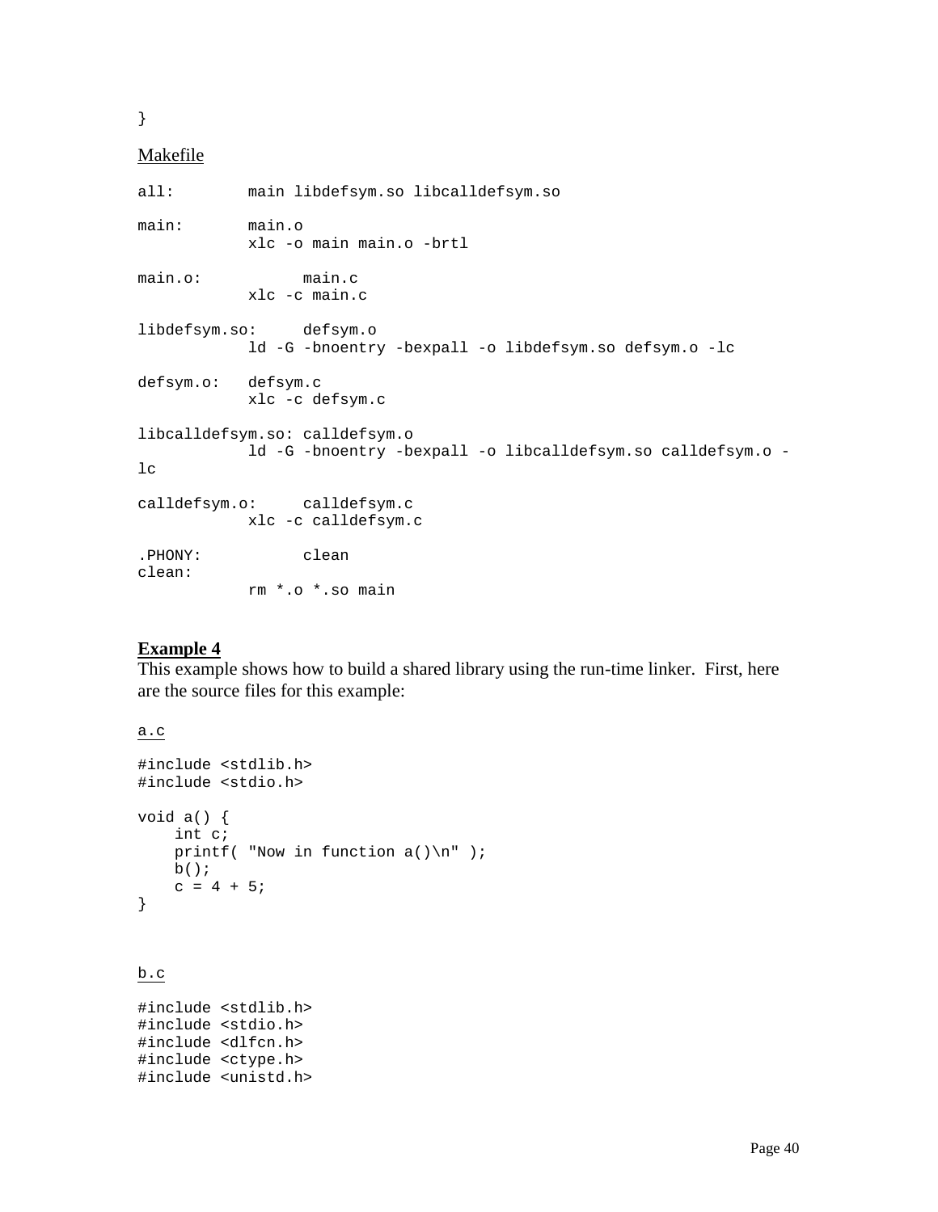```
}
```

Makefile

```
all:        main libdefsym.so libcalldefsym.so

main:       main.o
            xlc -o main main.o -brtl

main.o:           main.c
            xlc -c main.c

libdefsym.so:     defsym.o
            ld -G -bnoentry -bexpall -o libdefsym.so defsym.o -lc

defsym.o:   defsym.c
            xlc -c defsym.c

libcalldefsym.so: calldefsym.o
            ld -G -bnoentry -bexpall -o libcalldefsym.so calldefsym.o -
lc

calldefsym.o:     calldefsym.c
            xlc -c calldefsym.c

.PHONY:           clean
clean:
            rm *.o *.so main
```

**Example 4**

This example shows how to build a shared library using the run-time linker. First, here are the source files for this example:

a.c

```
#include <stdlib.h>
#include <stdio.h>

void a() {
    int c;
    printf( "Now in function a()\n" );
    b();
    c = 4 + 5;
}
```

b.c

```
#include <stdlib.h>
#include <stdio.h>
#include <dlfcn.h>
#include <ctype.h>
#include <unistd.h>
```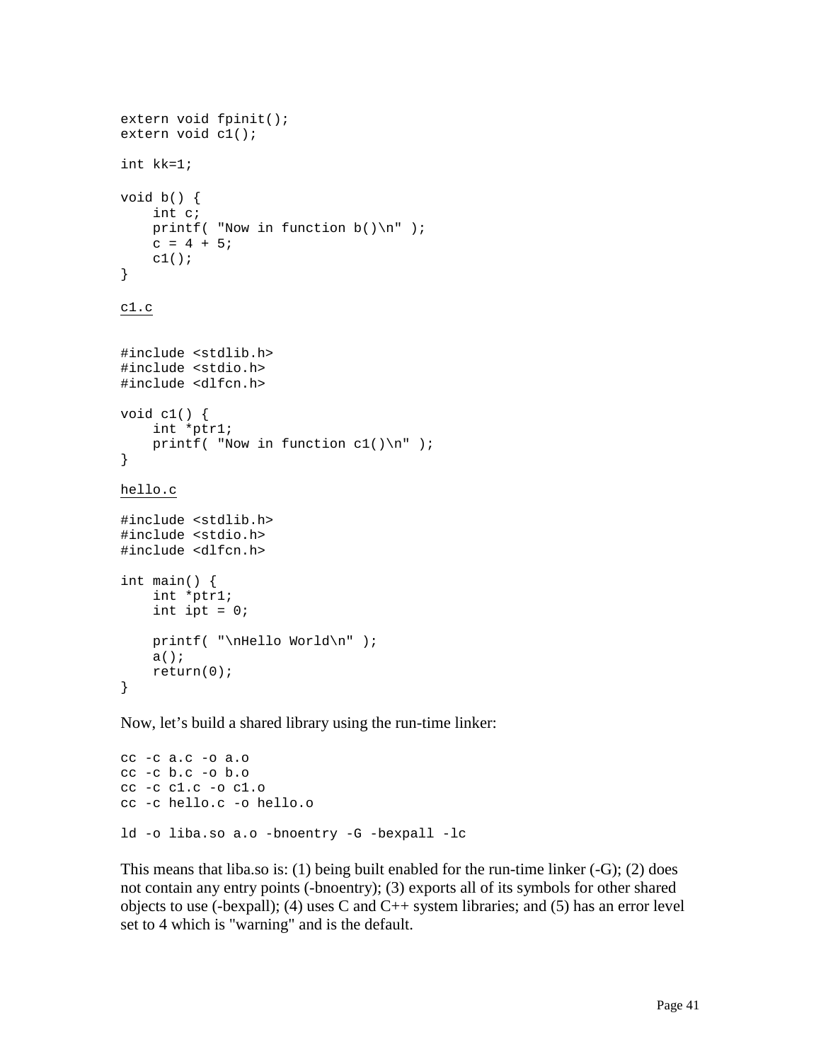```
extern void fpinit();
extern void c1();

int kk=1;

void b() {
    int c;
    printf( "Now in function b()\n" );
    c = 4 + 5;
    c1();
}
```

<u>c1.c</u>

```
#include <stdlib.h>
#include <stdio.h>
#include <dlfcn.h>

void c1() {
    int *ptr1;
    printf( "Now in function c1()\n" );
}
```

<u>hello.c</u>

```
#include <stdlib.h>
#include <stdio.h>
#include <dlfcn.h>

int main() {
    int *ptr1;
    int ipt = 0;

    printf( "\nHello World\n" );
    a();
    return(0);
}
```

Now, let's build a shared library using the run-time linker:

```
cc -c a.c -o a.o
cc -c b.c -o b.o
cc -c c1.c -o c1.o
cc -c hello.c -o hello.o

ld -o liba.so a.o -bnoentry -G -bexpall -lc
```

This means that liba.so is: (1) being built enabled for the run-time linker (-G); (2) does not contain any entry points (-bnoentry); (3) exports all of its symbols for other shared objects to use (-bexpall); (4) uses C and C++ system libraries; and (5) has an error level set to 4 which is "warning" and is the default.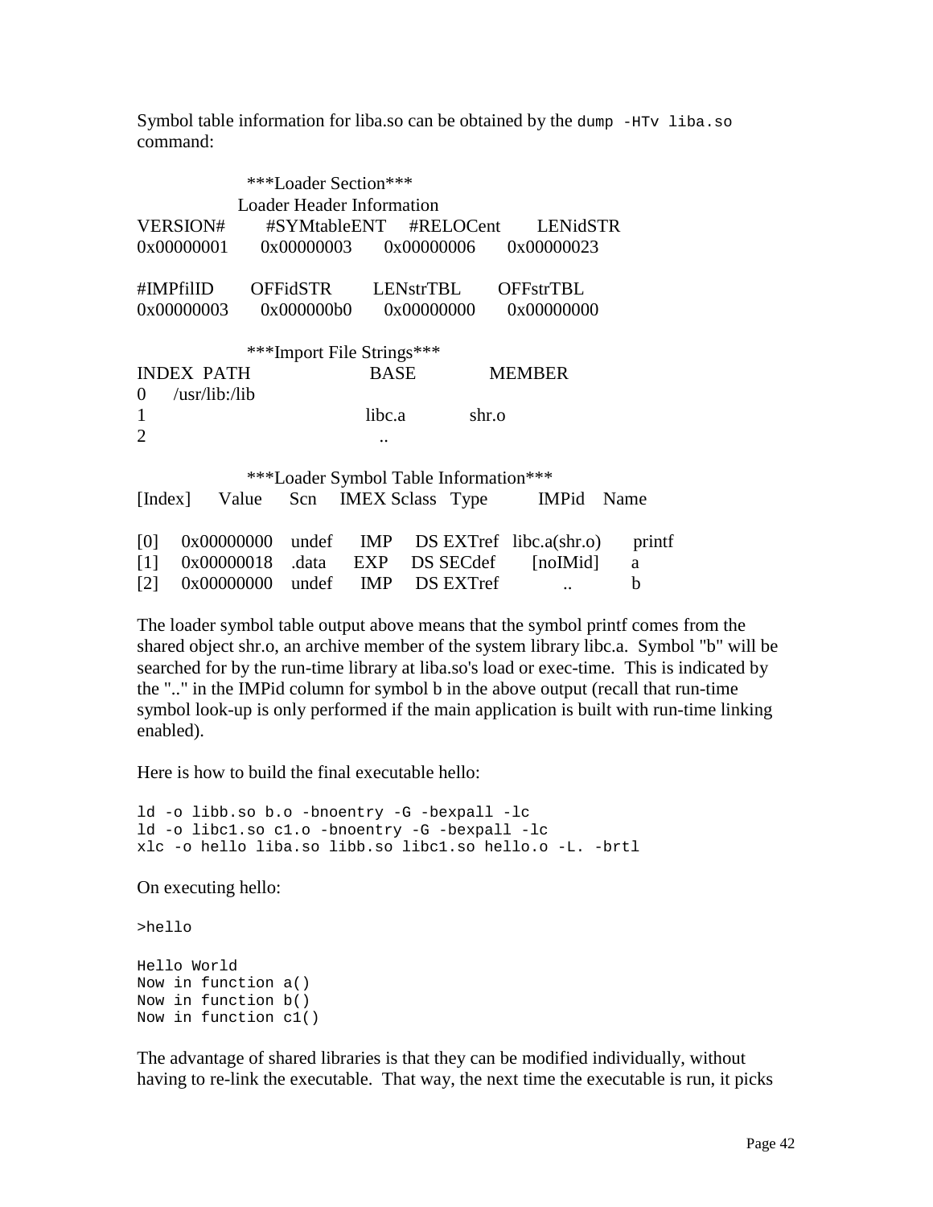Symbol table information for liba.so can be obtained by the `dump -HTv liba.so` command:

```
                  ***Loader Section***
                Loader Header Information
VERSION#       #SYMtableENT    #RELOCent       LENidSTR
0x00000001      0x00000003      0x00000006      0x00000023

#IMPfilID       OFFidSTR        LENstrTBL       OFFstrTBL
0x00000003      0x000000b0      0x00000000      0x00000000

                  ***Import File Strings***
INDEX  PATH                     BASE            MEMBER
0      /usr/lib:/lib
1                               libc.a          shr.o
2                               ..

                  ***Loader Symbol Table Information***
[Index]     Value      Scn     IMEX Sclass   Type          IMPid    Name

[0]     0x00000000    undef     IMP     DS EXTref   libc.a(shr.o)      printf
[1]     0x00000018    .data     EXP     DS SECdef       [noIMid]       a
[2]     0x00000000    undef     IMP     DS EXTref           ..         b
```

The loader symbol table output above means that the symbol printf comes from the shared object shr.o, an archive member of the system library libc.a. Symbol "b" will be searched for by the run-time library at liba.so's load or exec-time. This is indicated by the ".." in the IMPid column for symbol b in the above output (recall that run-time symbol look-up is only performed if the main application is built with run-time linking enabled).

Here is how to build the final executable hello:

```
ld -o libb.so b.o -bnoentry -G -bexpall -lc
ld -o libc1.so c1.o -bnoentry -G -bexpall -lc
xlc -o hello liba.so libb.so libc1.so hello.o -L. -brtl
```

On executing hello:

```
>hello

Hello World
Now in function a()
Now in function b()
Now in function c1()
```

The advantage of shared libraries is that they can be modified individually, without having to re-link the executable. That way, the next time the executable is run, it picks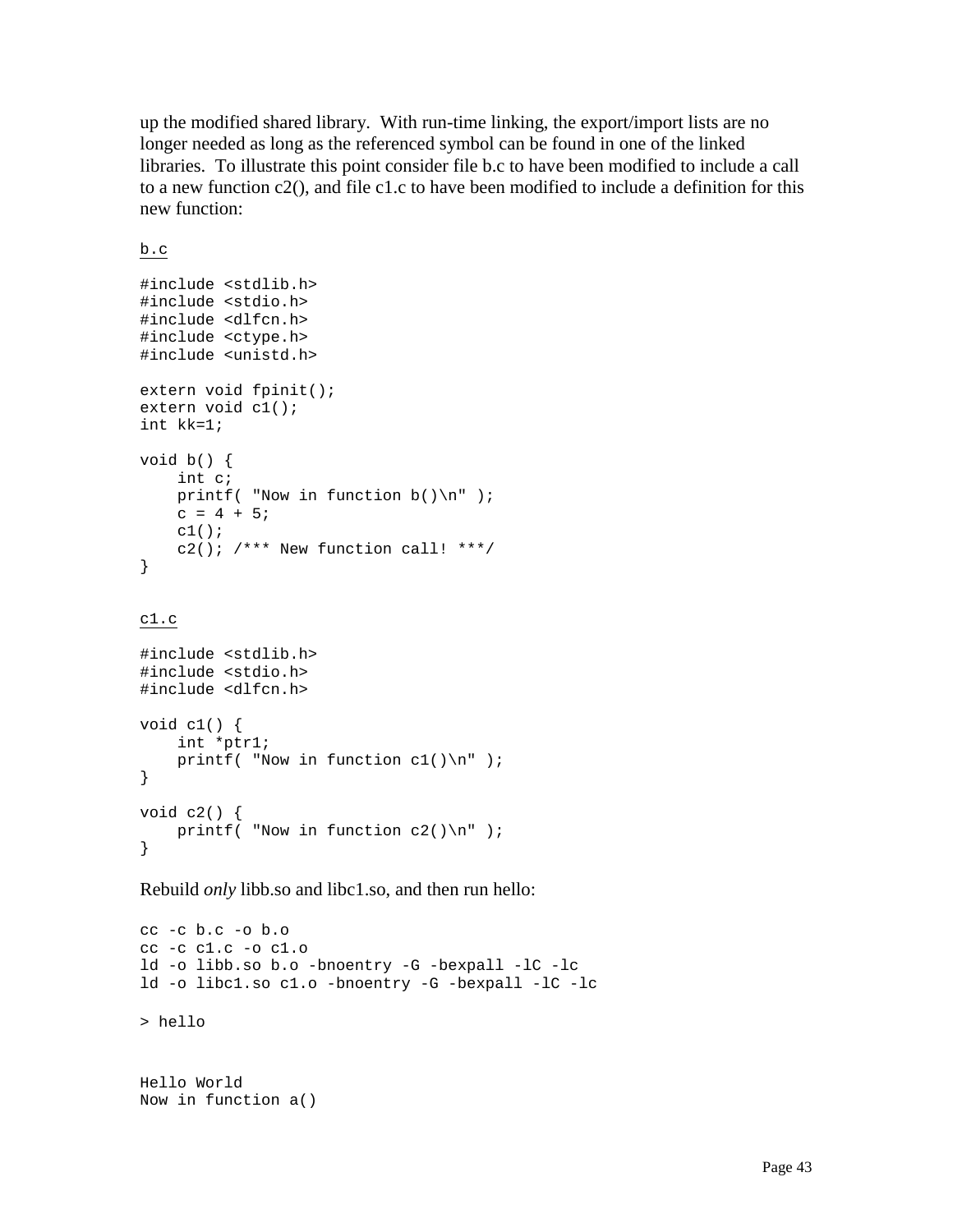up the modified shared library. With run-time linking, the export/import lists are no longer needed as long as the referenced symbol can be found in one of the linked libraries. To illustrate this point consider file b.c to have been modified to include a call to a new function c2(), and file c1.c to have been modified to include a definition for this new function:

<u>b.c</u>

```
#include <stdlib.h>
#include <stdio.h>
#include <dlfcn.h>
#include <ctype.h>
#include <unistd.h>

extern void fpinit();
extern void c1();
int kk=1;

void b() {
    int c;
    printf( "Now in function b()\n" );
    c = 4 + 5;
    c1();
    c2(); /*** New function call! ***/
}
```

<u>c1.c</u>

```
#include <stdlib.h>
#include <stdio.h>
#include <dlfcn.h>

void c1() {
    int *ptr1;
    printf( "Now in function c1()\n" );
}

void c2() {
    printf( "Now in function c2()\n" );
}
```

Rebuild *only* libb.so and libc1.so, and then run hello:

```
cc -c b.c -o b.o
cc -c c1.c -o c1.o
ld -o libb.so b.o -bnoentry -G -bexpall -lC -lc
ld -o libc1.so c1.o -bnoentry -G -bexpall -lC -lc

> hello


Hello World
Now in function a()
```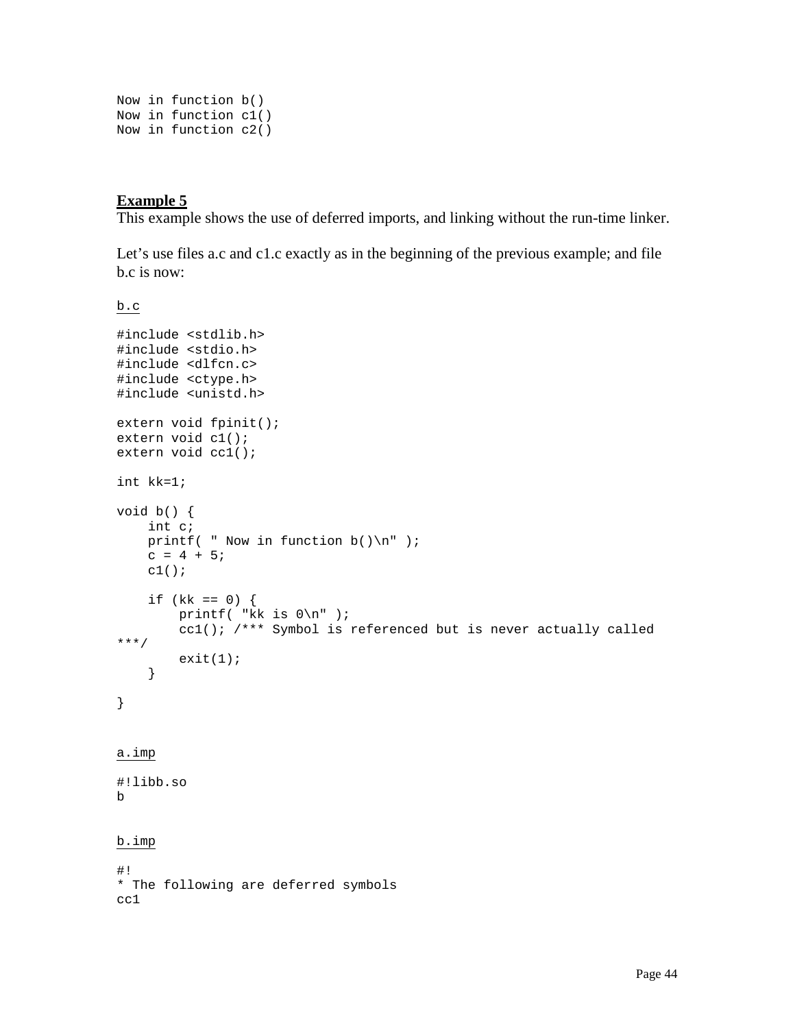```
Now in function b()
Now in function c1()
Now in function c2()
```

### **Example 5**

This example shows the use of deferred imports, and linking without the run-time linker.

Let's use files a.c and c1.c exactly as in the beginning of the previous example; and file b.c is now:

b.c

```
#include <stdlib.h>
#include <stdio.h>
#include <dlfcn.c>
#include <ctype.h>
#include <unistd.h>

extern void fpinit();
extern void c1();
extern void cc1();

int kk=1;

void b() {
    int c;
    printf( " Now in function b()\n" );
    c = 4 + 5;
    c1();

    if (kk == 0) {
        printf( "kk is 0\n" );
        cc1(); /*** Symbol is referenced but is never actually called
***/
        exit(1);
    }

}
```

a.imp

```
#!libb.so
b
```

b.imp

```
#!
* The following are deferred symbols
cc1
```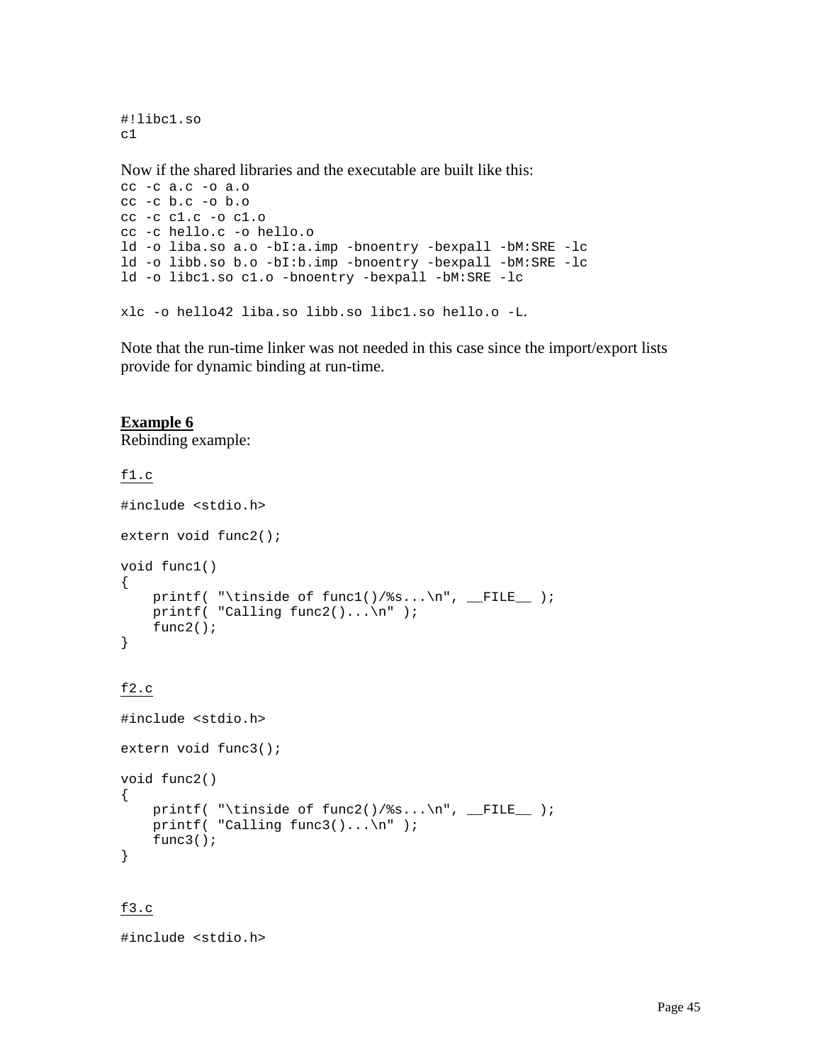```
#!libc1.so
c1
```

Now if the shared libraries and the executable are built like this:

```
cc -c a.c -o a.o
cc -c b.c -o b.o
cc -c c1.c -o c1.o
cc -c hello.c -o hello.o
ld -o liba.so a.o -bI:a.imp -bnoentry -bexpall -bM:SRE -lc
ld -o libb.so b.o -bI:b.imp -bnoentry -bexpall -bM:SRE -lc
ld -o libc1.so c1.o -bnoentry -bexpall -bM:SRE -lc

xlc -o hello42 liba.so libb.so libc1.so hello.o -L.
```

Note that the run-time linker was not needed in this case since the import/export lists provide for dynamic binding at run-time.

**Example 6**

Rebinding example:

f1.c

```
#include <stdio.h>

extern void func2();

void func1()
{
    printf( "\tinside of func1()/%s...\n", __FILE__ );
    printf( "Calling func2()...\n" );
    func2();
}
```

f2.c

```
#include <stdio.h>

extern void func3();

void func2()
{
    printf( "\tinside of func2()/%s...\n", __FILE__ );
    printf( "Calling func3()...\n" );
    func3();
}
```

f3.c

```
#include <stdio.h>
```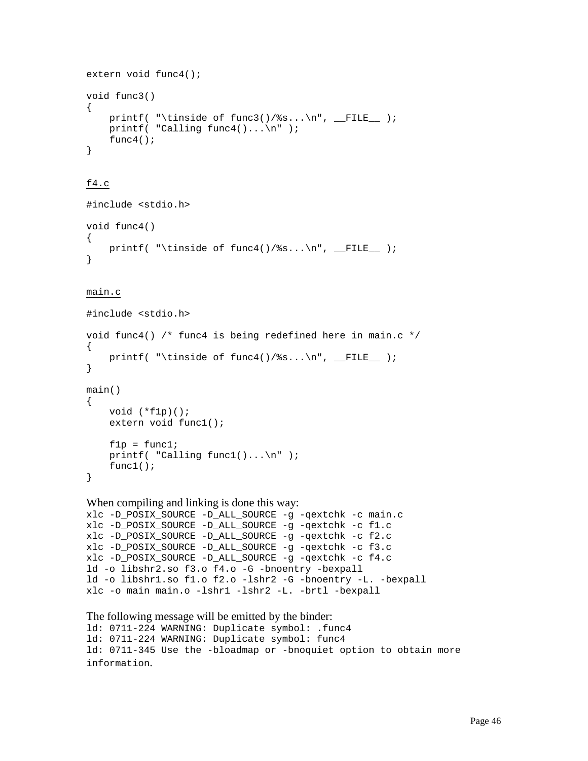```
extern void func4();

void func3()
{
    printf( "\tinside of func3()/%s...\n", __FILE__ );
    printf( "Calling func4()...\n" );
    func4();
}
```

f4.c

```
#include <stdio.h>

void func4()
{
    printf( "\tinside of func4()/%s...\n", __FILE__ );
}
```

main.c

```
#include <stdio.h>

void func4() /* func4 is being redefined here in main.c */
{
    printf( "\tinside of func4()/%s...\n", __FILE__ );
}

main()
{
    void (*f1p)();
    extern void func1();

    f1p = func1;
    printf( "Calling func1()...\n" );
    func1();
}
```

When compiling and linking is done this way:

```
xlc -D_POSIX_SOURCE -D_ALL_SOURCE -g -qextchk -c main.c
xlc -D_POSIX_SOURCE -D_ALL_SOURCE -g -qextchk -c f1.c
xlc -D_POSIX_SOURCE -D_ALL_SOURCE -g -qextchk -c f2.c
xlc -D_POSIX_SOURCE -D_ALL_SOURCE -g -qextchk -c f3.c
xlc -D_POSIX_SOURCE -D_ALL_SOURCE -g -qextchk -c f4.c
ld -o libshr2.so f3.o f4.o -G -bnoentry -bexpall
ld -o libshr1.so f1.o f2.o -lshr2 -G -bnoentry -L. -bexpall
xlc -o main main.o -lshr1 -lshr2 -L. -brtl -bexpall
```

The following message will be emitted by the binder:

```
ld: 0711-224 WARNING: Duplicate symbol: .func4
ld: 0711-224 WARNING: Duplicate symbol: func4
ld: 0711-345 Use the -bloadmap or -bnoquiet option to obtain more
information.
```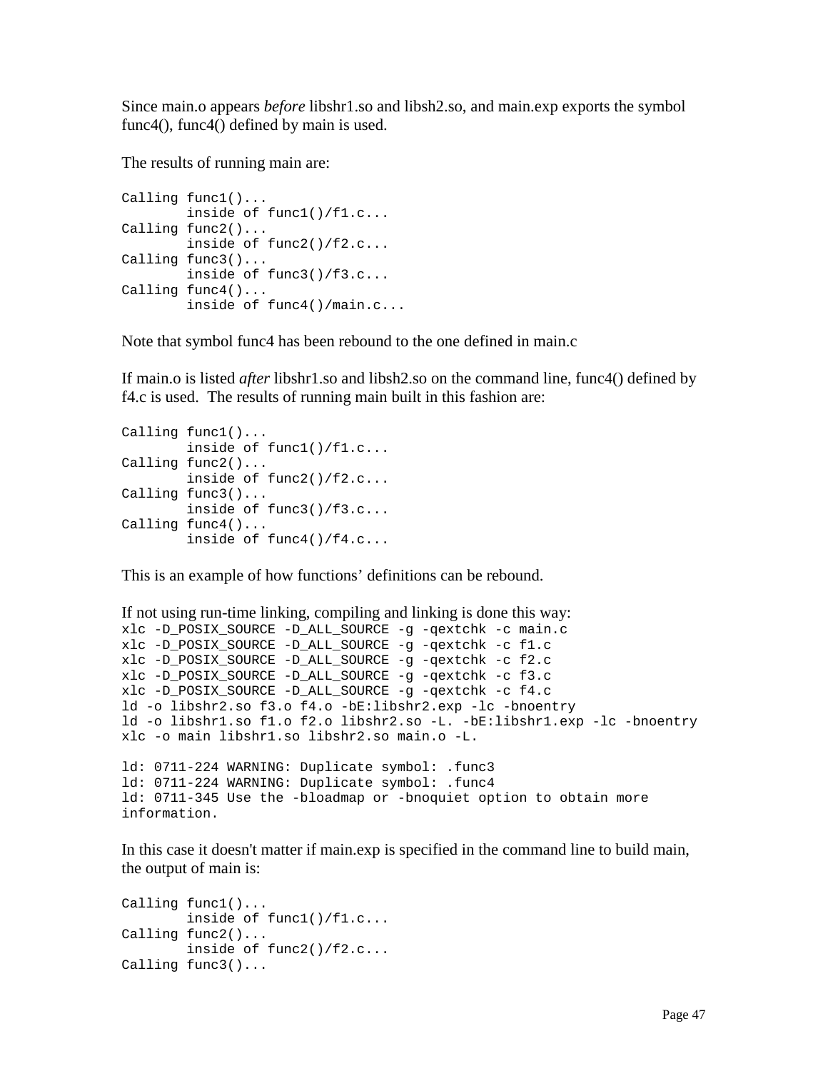Since main.o appears *before* libshr1.so and libsh2.so, and main.exp exports the symbol func4(), func4() defined by main is used.

The results of running main are:

```
Calling func1()...
        inside of func1()/f1.c...
Calling func2()...
        inside of func2()/f2.c...
Calling func3()...
        inside of func3()/f3.c...
Calling func4()...
        inside of func4()/main.c...
```

Note that symbol func4 has been rebound to the one defined in main.c

If main.o is listed *after* libshr1.so and libsh2.so on the command line, func4() defined by f4.c is used. The results of running main built in this fashion are:

```
Calling func1()...
        inside of func1()/f1.c...
Calling func2()...
        inside of func2()/f2.c...
Calling func3()...
        inside of func3()/f3.c...
Calling func4()...
        inside of func4()/f4.c...
```

This is an example of how functions' definitions can be rebound.

If not using run-time linking, compiling and linking is done this way:

```
xlc -D_POSIX_SOURCE -D_ALL_SOURCE -g -qextchk -c main.c
xlc -D_POSIX_SOURCE -D_ALL_SOURCE -g -qextchk -c f1.c
xlc -D_POSIX_SOURCE -D_ALL_SOURCE -g -qextchk -c f2.c
xlc -D_POSIX_SOURCE -D_ALL_SOURCE -g -qextchk -c f3.c
xlc -D_POSIX_SOURCE -D_ALL_SOURCE -g -qextchk -c f4.c
ld -o libshr2.so f3.o f4.o -bE:libshr2.exp -lc -bnoentry
ld -o libshr1.so f1.o f2.o libshr2.so -L. -bE:libshr1.exp -lc -bnoentry
xlc -o main libshr1.so libshr2.so main.o -L.

ld: 0711-224 WARNING: Duplicate symbol: .func3
ld: 0711-224 WARNING: Duplicate symbol: .func4
ld: 0711-345 Use the -bloadmap or -bnoquiet option to obtain more
information.
```

In this case it doesn't matter if main.exp is specified in the command line to build main, the output of main is:

```
Calling func1()...
        inside of func1()/f1.c...
Calling func2()...
        inside of func2()/f2.c...
Calling func3()...
```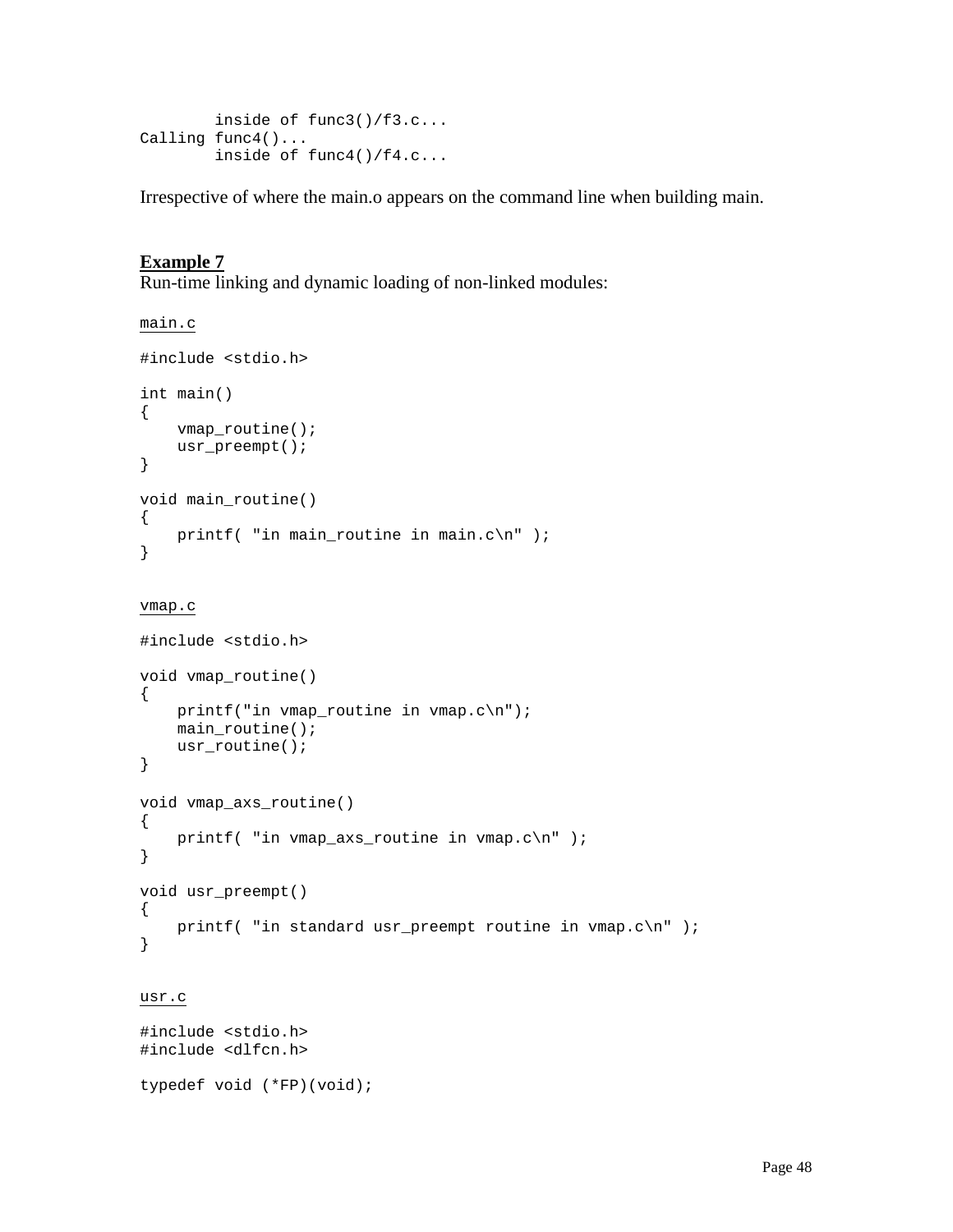```
        inside of func3()/f3.c...
Calling func4()...
        inside of func4()/f4.c...
```

Irrespective of where the main.o appears on the command line when building main.

**Example 7**

Run-time linking and dynamic loading of non-linked modules:

main.c

```
#include <stdio.h>

int main()
{
    vmap_routine();
    usr_preempt();
}

void main_routine()
{
    printf( "in main_routine in main.c\n" );
}
```

vmap.c

```
#include <stdio.h>

void vmap_routine()
{
    printf("in vmap_routine in vmap.c\n");
    main_routine();
    usr_routine();
}

void vmap_axs_routine()
{
    printf( "in vmap_axs_routine in vmap.c\n" );
}

void usr_preempt()
{
    printf( "in standard usr_preempt routine in vmap.c\n" );
}
```

usr.c

```
#include <stdio.h>
#include <dlfcn.h>

typedef void (*FP)(void);
```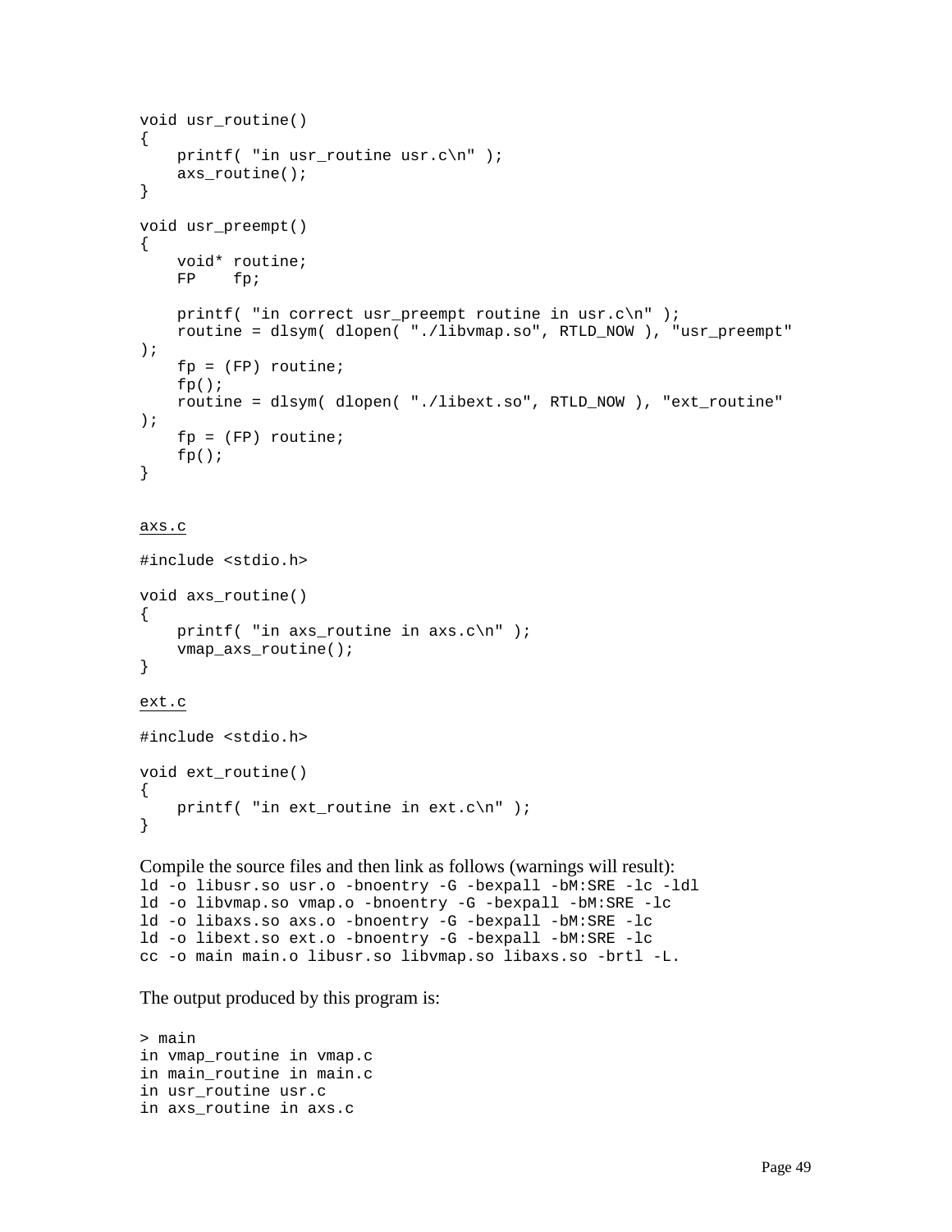```
void usr_routine()
{
    printf( "in usr_routine usr.c\n" );
    axs_routine();
}

void usr_preempt()
{
    void* routine;
    FP    fp;

    printf( "in correct usr_preempt routine in usr.c\n" );
    routine = dlsym( dlopen( "./libvmap.so", RTLD_NOW ), "usr_preempt"
);
    fp = (FP) routine;
    fp();
    routine = dlsym( dlopen( "./libext.so", RTLD_NOW ), "ext_routine"
);
    fp = (FP) routine;
    fp();
}
```

<u>axs.c</u>

```
#include <stdio.h>

void axs_routine()
{
    printf( "in axs_routine in axs.c\n" );
    vmap_axs_routine();
}
```

<u>ext.c</u>

```
#include <stdio.h>

void ext_routine()
{
    printf( "in ext_routine in ext.c\n" );
}
```

Compile the source files and then link as follows (warnings will result):

```
ld -o libusr.so usr.o -bnoentry -G -bexpall -bM:SRE -lc -ldl
ld -o libvmap.so vmap.o -bnoentry -G -bexpall -bM:SRE -lc
ld -o libaxs.so axs.o -bnoentry -G -bexpall -bM:SRE -lc
ld -o libext.so ext.o -bnoentry -G -bexpall -bM:SRE -lc
cc -o main main.o libusr.so libvmap.so libaxs.so -brtl -L.
```

The output produced by this program is:

```
> main
in vmap_routine in vmap.c
in main_routine in main.c
in usr_routine usr.c
in axs_routine in axs.c
```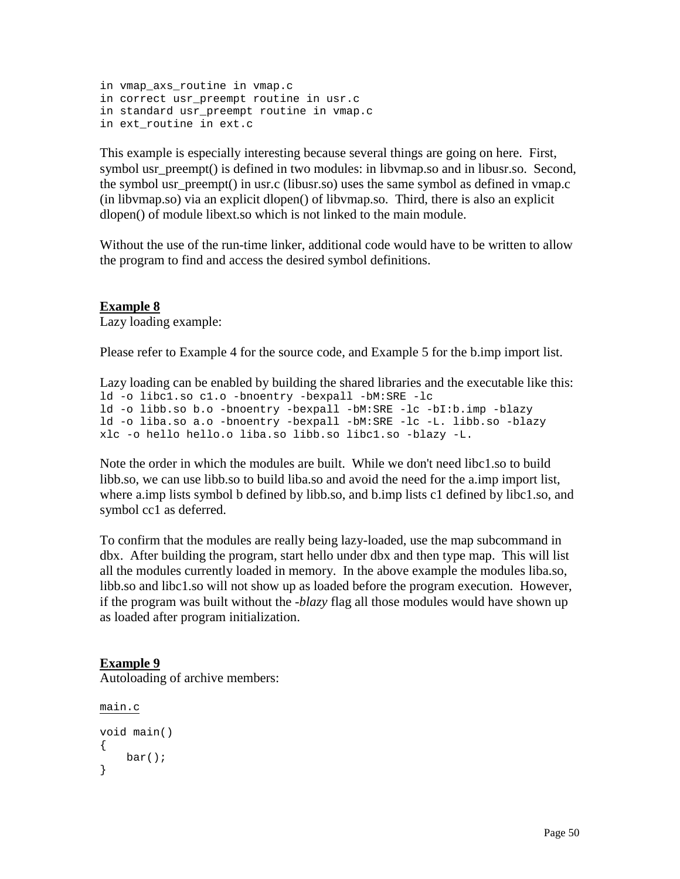```
in vmap_axs_routine in vmap.c
in correct usr_preempt routine in usr.c
in standard usr_preempt routine in vmap.c
in ext_routine in ext.c
```

This example is especially interesting because several things are going on here. First, symbol usr_preempt() is defined in two modules: in libvmap.so and in libusr.so. Second, the symbol usr_preempt() in usr.c (libusr.so) uses the same symbol as defined in vmap.c (in libvmap.so) via an explicit dlopen() of libvmap.so. Third, there is also an explicit dlopen() of module libext.so which is not linked to the main module.

Without the use of the run-time linker, additional code would have to be written to allow the program to find and access the desired symbol definitions.

**Example 8**

Lazy loading example:

Please refer to Example 4 for the source code, and Example 5 for the b.imp import list.

Lazy loading can be enabled by building the shared libraries and the executable like this:

```
ld -o libc1.so c1.o -bnoentry -bexpall -bM:SRE -lc
ld -o libb.so b.o -bnoentry -bexpall -bM:SRE -lc -bI:b.imp -blazy
ld -o liba.so a.o -bnoentry -bexpall -bM:SRE -lc -L. libb.so -blazy
xlc -o hello hello.o liba.so libb.so libc1.so -blazy -L.
```

Note the order in which the modules are built. While we don't need libc1.so to build libb.so, we can use libb.so to build liba.so and avoid the need for the a.imp import list, where a.imp lists symbol b defined by libb.so, and b.imp lists c1 defined by libc1.so, and symbol cc1 as deferred.

To confirm that the modules are really being lazy-loaded, use the map subcommand in dbx. After building the program, start hello under dbx and then type map. This will list all the modules currently loaded in memory. In the above example the modules liba.so, libb.so and libc1.so will not show up as loaded before the program execution. However, if the program was built without the *-blazy* flag all those modules would have shown up as loaded after program initialization.

**Example 9**

Autoloading of archive members:

main.c

```
void main()
{
    bar();
}
```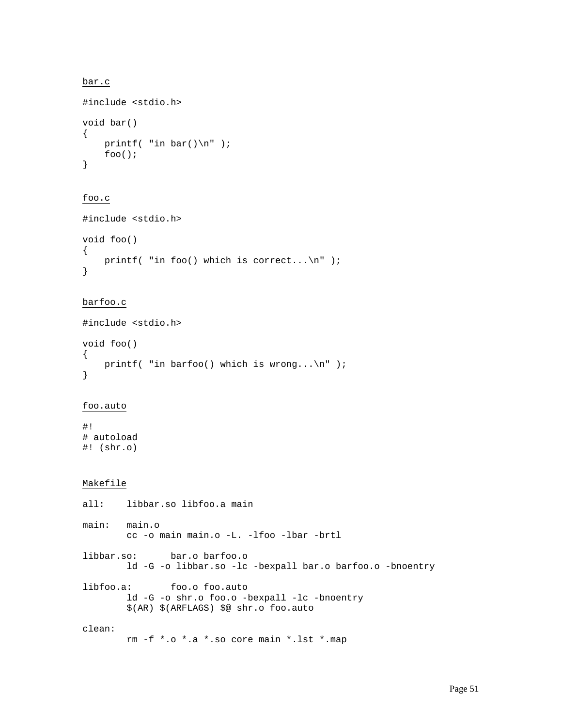bar.c

```
#include <stdio.h>

void bar()
{
    printf( "in bar()\n" );
    foo();
}
```

foo.c

```
#include <stdio.h>

void foo()
{
    printf( "in foo() which is correct...\n" );
}
```

barfoo.c

```
#include <stdio.h>

void foo()
{
    printf( "in barfoo() which is wrong...\n" );
}
```

foo.auto

```
#!
# autoload
#! (shr.o)
```

Makefile

```
all:    libbar.so libfoo.a main

main:   main.o
        cc -o main main.o -L. -lfoo -lbar -brtl

libbar.so:      bar.o barfoo.o
        ld -G -o libbar.so -lc -bexpall bar.o barfoo.o -bnoentry

libfoo.a:       foo.o foo.auto
        ld -G -o shr.o foo.o -bexpall -lc -bnoentry
        $(AR) $(ARFLAGS) $@ shr.o foo.auto

clean:
        rm -f *.o *.a *.so core main *.lst *.map
```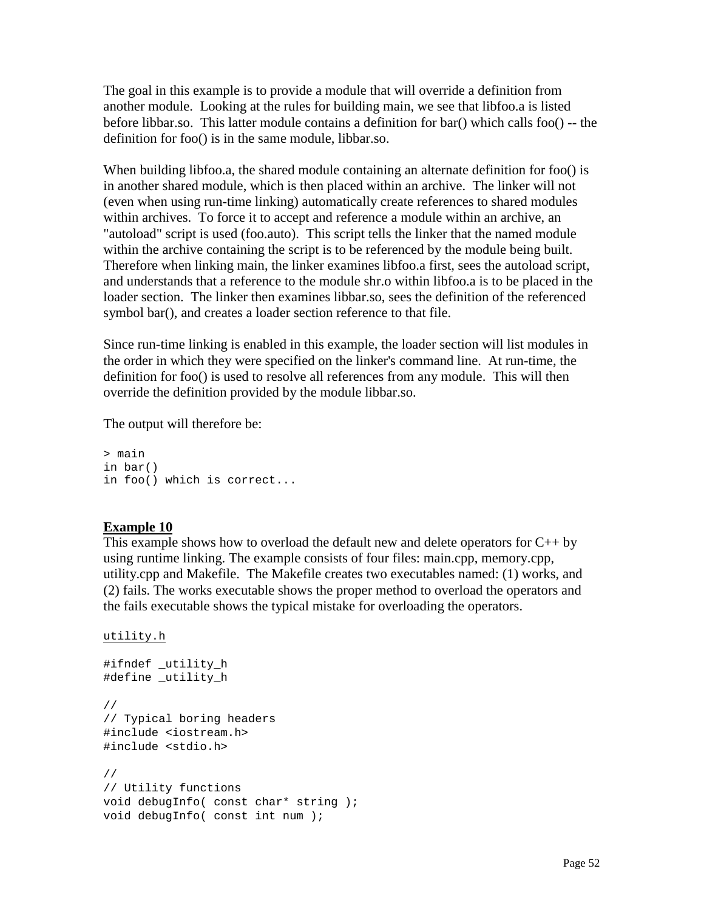The goal in this example is to provide a module that will override a definition from another module. Looking at the rules for building main, we see that libfoo.a is listed before libbar.so. This latter module contains a definition for bar() which calls foo() -- the definition for foo() is in the same module, libbar.so.

When building libfoo.a, the shared module containing an alternate definition for foo() is in another shared module, which is then placed within an archive. The linker will not (even when using run-time linking) automatically create references to shared modules within archives. To force it to accept and reference a module within an archive, an "autoload" script is used (foo.auto). This script tells the linker that the named module within the archive containing the script is to be referenced by the module being built. Therefore when linking main, the linker examines libfoo.a first, sees the autoload script, and understands that a reference to the module shr.o within libfoo.a is to be placed in the loader section. The linker then examines libbar.so, sees the definition of the referenced symbol bar(), and creates a loader section reference to that file.

Since run-time linking is enabled in this example, the loader section will list modules in the order in which they were specified on the linker's command line. At run-time, the definition for foo() is used to resolve all references from any module. This will then override the definition provided by the module libbar.so.

The output will therefore be:

```
> main
in bar()
in foo() which is correct...
```

**Example 10**

This example shows how to overload the default new and delete operators for C++ by using runtime linking. The example consists of four files: main.cpp, memory.cpp, utility.cpp and Makefile. The Makefile creates two executables named: (1) works, and (2) fails. The works executable shows the proper method to overload the operators and the fails executable shows the typical mistake for overloading the operators.

utility.h

```
#ifndef _utility_h
#define _utility_h

//
// Typical boring headers
#include <iostream.h>
#include <stdio.h>

//
// Utility functions
void debugInfo( const char* string );
void debugInfo( const int num );
```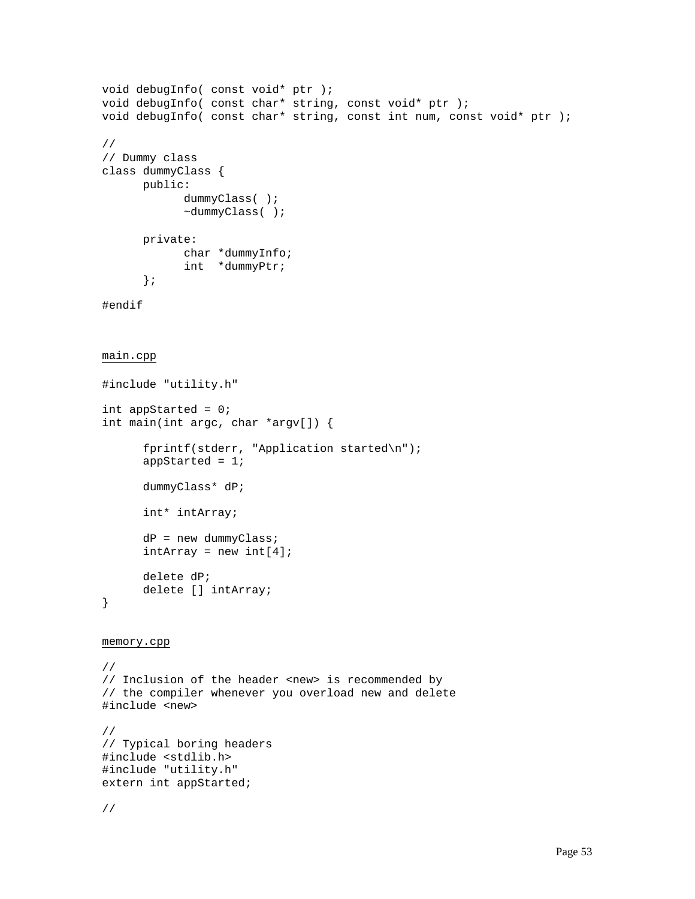```
void debugInfo( const void* ptr );
void debugInfo( const char* string, const void* ptr );
void debugInfo( const char* string, const int num, const void* ptr );

//
// Dummy class
class dummyClass {
      public:
            dummyClass( );
            ~dummyClass( );

      private:
            char *dummyInfo;
            int  *dummyPtr;
      };

#endif
```

main.cpp

```
#include "utility.h"

int appStarted = 0;
int main(int argc, char *argv[]) {

      fprintf(stderr, "Application started\n");
      appStarted = 1;

      dummyClass* dP;

      int* intArray;

      dP = new dummyClass;
      intArray = new int[4];

      delete dP;
      delete [] intArray;
}
```

memory.cpp

```
//
// Inclusion of the header <new> is recommended by
// the compiler whenever you overload new and delete
#include <new>

//
// Typical boring headers
#include <stdlib.h>
#include "utility.h"
extern int appStarted;

//
```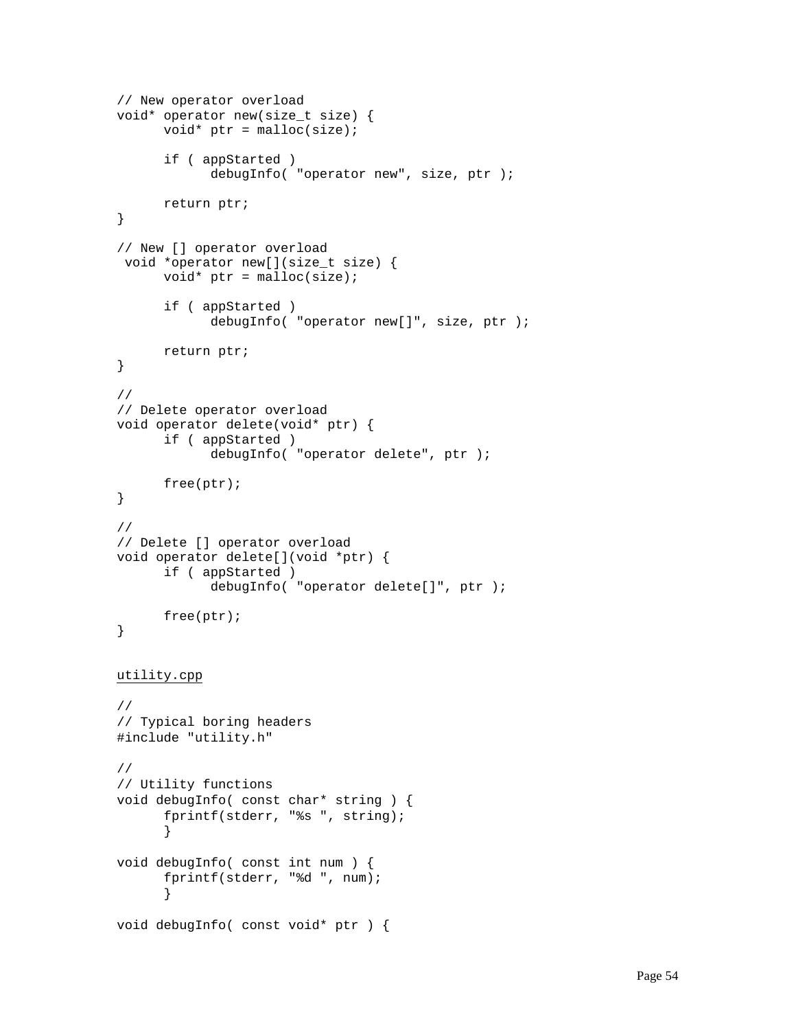```
// New operator overload
void* operator new(size_t size) {
      void* ptr = malloc(size);

      if ( appStarted )
            debugInfo( "operator new", size, ptr );

      return ptr;
}

// New [] operator overload
 void *operator new[](size_t size) {
      void* ptr = malloc(size);

      if ( appStarted )
            debugInfo( "operator new[]", size, ptr );

      return ptr;
}

//
// Delete operator overload
void operator delete(void* ptr) {
      if ( appStarted )
            debugInfo( "operator delete", ptr );

      free(ptr);
}

//
// Delete [] operator overload
void operator delete[](void *ptr) {
      if ( appStarted )
            debugInfo( "operator delete[]", ptr );

      free(ptr);
}
```

utility.cpp

```
//
// Typical boring headers
#include "utility.h"

//
// Utility functions
void debugInfo( const char* string ) {
      fprintf(stderr, "%s ", string);
      }

void debugInfo( const int num ) {
      fprintf(stderr, "%d ", num);
      }

void debugInfo( const void* ptr ) {
```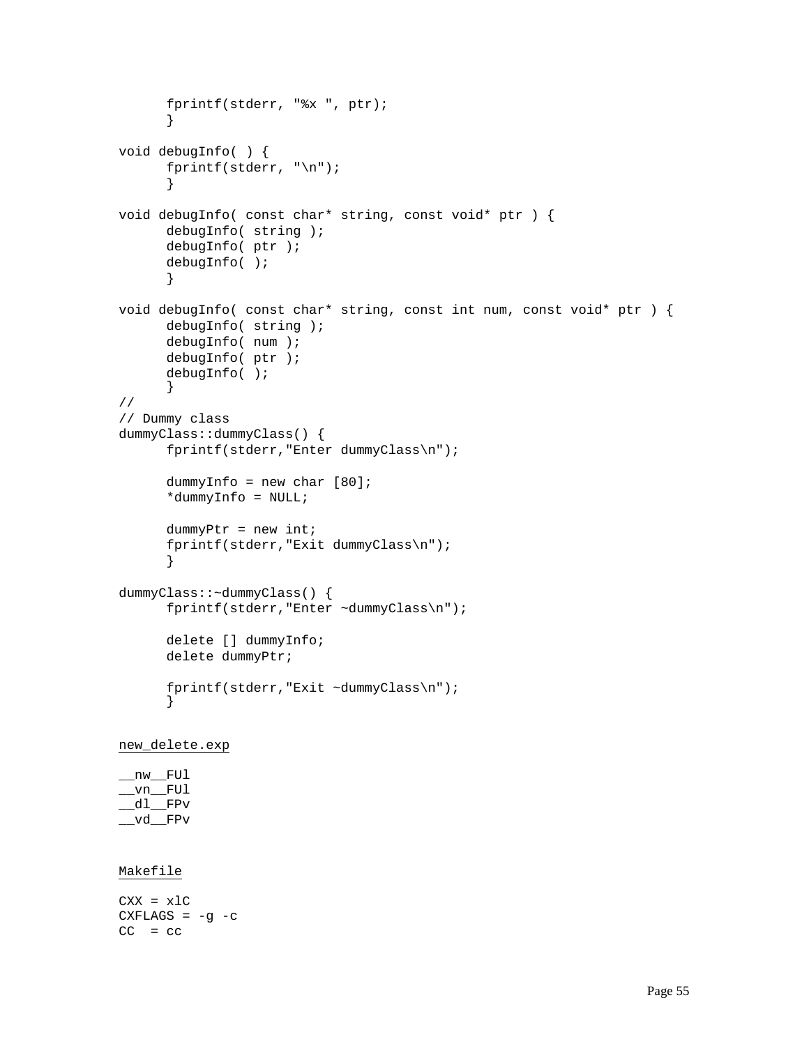```
      fprintf(stderr, "%x ", ptr);
      }

void debugInfo( ) {
      fprintf(stderr, "\n");
      }

void debugInfo( const char* string, const void* ptr ) {
      debugInfo( string );
      debugInfo( ptr );
      debugInfo( );
      }

void debugInfo( const char* string, const int num, const void* ptr ) {
      debugInfo( string );
      debugInfo( num );
      debugInfo( ptr );
      debugInfo( );
      }
//
// Dummy class
dummyClass::dummyClass() {
      fprintf(stderr,"Enter dummyClass\n");

      dummyInfo = new char [80];
      *dummyInfo = NULL;

      dummyPtr = new int;
      fprintf(stderr,"Exit dummyClass\n");
      }

dummyClass::~dummyClass() {
      fprintf(stderr,"Enter ~dummyClass\n");

      delete [] dummyInfo;
      delete dummyPtr;

      fprintf(stderr,"Exit ~dummyClass\n");
      }
```

<u>new_delete.exp</u>

```
__nw__FUl
__vn__FUl
__dl__FPv
__vd__FPv
```

<u>Makefile</u>

```
CXX = xlC
CXFLAGS = -g -c
CC  = cc
```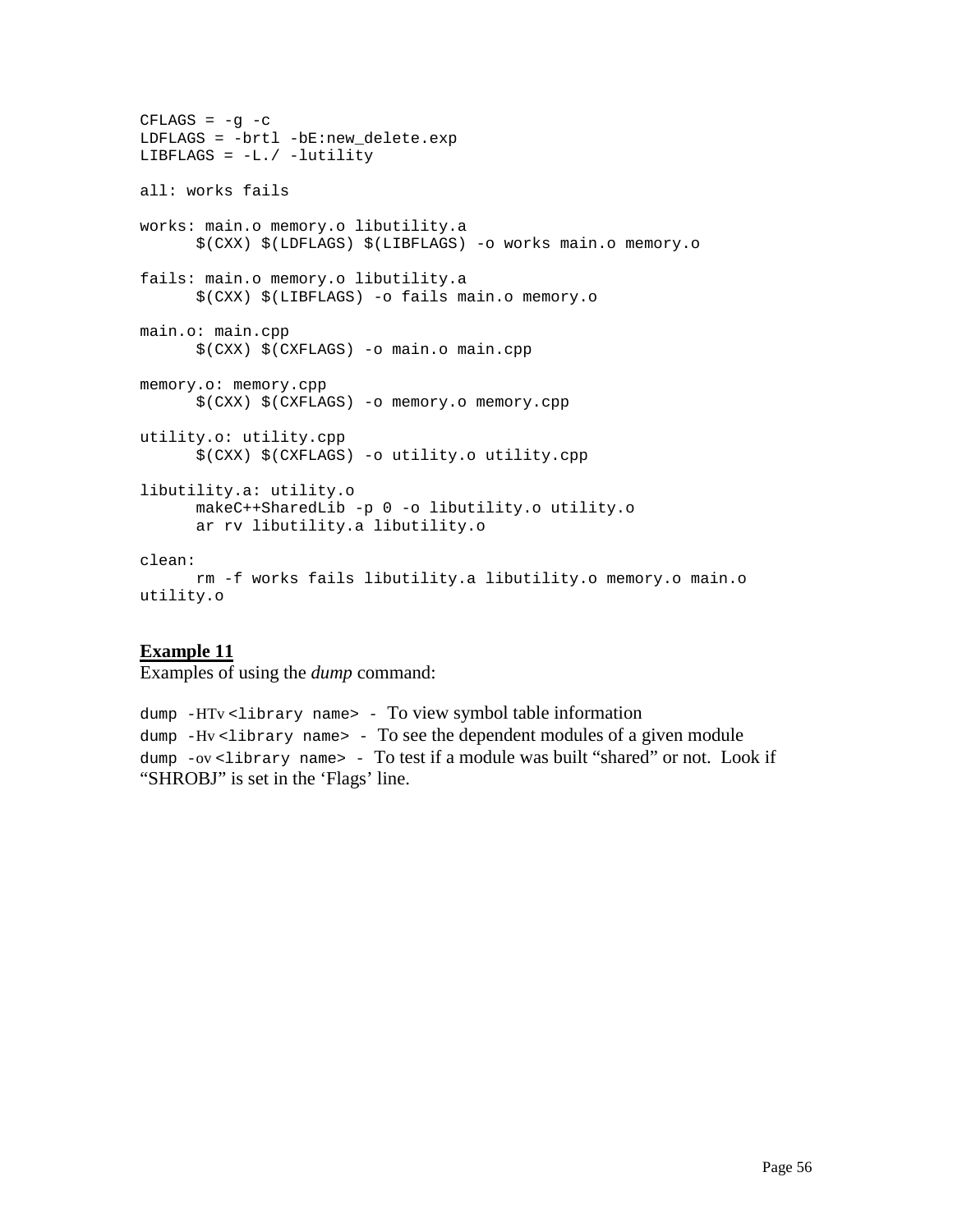```
CFLAGS = -g -c
LDFLAGS = -brtl -bE:new_delete.exp
LIBFLAGS = -L./ -lutility

all: works fails

works: main.o memory.o libutility.a
      $(CXX) $(LDFLAGS) $(LIBFLAGS) -o works main.o memory.o

fails: main.o memory.o libutility.a
      $(CXX) $(LIBFLAGS) -o fails main.o memory.o

main.o: main.cpp
      $(CXX) $(CXFLAGS) -o main.o main.cpp

memory.o: memory.cpp
      $(CXX) $(CXFLAGS) -o memory.o memory.cpp

utility.o: utility.cpp
      $(CXX) $(CXFLAGS) -o utility.o utility.cpp

libutility.a: utility.o
      makeC++SharedLib -p 0 -o libutility.o utility.o
      ar rv libutility.a libutility.o

clean:
      rm -f works fails libutility.a libutility.o memory.o main.o
utility.o
```

**Example 11**

Examples of using the *dump* command:

`dump -HTv <library name> -` To view symbol table information
`dump -Hv <library name> -` To see the dependent modules of a given module
`dump -ov <library name> -` To test if a module was built "shared" or not. Look if "SHROBJ" is set in the 'Flags' line.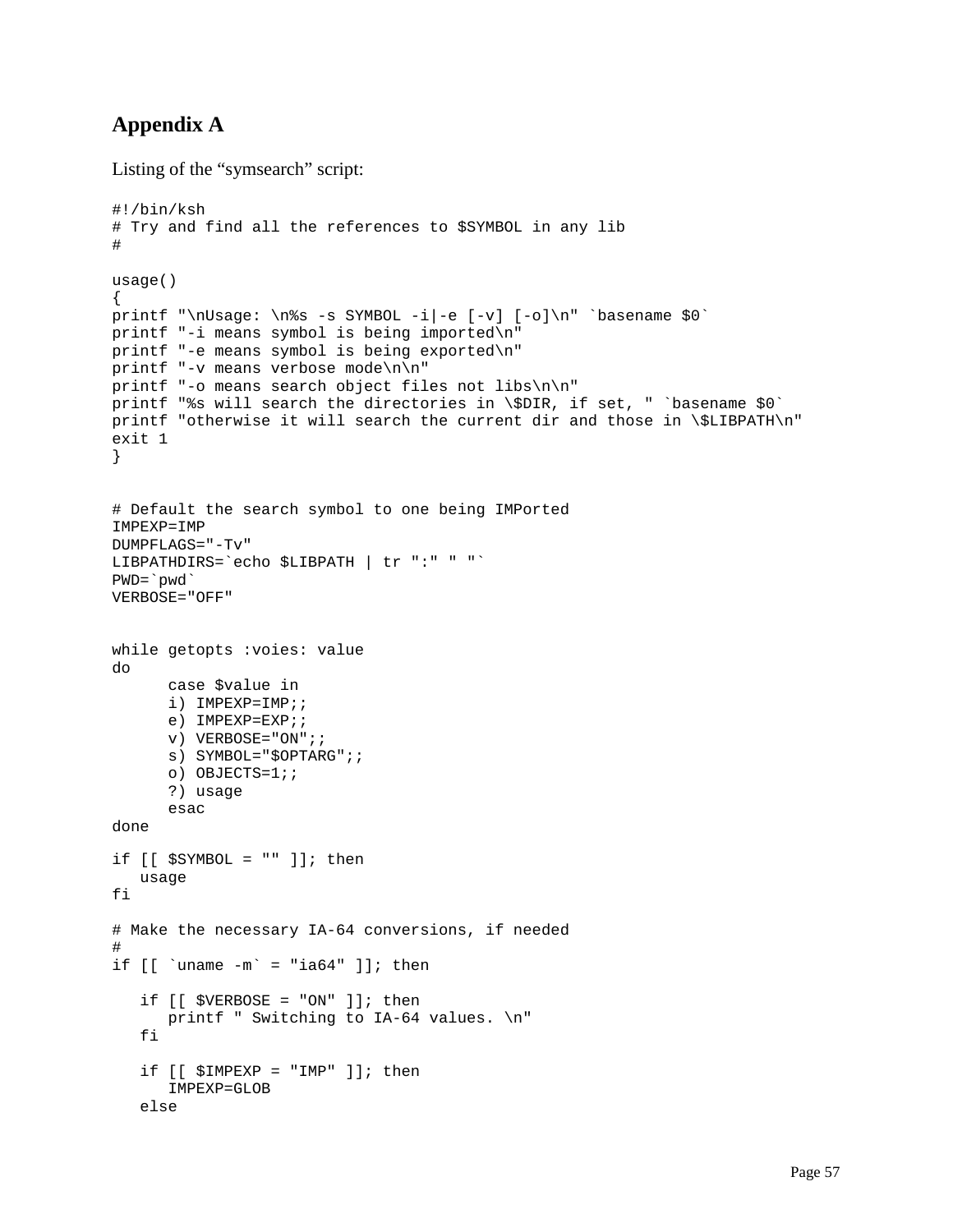# Appendix A

Listing of the “symsearch” script:

```
#!/bin/ksh
# Try and find all the references to $SYMBOL in any lib
#

usage()
{
printf "\nUsage: \n%s -s SYMBOL -i|-e [-v] [-o]\n" `basename $0`
printf "-i means symbol is being imported\n"
printf "-e means symbol is being exported\n"
printf "-v means verbose mode\n\n"
printf "-o means search object files not libs\n\n"
printf "%s will search the directories in \$DIR, if set, " `basename $0`
printf "otherwise it will search the current dir and those in \$LIBPATH\n"
exit 1
}


# Default the search symbol to one being IMPorted
IMPEXP=IMP
DUMPFLAGS="-Tv"
LIBPATHDIRS=`echo $LIBPATH | tr ":" " "`
PWD=`pwd`
VERBOSE="OFF"


while getopts :voies: value
do
      case $value in
      i) IMPEXP=IMP;;
      e) IMPEXP=EXP;;
      v) VERBOSE="ON";;
      s) SYMBOL="$OPTARG";;
      o) OBJECTS=1;;
      ?) usage
      esac
done

if [[ $SYMBOL = "" ]]; then
   usage
fi

# Make the necessary IA-64 conversions, if needed
#
if [[ `uname -m` = "ia64" ]]; then

   if [[ $VERBOSE = "ON" ]]; then
      printf " Switching to IA-64 values. \n"
   fi

   if [[ $IMPEXP = "IMP" ]]; then
      IMPEXP=GLOB
   else
```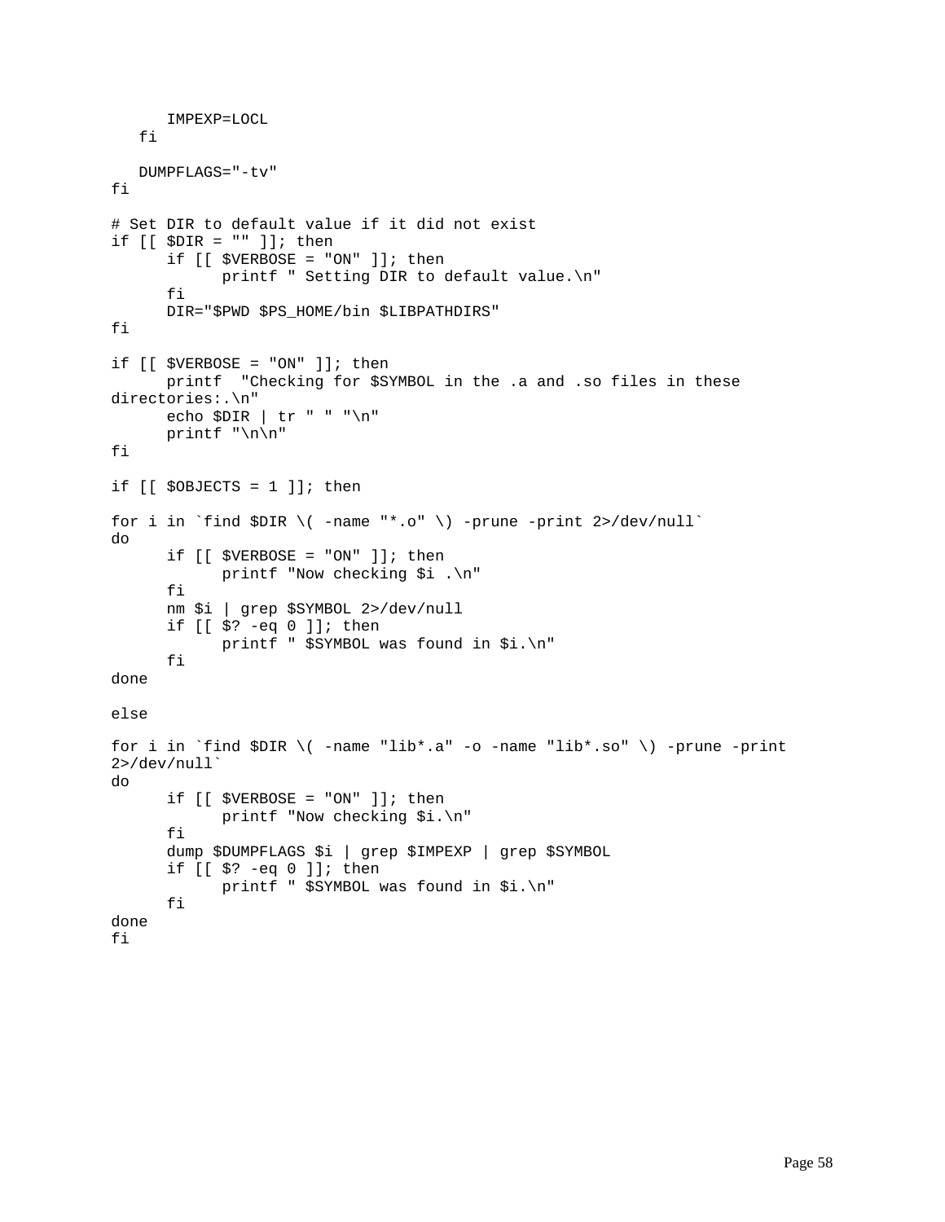```
      IMPEXP=LOCL
   fi

   DUMPFLAGS="-tv"
fi

# Set DIR to default value if it did not exist
if [[ $DIR = "" ]]; then
      if [[ $VERBOSE = "ON" ]]; then
            printf " Setting DIR to default value.\n"
      fi
      DIR="$PWD $PS_HOME/bin $LIBPATHDIRS"
fi

if [[ $VERBOSE = "ON" ]]; then
      printf  "Checking for $SYMBOL in the .a and .so files in these 
directories:.\n"
      echo $DIR | tr " " "\n"
      printf "\n\n"
fi

if [[ $OBJECTS = 1 ]]; then

for i in `find $DIR \( -name "*.o" \) -prune -print 2>/dev/null`
do
      if [[ $VERBOSE = "ON" ]]; then
            printf "Now checking $i .\n"
      fi
      nm $i | grep $SYMBOL 2>/dev/null
      if [[ $? -eq 0 ]]; then
            printf " $SYMBOL was found in $i.\n"
      fi
done

else

for i in `find $DIR \( -name "lib*.a" -o -name "lib*.so" \) -prune -print 
2>/dev/null`
do
      if [[ $VERBOSE = "ON" ]]; then
            printf "Now checking $i.\n"
      fi
      dump $DUMPFLAGS $i | grep $IMPEXP | grep $SYMBOL
      if [[ $? -eq 0 ]]; then
            printf " $SYMBOL was found in $i.\n"
      fi
done
fi
```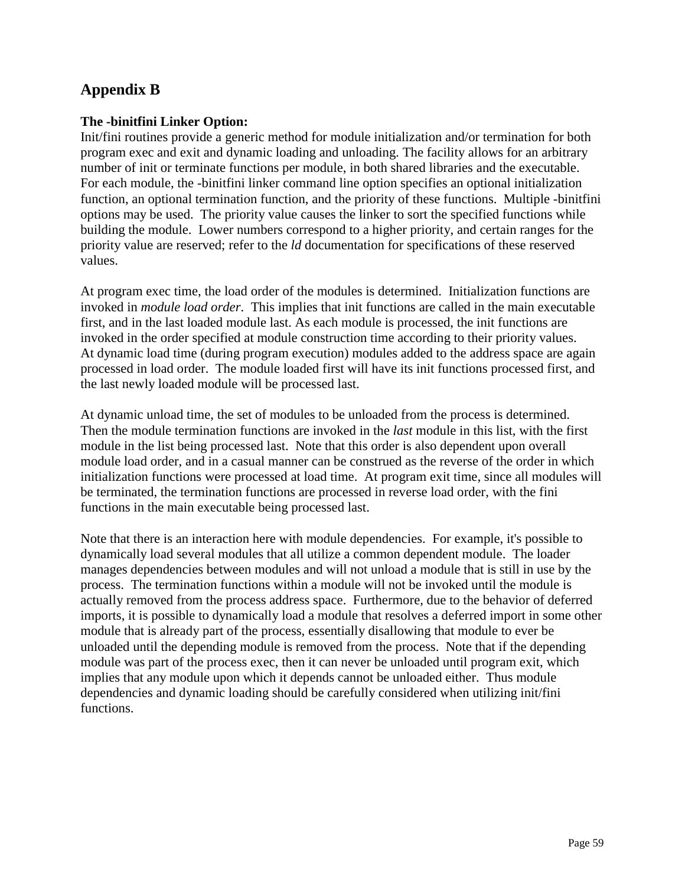# Appendix B

**The -binitfini Linker Option:**
Init/fini routines provide a generic method for module initialization and/or termination for both program exec and exit and dynamic loading and unloading. The facility allows for an arbitrary number of init or terminate functions per module, in both shared libraries and the executable. For each module, the -binitfini linker command line option specifies an optional initialization function, an optional termination function, and the priority of these functions. Multiple -binitfini options may be used. The priority value causes the linker to sort the specified functions while building the module. Lower numbers correspond to a higher priority, and certain ranges for the priority value are reserved; refer to the *ld* documentation for specifications of these reserved values.

At program exec time, the load order of the modules is determined. Initialization functions are invoked in *module load order*. This implies that init functions are called in the main executable first, and in the last loaded module last. As each module is processed, the init functions are invoked in the order specified at module construction time according to their priority values. At dynamic load time (during program execution) modules added to the address space are again processed in load order. The module loaded first will have its init functions processed first, and the last newly loaded module will be processed last.

At dynamic unload time, the set of modules to be unloaded from the process is determined. Then the module termination functions are invoked in the *last* module in this list, with the first module in the list being processed last. Note that this order is also dependent upon overall module load order, and in a casual manner can be construed as the reverse of the order in which initialization functions were processed at load time. At program exit time, since all modules will be terminated, the termination functions are processed in reverse load order, with the fini functions in the main executable being processed last.

Note that there is an interaction here with module dependencies. For example, it's possible to dynamically load several modules that all utilize a common dependent module. The loader manages dependencies between modules and will not unload a module that is still in use by the process. The termination functions within a module will not be invoked until the module is actually removed from the process address space. Furthermore, due to the behavior of deferred imports, it is possible to dynamically load a module that resolves a deferred import in some other module that is already part of the process, essentially disallowing that module to ever be unloaded until the depending module is removed from the process. Note that if the depending module was part of the process exec, then it can never be unloaded until program exit, which implies that any module upon which it depends cannot be unloaded either. Thus module dependencies and dynamic loading should be carefully considered when utilizing init/fini functions.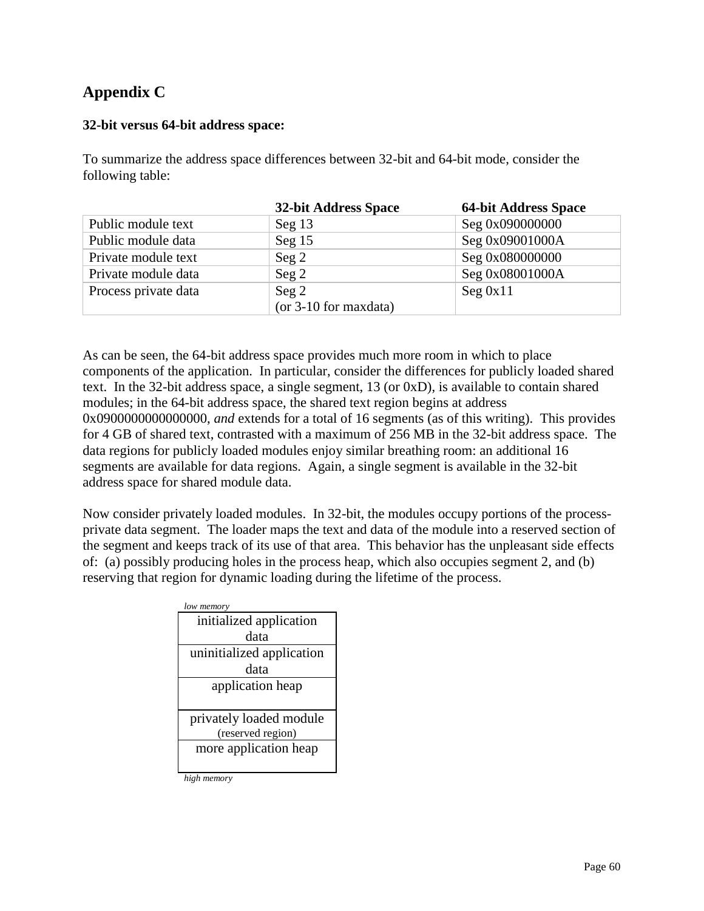# Appendix C

**32-bit versus 64-bit address space:**

To summarize the address space differences between 32-bit and 64-bit mode, consider the following table:

| | 32-bit Address Space | 64-bit Address Space |
|---|---|---|
| Public module text | Seg 13 | Seg 0x090000000 |
| Public module data | Seg 15 | Seg 0x09001000A |
| Private module text | Seg 2 | Seg 0x080000000 |
| Private module data | Seg 2 | Seg 0x08001000A |
| Process private data | Seg 2<br>(or 3-10 for maxdata) | Seg 0x11 |

As can be seen, the 64-bit address space provides much more room in which to place components of the application. In particular, consider the differences for publicly loaded shared text. In the 32-bit address space, a single segment, 13 (or 0xD), is available to contain shared modules; in the 64-bit address space, the shared text region begins at address 0x0900000000000000, *and* extends for a total of 16 segments (as of this writing). This provides for 4 GB of shared text, contrasted with a maximum of 256 MB in the 32-bit address space. The data regions for publicly loaded modules enjoy similar breathing room: an additional 16 segments are available for data regions. Again, a single segment is available in the 32-bit address space for shared module data.

Now consider privately loaded modules. In 32-bit, the modules occupy portions of the process-private data segment. The loader maps the text and data of the module into a reserved section of the segment and keeps track of its use of that area. This behavior has the unpleasant side effects of: (a) possibly producing holes in the process heap, which also occupies segment 2, and (b) reserving that region for dynamic loading during the lifetime of the process.

*low memory*

| |
|---|
| initialized application data |
| uninitialized application data |
| application heap |
| privately loaded module (reserved region) |
| more application heap |

*high memory*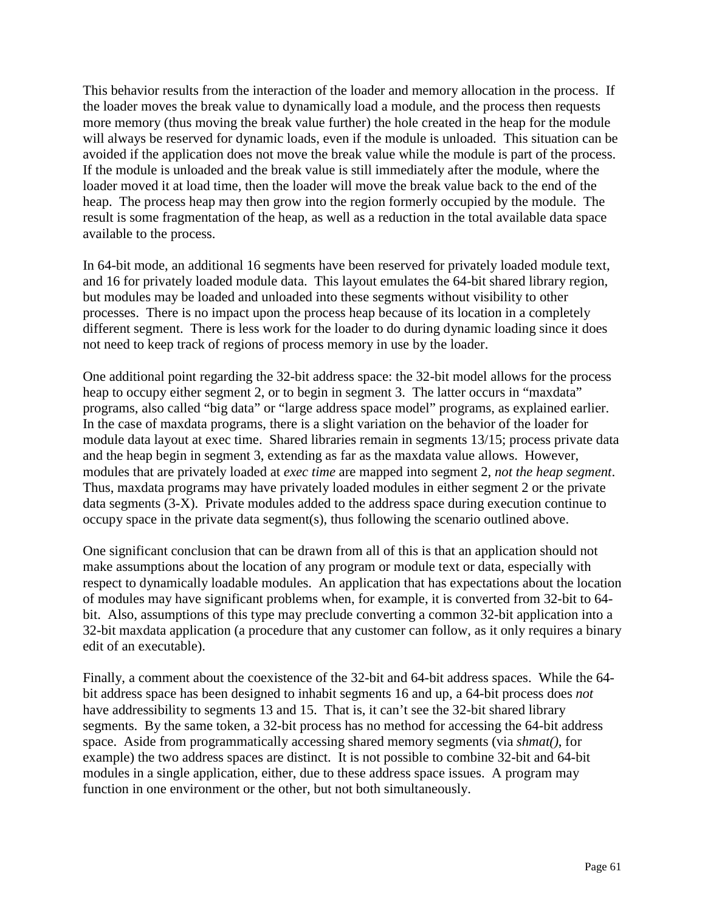This behavior results from the interaction of the loader and memory allocation in the process. If the loader moves the break value to dynamically load a module, and the process then requests more memory (thus moving the break value further) the hole created in the heap for the module will always be reserved for dynamic loads, even if the module is unloaded. This situation can be avoided if the application does not move the break value while the module is part of the process. If the module is unloaded and the break value is still immediately after the module, where the loader moved it at load time, then the loader will move the break value back to the end of the heap. The process heap may then grow into the region formerly occupied by the module. The result is some fragmentation of the heap, as well as a reduction in the total available data space available to the process.

In 64-bit mode, an additional 16 segments have been reserved for privately loaded module text, and 16 for privately loaded module data. This layout emulates the 64-bit shared library region, but modules may be loaded and unloaded into these segments without visibility to other processes. There is no impact upon the process heap because of its location in a completely different segment. There is less work for the loader to do during dynamic loading since it does not need to keep track of regions of process memory in use by the loader.

One additional point regarding the 32-bit address space: the 32-bit model allows for the process heap to occupy either segment 2, or to begin in segment 3. The latter occurs in "maxdata" programs, also called "big data" or "large address space model" programs, as explained earlier. In the case of maxdata programs, there is a slight variation on the behavior of the loader for module data layout at exec time. Shared libraries remain in segments 13/15; process private data and the heap begin in segment 3, extending as far as the maxdata value allows. However, modules that are privately loaded at *exec time* are mapped into segment 2, *not the heap segment*. Thus, maxdata programs may have privately loaded modules in either segment 2 or the private data segments (3-X). Private modules added to the address space during execution continue to occupy space in the private data segment(s), thus following the scenario outlined above.

One significant conclusion that can be drawn from all of this is that an application should not make assumptions about the location of any program or module text or data, especially with respect to dynamically loadable modules. An application that has expectations about the location of modules may have significant problems when, for example, it is converted from 32-bit to 64-bit. Also, assumptions of this type may preclude converting a common 32-bit application into a 32-bit maxdata application (a procedure that any customer can follow, as it only requires a binary edit of an executable).

Finally, a comment about the coexistence of the 32-bit and 64-bit address spaces. While the 64-bit address space has been designed to inhabit segments 16 and up, a 64-bit process does *not* have addressibility to segments 13 and 15. That is, it can't see the 32-bit shared library segments. By the same token, a 32-bit process has no method for accessing the 64-bit address space. Aside from programmatically accessing shared memory segments (via *shmat()*, for example) the two address spaces are distinct. It is not possible to combine 32-bit and 64-bit modules in a single application, either, due to these address space issues. A program may function in one environment or the other, but not both simultaneously.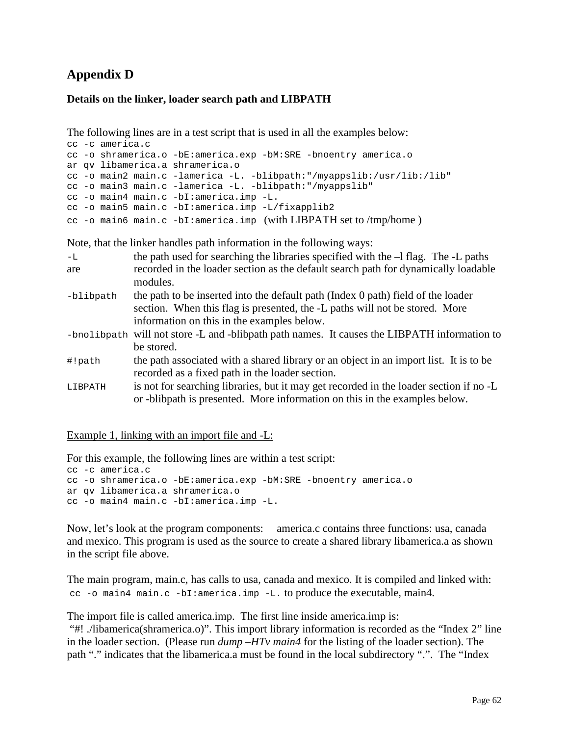# Appendix D

### Details on the linker, loader search path and LIBPATH

The following lines are in a test script that is used in all the examples below:

```
cc -c america.c
cc -o shramerica.o -bE:america.exp -bM:SRE -bnoentry america.o
ar qv libamerica.a shramerica.o
cc -o main2 main.c -lamerica -L. -blibpath:"/myappslib:/usr/lib:/lib"
cc -o main3 main.c -lamerica -L. -blibpath:"/myappslib"
cc -o main4 main.c -bI:america.imp -L.
cc -o main5 main.c -bI:america.imp -L/fixapplib2
cc -o main6 main.c -bI:america.imp  (with LIBPATH set to /tmp/home )
```

Note, that the linker handles path information in the following ways:

| | |
|---|---|
| `-L` | the path used for searching the libraries specified with the –l flag. The -L paths are recorded in the loader section as the default search path for dynamically loadable modules. |
| `-blibpath` | the path to be inserted into the default path (Index 0 path) field of the loader section. When this flag is presented, the -L paths will not be stored. More information on this in the examples below. |
| `-bnolibpath` | will not store -L and -blibpath path names. It causes the LIBPATH information to be stored. |
| `#!path` | the path associated with a shared library or an object in an import list. It is to be recorded as a fixed path in the loader section. |
| `LIBPATH` | is not for searching libraries, but it may get recorded in the loader section if no -L or -blibpath is presented. More information on this in the examples below. |

<u>Example 1, linking with an import file and -L:</u>

For this example, the following lines are within a test script:

```
cc -c america.c
cc -o shramerica.o -bE:america.exp -bM:SRE -bnoentry america.o
ar qv libamerica.a shramerica.o
cc -o main4 main.c -bI:america.imp -L.
```

Now, let's look at the program components: america.c contains three functions: usa, canada and mexico. This program is used as the source to create a shared library libamerica.a as shown in the script file above.

The main program, main.c, has calls to usa, canada and mexico. It is compiled and linked with: `cc -o main4 main.c -bI:america.imp -L.` to produce the executable, main4.

The import file is called america.imp. The first line inside america.imp is: "#! ./libamerica(shramerica.o)". This import library information is recorded as the "Index 2" line in the loader section. (Please run *dump –HTv main4* for the listing of the loader section). The path "." indicates that the libamerica.a must be found in the local subdirectory ".". The "Index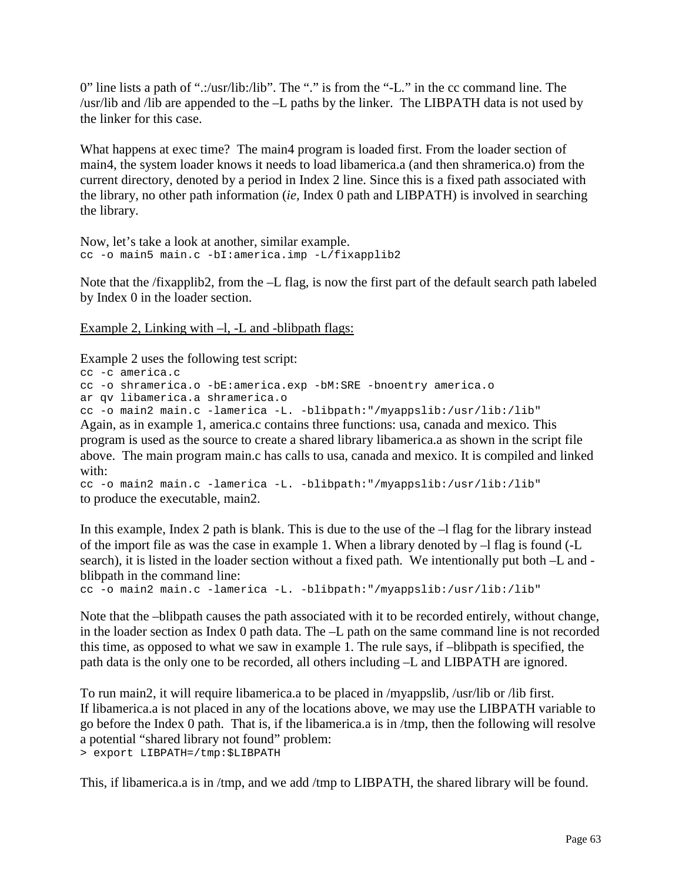0" line lists a path of ".:/usr/lib:/lib". The "." is from the "-L." in the cc command line. The /usr/lib and /lib are appended to the –L paths by the linker. The LIBPATH data is not used by the linker for this case.

What happens at exec time? The main4 program is loaded first. From the loader section of main4, the system loader knows it needs to load libamerica.a (and then shramerica.o) from the current directory, denoted by a period in Index 2 line. Since this is a fixed path associated with the library, no other path information (*ie,* Index 0 path and LIBPATH) is involved in searching the library.

Now, let's take a look at another, similar example.

```
cc -o main5 main.c -bI:america.imp -L/fixapplib2
```

Note that the /fixapplib2, from the –L flag, is now the first part of the default search path labeled by Index 0 in the loader section.

<u>Example 2, Linking with –l, -L and -blibpath flags:</u>

Example 2 uses the following test script:

```
cc -c america.c
cc -o shramerica.o -bE:america.exp -bM:SRE -bnoentry america.o
ar qv libamerica.a shramerica.o
cc -o main2 main.c -lamerica -L. -blibpath:"/myappslib:/usr/lib:/lib"
```

Again, as in example 1, america.c contains three functions: usa, canada and mexico. This program is used as the source to create a shared library libamerica.a as shown in the script file above. The main program main.c has calls to usa, canada and mexico. It is compiled and linked with:

```
cc -o main2 main.c -lamerica -L. -blibpath:"/myappslib:/usr/lib:/lib"
```

to produce the executable, main2.

In this example, Index 2 path is blank. This is due to the use of the –l flag for the library instead of the import file as was the case in example 1. When a library denoted by –l flag is found (-L search), it is listed in the loader section without a fixed path. We intentionally put both –L and -blibpath in the command line:

```
cc -o main2 main.c -lamerica -L. -blibpath:"/myappslib:/usr/lib:/lib"
```

Note that the –blibpath causes the path associated with it to be recorded entirely, without change, in the loader section as Index 0 path data. The –L path on the same command line is not recorded this time, as opposed to what we saw in example 1. The rule says, if –blibpath is specified, the path data is the only one to be recorded, all others including –L and LIBPATH are ignored.

To run main2, it will require libamerica.a to be placed in /myappslib, /usr/lib or /lib first. If libamerica.a is not placed in any of the locations above, we may use the LIBPATH variable to go before the Index 0 path. That is, if the libamerica.a is in /tmp, then the following will resolve a potential "shared library not found" problem:

```
> export LIBPATH=/tmp:$LIBPATH
```

This, if libamerica.a is in /tmp, and we add /tmp to LIBPATH, the shared library will be found.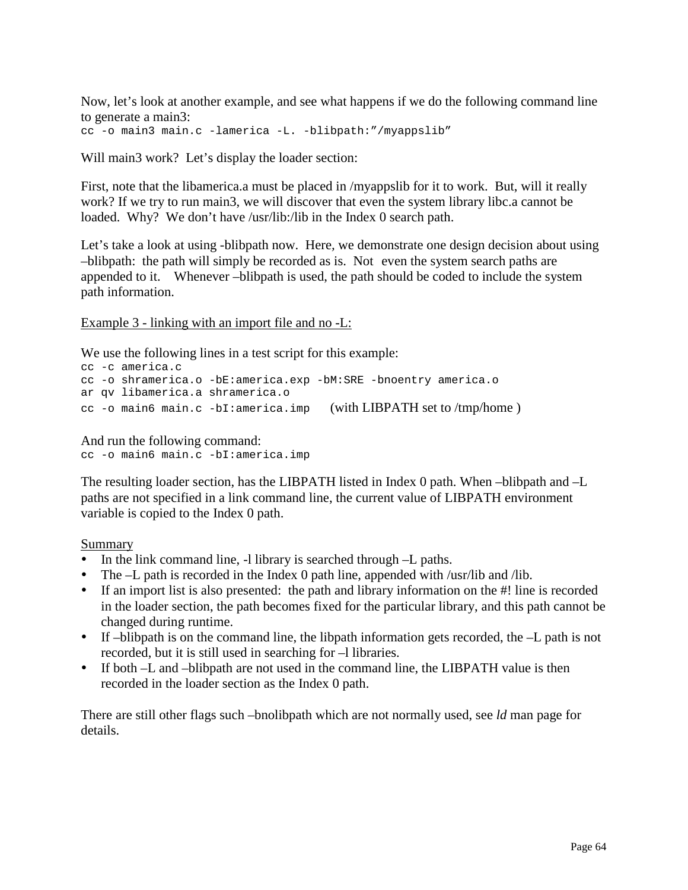Now, let's look at another example, and see what happens if we do the following command line to generate a main3:

```
cc -o main3 main.c -lamerica -L. -blibpath:"/myappslib"
```

Will main3 work? Let's display the loader section:

First, note that the libamerica.a must be placed in /myappslib for it to work. But, will it really work? If we try to run main3, we will discover that even the system library libc.a cannot be loaded. Why? We don't have /usr/lib:/lib in the Index 0 search path.

Let's take a look at using -blibpath now. Here, we demonstrate one design decision about using –blibpath: the path will simply be recorded as is. Not even the system search paths are appended to it. Whenever –blibpath is used, the path should be coded to include the system path information.

Example 3 - linking with an import file and no -L:

We use the following lines in a test script for this example:

```
cc -c america.c
cc -o shramerica.o -bE:america.exp -bM:SRE -bnoentry america.o
ar qv libamerica.a shramerica.o
cc -o main6 main.c -bI:america.imp
```

(with LIBPATH set to /tmp/home )

And run the following command:

```
cc -o main6 main.c -bI:america.imp
```

The resulting loader section, has the LIBPATH listed in Index 0 path. When –blibpath and –L paths are not specified in a link command line, the current value of LIBPATH environment variable is copied to the Index 0 path.

Summary

- In the link command line, -l library is searched through –L paths.
- The –L path is recorded in the Index 0 path line, appended with /usr/lib and /lib.
- If an import list is also presented: the path and library information on the #! line is recorded in the loader section, the path becomes fixed for the particular library, and this path cannot be changed during runtime.
- If –blibpath is on the command line, the libpath information gets recorded, the –L path is not recorded, but it is still used in searching for –l libraries.
- If both –L and –blibpath are not used in the command line, the LIBPATH value is then recorded in the loader section as the Index 0 path.

There are still other flags such –bnolibpath which are not normally used, see *ld* man page for details.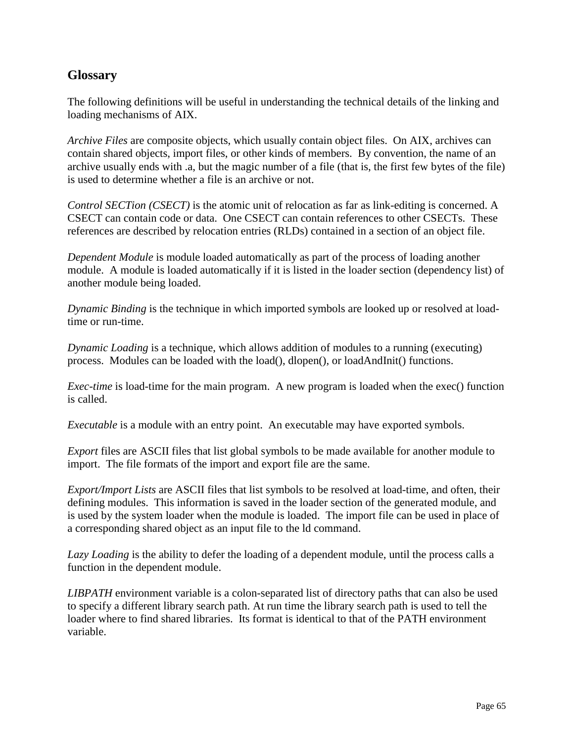## Glossary

The following definitions will be useful in understanding the technical details of the linking and loading mechanisms of AIX.

*Archive Files* are composite objects, which usually contain object files. On AIX, archives can contain shared objects, import files, or other kinds of members. By convention, the name of an archive usually ends with .a, but the magic number of a file (that is, the first few bytes of the file) is used to determine whether a file is an archive or not.

*Control SECTion (CSECT)* is the atomic unit of relocation as far as link-editing is concerned. A CSECT can contain code or data. One CSECT can contain references to other CSECTs. These references are described by relocation entries (RLDs) contained in a section of an object file.

*Dependent Module* is module loaded automatically as part of the process of loading another module. A module is loaded automatically if it is listed in the loader section (dependency list) of another module being loaded.

*Dynamic Binding* is the technique in which imported symbols are looked up or resolved at load-time or run-time.

*Dynamic Loading* is a technique, which allows addition of modules to a running (executing) process. Modules can be loaded with the load(), dlopen(), or loadAndInit() functions.

*Exec-time* is load-time for the main program. A new program is loaded when the exec() function is called.

*Executable* is a module with an entry point. An executable may have exported symbols.

*Export* files are ASCII files that list global symbols to be made available for another module to import. The file formats of the import and export file are the same.

*Export/Import Lists* are ASCII files that list symbols to be resolved at load-time, and often, their defining modules. This information is saved in the loader section of the generated module, and is used by the system loader when the module is loaded. The import file can be used in place of a corresponding shared object as an input file to the ld command.

*Lazy Loading* is the ability to defer the loading of a dependent module, until the process calls a function in the dependent module.

*LIBPATH* environment variable is a colon-separated list of directory paths that can also be used to specify a different library search path. At run time the library search path is used to tell the loader where to find shared libraries. Its format is identical to that of the PATH environment variable.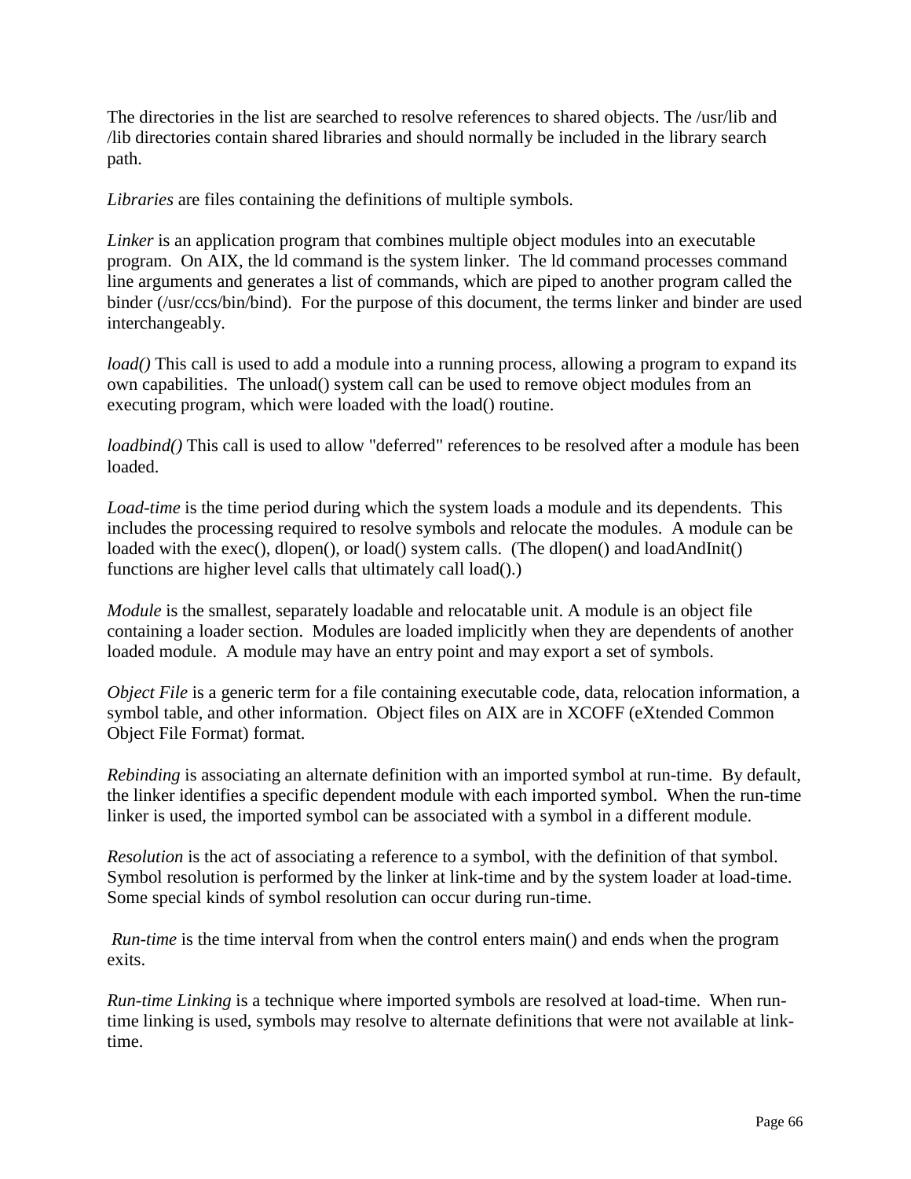The directories in the list are searched to resolve references to shared objects. The /usr/lib and /lib directories contain shared libraries and should normally be included in the library search path.

*Libraries* are files containing the definitions of multiple symbols.

*Linker* is an application program that combines multiple object modules into an executable program. On AIX, the ld command is the system linker. The ld command processes command line arguments and generates a list of commands, which are piped to another program called the binder (/usr/ccs/bin/bind). For the purpose of this document, the terms linker and binder are used interchangeably.

*load()* This call is used to add a module into a running process, allowing a program to expand its own capabilities. The unload() system call can be used to remove object modules from an executing program, which were loaded with the load() routine.

*loadbind()* This call is used to allow "deferred" references to be resolved after a module has been loaded.

*Load-time* is the time period during which the system loads a module and its dependents. This includes the processing required to resolve symbols and relocate the modules. A module can be loaded with the exec(), dlopen(), or load() system calls. (The dlopen() and loadAndInit() functions are higher level calls that ultimately call load().)

*Module* is the smallest, separately loadable and relocatable unit. A module is an object file containing a loader section. Modules are loaded implicitly when they are dependents of another loaded module. A module may have an entry point and may export a set of symbols.

*Object File* is a generic term for a file containing executable code, data, relocation information, a symbol table, and other information. Object files on AIX are in XCOFF (eXtended Common Object File Format) format.

*Rebinding* is associating an alternate definition with an imported symbol at run-time. By default, the linker identifies a specific dependent module with each imported symbol. When the run-time linker is used, the imported symbol can be associated with a symbol in a different module.

*Resolution* is the act of associating a reference to a symbol, with the definition of that symbol. Symbol resolution is performed by the linker at link-time and by the system loader at load-time. Some special kinds of symbol resolution can occur during run-time.

*Run-time* is the time interval from when the control enters main() and ends when the program exits.

*Run-time Linking* is a technique where imported symbols are resolved at load-time. When run-time linking is used, symbols may resolve to alternate definitions that were not available at link-time.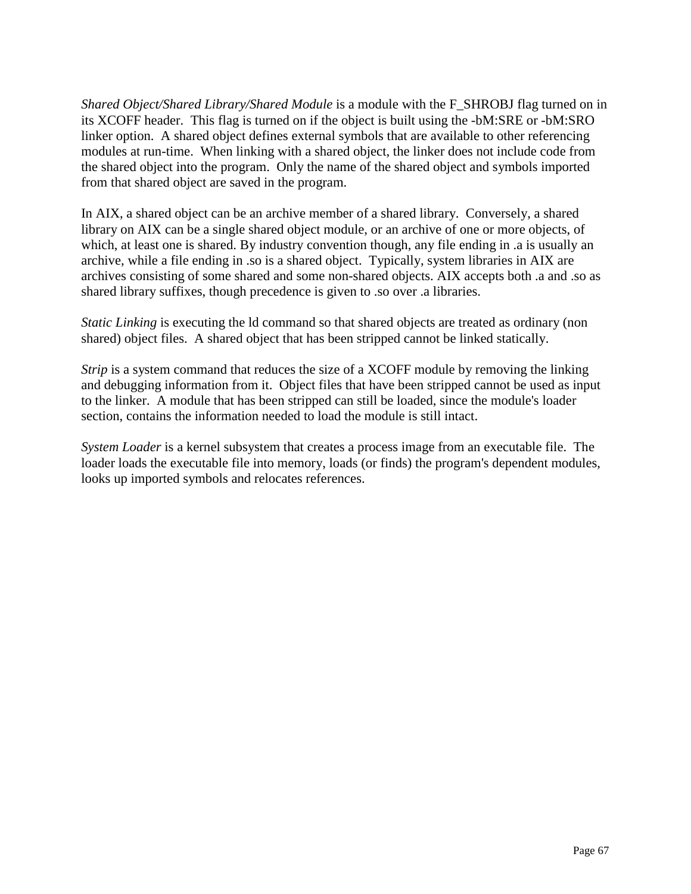*Shared Object/Shared Library/Shared Module* is a module with the F_SHROBJ flag turned on in its XCOFF header. This flag is turned on if the object is built using the -bM:SRE or -bM:SRO linker option. A shared object defines external symbols that are available to other referencing modules at run-time. When linking with a shared object, the linker does not include code from the shared object into the program. Only the name of the shared object and symbols imported from that shared object are saved in the program.

In AIX, a shared object can be an archive member of a shared library. Conversely, a shared library on AIX can be a single shared object module, or an archive of one or more objects, of which, at least one is shared. By industry convention though, any file ending in .a is usually an archive, while a file ending in .so is a shared object. Typically, system libraries in AIX are archives consisting of some shared and some non-shared objects. AIX accepts both .a and .so as shared library suffixes, though precedence is given to .so over .a libraries.

*Static Linking* is executing the ld command so that shared objects are treated as ordinary (non shared) object files. A shared object that has been stripped cannot be linked statically.

*Strip* is a system command that reduces the size of a XCOFF module by removing the linking and debugging information from it. Object files that have been stripped cannot be used as input to the linker. A module that has been stripped can still be loaded, since the module's loader section, contains the information needed to load the module is still intact.

*System Loader* is a kernel subsystem that creates a process image from an executable file. The loader loads the executable file into memory, loads (or finds) the program's dependent modules, looks up imported symbols and relocates references.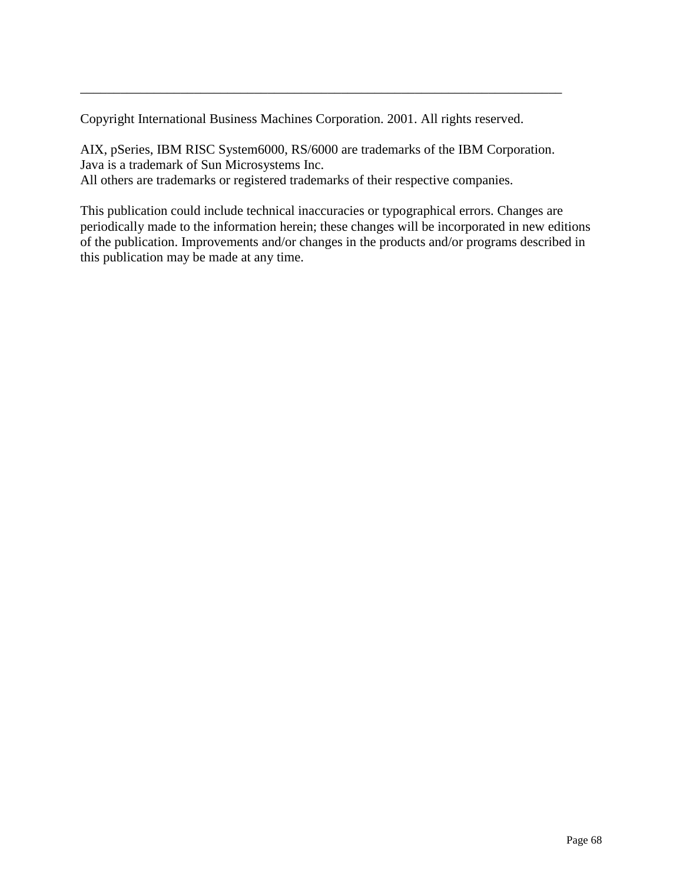---

Copyright International Business Machines Corporation. 2001. All rights reserved.

AIX, pSeries, IBM RISC System6000, RS/6000 are trademarks of the IBM Corporation.
Java is a trademark of Sun Microsystems Inc.
All others are trademarks or registered trademarks of their respective companies.

This publication could include technical inaccuracies or typographical errors. Changes are periodically made to the information herein; these changes will be incorporated in new editions of the publication. Improvements and/or changes in the products and/or programs described in this publication may be made at any time.